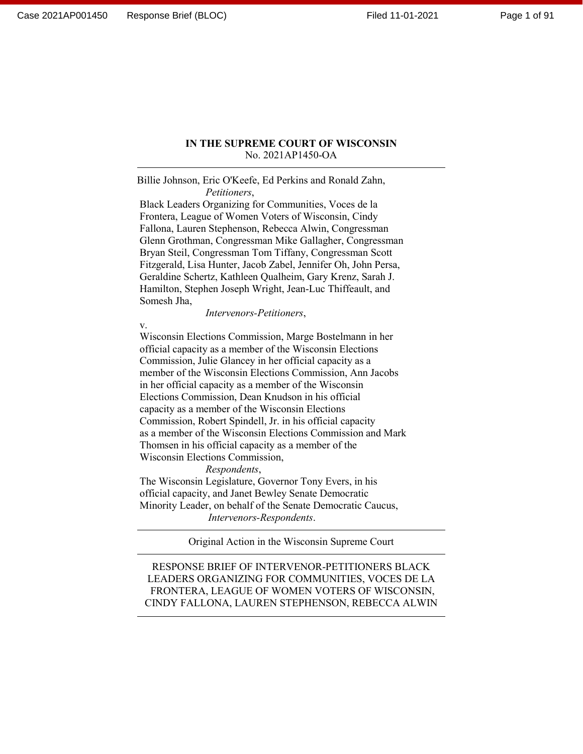**IN THE SUPREME COURT OF WISCONSIN**
No. 2021AP1450-OA

---

Billie Johnson, Eric O'Keefe, Ed Perkins and Ronald Zahn,
*Petitioners*,

Black Leaders Organizing for Communities, Voces de la Frontera, League of Women Voters of Wisconsin, Cindy Fallona, Lauren Stephenson, Rebecca Alwin, Congressman Glenn Grothman, Congressman Mike Gallagher, Congressman Bryan Steil, Congressman Tom Tiffany, Congressman Scott Fitzgerald, Lisa Hunter, Jacob Zabel, Jennifer Oh, John Persa, Geraldine Schertz, Kathleen Qualheim, Gary Krenz, Sarah J. Hamilton, Stephen Joseph Wright, Jean-Luc Thiffeault, and Somesh Jha,
*Intervenors-Petitioners*,

v.

Wisconsin Elections Commission, Marge Bostelmann in her official capacity as a member of the Wisconsin Elections Commission, Julie Glancey in her official capacity as a member of the Wisconsin Elections Commission, Ann Jacobs in her official capacity as a member of the Wisconsin Elections Commission, Dean Knudson in his official capacity as a member of the Wisconsin Elections Commission, Robert Spindell, Jr. in his official capacity as a member of the Wisconsin Elections Commission and Mark Thomsen in his official capacity as a member of the Wisconsin Elections Commission,
*Respondents*,

The Wisconsin Legislature, Governor Tony Evers, in his official capacity, and Janet Bewley Senate Democratic Minority Leader, on behalf of the Senate Democratic Caucus,
*Intervenors-Respondents*.

---

Original Action in the Wisconsin Supreme Court

---

RESPONSE BRIEF OF INTERVENOR-PETITIONERS BLACK LEADERS ORGANIZING FOR COMMUNITIES, VOCES DE LA FRONTERA, LEAGUE OF WOMEN VOTERS OF WISCONSIN, CINDY FALLONA, LAUREN STEPHENSON, REBECCA ALWIN

---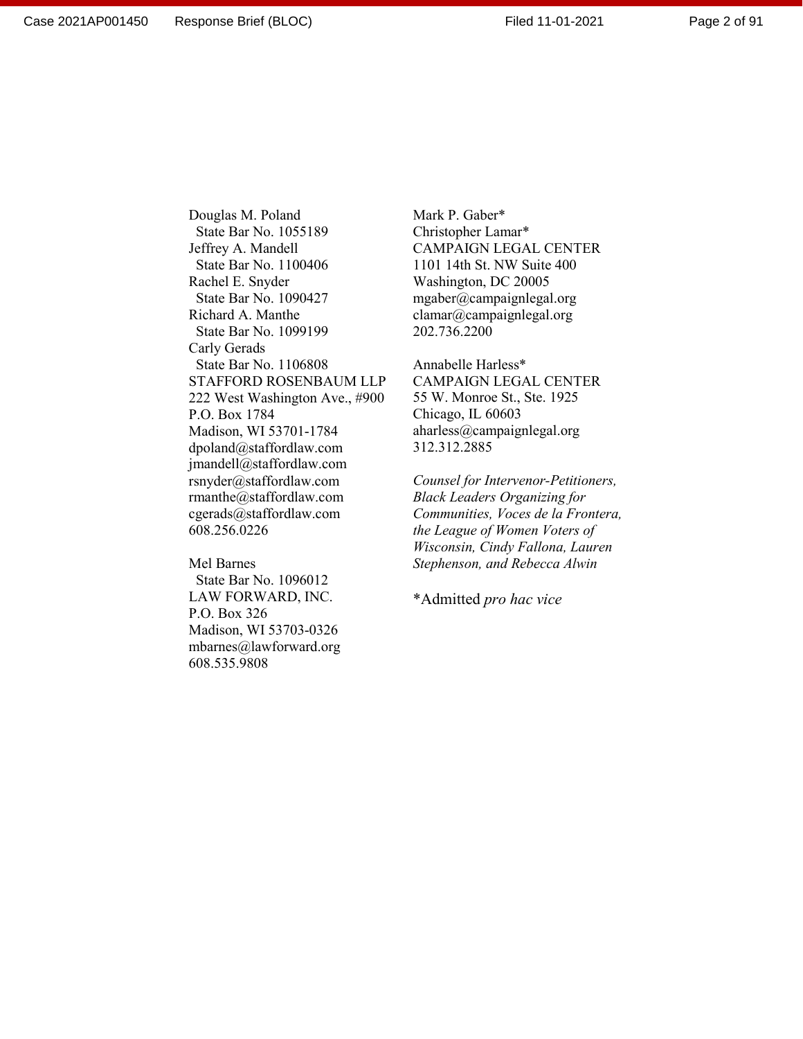Douglas M. Poland
State Bar No. 1055189
Jeffrey A. Mandell
State Bar No. 1100406
Rachel E. Snyder
State Bar No. 1090427
Richard A. Manthe
State Bar No. 1099199
Carly Gerads
State Bar No. 1106808
STAFFORD ROSENBAUM LLP
222 West Washington Ave., #900
P.O. Box 1784
Madison, WI 53701-1784
dpoland@staffordlaw.com
jmandell@staffordlaw.com
rsnyder@staffordlaw.com
rmanthe@staffordlaw.com
cgerads@staffordlaw.com
608.256.0226

Mel Barnes
State Bar No. 1096012
LAW FORWARD, INC.
P.O. Box 326
Madison, WI 53703-0326
mbarnes@lawforward.org
608.535.9808

Mark P. Gaber*
Christopher Lamar*
CAMPAIGN LEGAL CENTER
1101 14th St. NW Suite 400
Washington, DC 20005
mgaber@campaignlegal.org
clamar@campaignlegal.org
202.736.2200

Annabelle Harless*
CAMPAIGN LEGAL CENTER
55 W. Monroe St., Ste. 1925
Chicago, IL 60603
aharless@campaignlegal.org
312.312.2885

*Counsel for Intervenor-Petitioners, Black Leaders Organizing for Communities, Voces de la Frontera, the League of Women Voters of Wisconsin, Cindy Fallona, Lauren Stephenson, and Rebecca Alwin*

*Admitted *pro hac vice*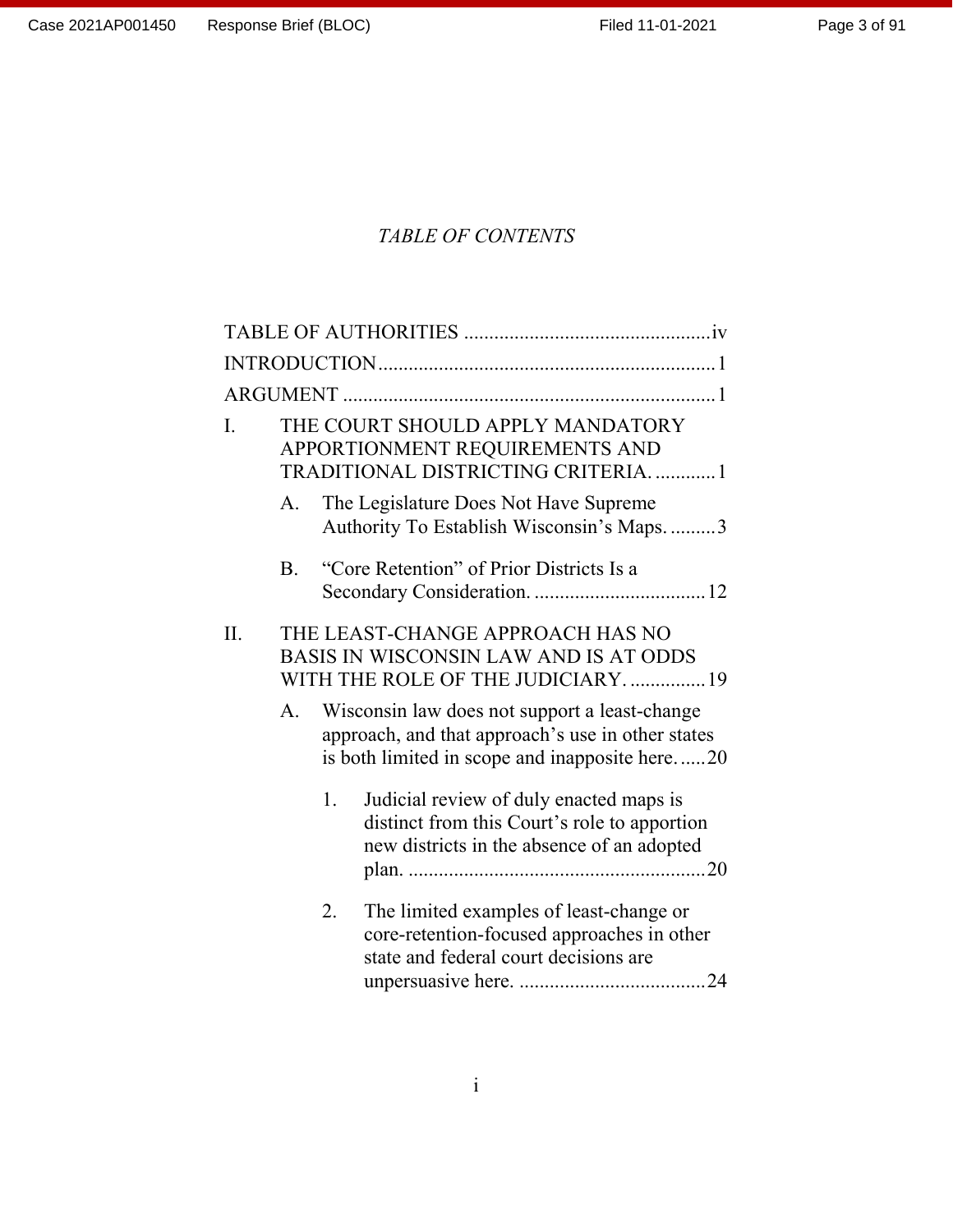## *TABLE OF CONTENTS*

TABLE OF AUTHORITIES ................................................ iv

INTRODUCTION ................................................................. 1

ARGUMENT ......................................................................... 1

I. THE COURT SHOULD APPLY MANDATORY APPORTIONMENT REQUIREMENTS AND TRADITIONAL DISTRICTING CRITERIA. ............ 1

- A. The Legislature Does Not Have Supreme Authority To Establish Wisconsin's Maps. ......... 3
- B. "Core Retention" of Prior Districts Is a Secondary Consideration. .................................. 12

II. THE LEAST-CHANGE APPROACH HAS NO BASIS IN WISCONSIN LAW AND IS AT ODDS WITH THE ROLE OF THE JUDICIARY. ............... 19

- A. Wisconsin law does not support a least-change approach, and that approach's use in other states is both limited in scope and inapposite here. ..... 20
  1. Judicial review of duly enacted maps is distinct from this Court's role to apportion new districts in the absence of an adopted plan. ........................................................... 20
  2. The limited examples of least-change or core-retention-focused approaches in other state and federal court decisions are unpersuasive here. ..................................... 24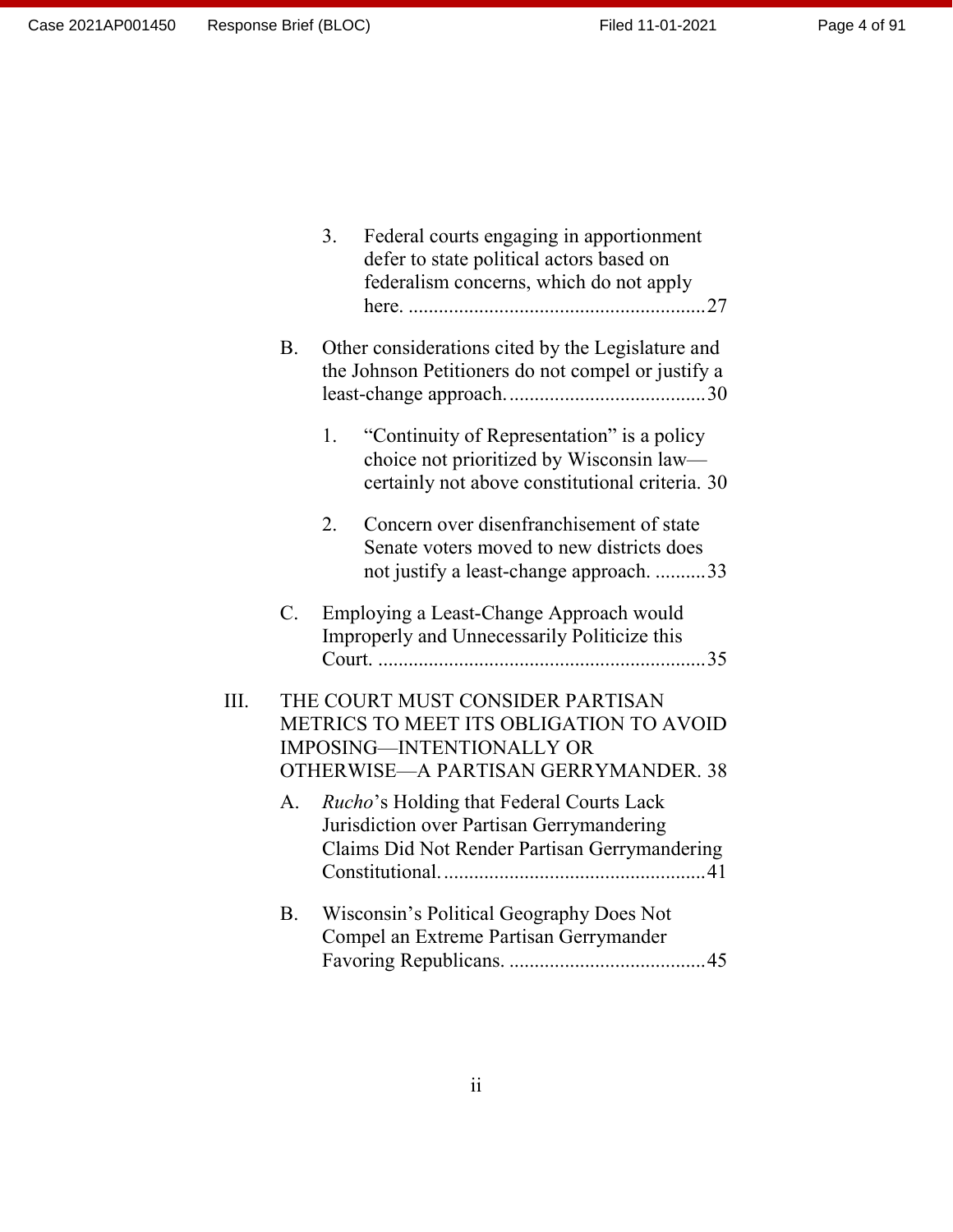3. Federal courts engaging in apportionment defer to state political actors based on federalism concerns, which do not apply here. ............................................................27

B. Other considerations cited by the Legislature and the Johnson Petitioners do not compel or justify a least-change approach. ......................................30

1. "Continuity of Representation" is a policy choice not prioritized by Wisconsin law—certainly not above constitutional criteria. 30

2. Concern over disenfranchisement of state Senate voters moved to new districts does not justify a least-change approach. ..........33

C. Employing a Least-Change Approach would Improperly and Unnecessarily Politicize this Court. .................................................................35

III. THE COURT MUST CONSIDER PARTISAN METRICS TO MEET ITS OBLIGATION TO AVOID IMPOSING—INTENTIONALLY OR OTHERWISE—A PARTISAN GERRYMANDER. 38

A. *Rucho*'s Holding that Federal Courts Lack Jurisdiction over Partisan Gerrymandering Claims Did Not Render Partisan Gerrymandering Constitutional. ...................................................41

B. Wisconsin's Political Geography Does Not Compel an Extreme Partisan Gerrymander Favoring Republicans. ......................................45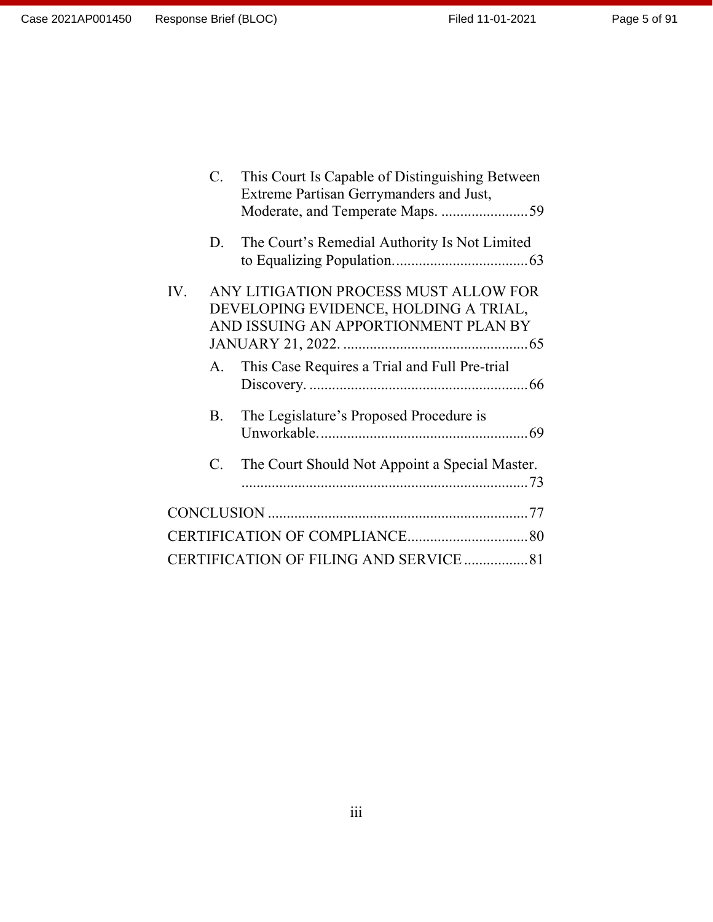C. This Court Is Capable of Distinguishing Between Extreme Partisan Gerrymanders and Just, Moderate, and Temperate Maps. ....................... 59

D. The Court's Remedial Authority Is Not Limited to Equalizing Population. .................................. 63

IV. ANY LITIGATION PROCESS MUST ALLOW FOR DEVELOPING EVIDENCE, HOLDING A TRIAL, AND ISSUING AN APPORTIONMENT PLAN BY JANUARY 21, 2022. ................................................ 65

A. This Case Requires a Trial and Full Pre-trial Discovery. ......................................................... 66

B. The Legislature's Proposed Procedure is Unworkable. ...................................................... 69

C. The Court Should Not Appoint a Special Master. ........................................................................... 73

CONCLUSION .................................................................... 77

CERTIFICATION OF COMPLIANCE ............................... 80

CERTIFICATION OF FILING AND SERVICE ................ 81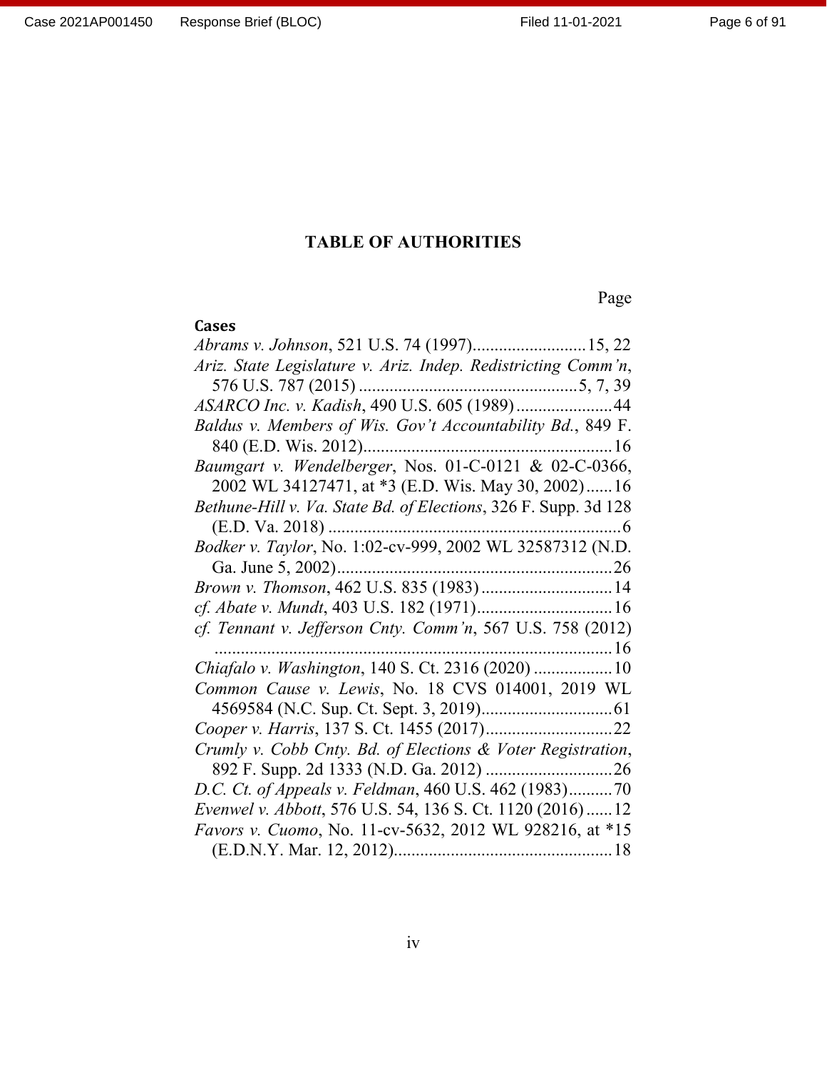# TABLE OF AUTHORITIES

Page

**Cases**

*Abrams v. Johnson*, 521 U.S. 74 (1997) .......................... 15, 22

*Ariz. State Legislature v. Ariz. Indep. Redistricting Comm'n*, 576 U.S. 787 (2015) .................................................. 5, 7, 39

*ASARCO Inc. v. Kadish*, 490 U.S. 605 (1989) ...................... 44

*Baldus v. Members of Wis. Gov't Accountability Bd.*, 849 F. 840 (E.D. Wis. 2012) ......................................................... 16

*Baumgart v. Wendelberger*, Nos. 01-C-0121 & 02-C-0366, 2002 WL 34127471, at *3 (E.D. Wis. May 30, 2002) ...... 16

*Bethune-Hill v. Va. State Bd. of Elections*, 326 F. Supp. 3d 128 (E.D. Va. 2018) ................................................................... 6

*Bodker v. Taylor*, No. 1:02-cv-999, 2002 WL 32587312 (N.D. Ga. June 5, 2002) .............................................................. 26

*Brown v. Thomson*, 462 U.S. 835 (1983) ............................. 14

*cf. Abate v. Mundt*, 403 U.S. 182 (1971) ............................... 16

*cf. Tennant v. Jefferson Cnty. Comm'n*, 567 U.S. 758 (2012) .......................................................................................... 16

*Chiafalo v. Washington*, 140 S. Ct. 2316 (2020) .................. 10

*Common Cause v. Lewis*, No. 18 CVS 014001, 2019 WL 4569584 (N.C. Sup. Ct. Sept. 3, 2019) ............................. 61

*Cooper v. Harris*, 137 S. Ct. 1455 (2017) ............................. 22

*Crumly v. Cobb Cnty. Bd. of Elections & Voter Registration*, 892 F. Supp. 2d 1333 (N.D. Ga. 2012) ............................. 26

*D.C. Ct. of Appeals v. Feldman*, 460 U.S. 462 (1983) .......... 70

*Evenwel v. Abbott*, 576 U.S. 54, 136 S. Ct. 1120 (2016) ...... 12

*Favors v. Cuomo*, No. 11-cv-5632, 2012 WL 928216, at *15 (E.D.N.Y. Mar. 12, 2012) .................................................. 18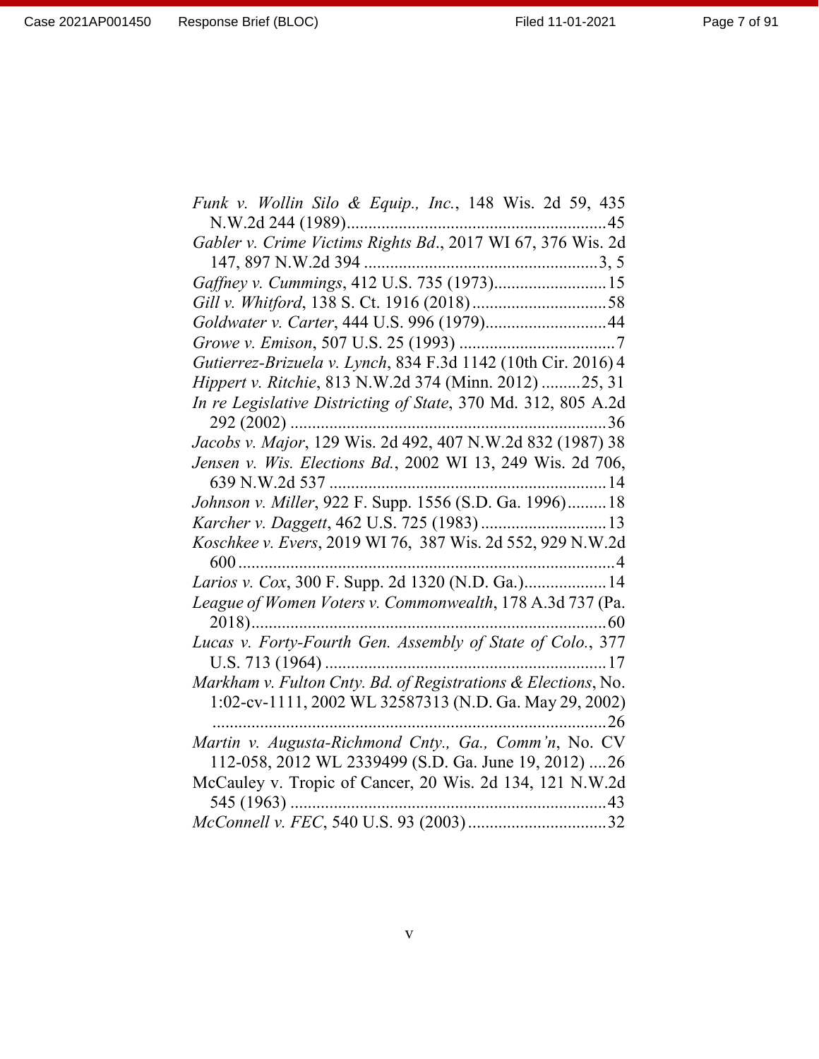*Funk v. Wollin Silo & Equip., Inc.*, 148 Wis. 2d 59, 435 N.W.2d 244 (1989)............................................................45

*Gabler v. Crime Victims Rights Bd.*, 2017 WI 67, 376 Wis. 2d 147, 897 N.W.2d 394 ......................................................3, 5

*Gaffney v. Cummings*, 412 U.S. 735 (1973)..........................15

*Gill v. Whitford*, 138 S. Ct. 1916 (2018)...............................58

*Goldwater v. Carter*, 444 U.S. 996 (1979)............................44

*Growe v. Emison*, 507 U.S. 25 (1993) ....................................7

*Gutierrez-Brizuela v. Lynch*, 834 F.3d 1142 (10th Cir. 2016) 4

*Hippert v. Ritchie*, 813 N.W.2d 374 (Minn. 2012) .........25, 31

*In re Legislative Districting of State*, 370 Md. 312, 805 A.2d 292 (2002) .........................................................................36

*Jacobs v. Major*, 129 Wis. 2d 492, 407 N.W.2d 832 (1987) 38

*Jensen v. Wis. Elections Bd.*, 2002 WI 13, 249 Wis. 2d 706, 639 N.W.2d 537 ................................................................14

*Johnson v. Miller*, 922 F. Supp. 1556 (S.D. Ga. 1996).........18

*Karcher v. Daggett*, 462 U.S. 725 (1983) .............................13

*Koschkee v. Evers*, 2019 WI 76, 387 Wis. 2d 552, 929 N.W.2d 600.......................................................................................4

*Larios v. Cox*, 300 F. Supp. 2d 1320 (N.D. Ga.)...................14

*League of Women Voters v. Commonwealth*, 178 A.3d 737 (Pa. 2018)..................................................................................60

*Lucas v. Forty-Fourth Gen. Assembly of State of Colo.*, 377 U.S. 713 (1964) .................................................................17

*Markham v. Fulton Cnty. Bd. of Registrations & Elections*, No. 1:02-cv-1111, 2002 WL 32587313 (N.D. Ga. May 29, 2002) ...........................................................................................26

*Martin v. Augusta-Richmond Cnty., Ga., Comm'n*, No. CV 112-058, 2012 WL 2339499 (S.D. Ga. June 19, 2012) ....26

McCauley v. Tropic of Cancer, 20 Wis. 2d 134, 121 N.W.2d 545 (1963) .........................................................................43

*McConnell v. FEC*, 540 U.S. 93 (2003)................................32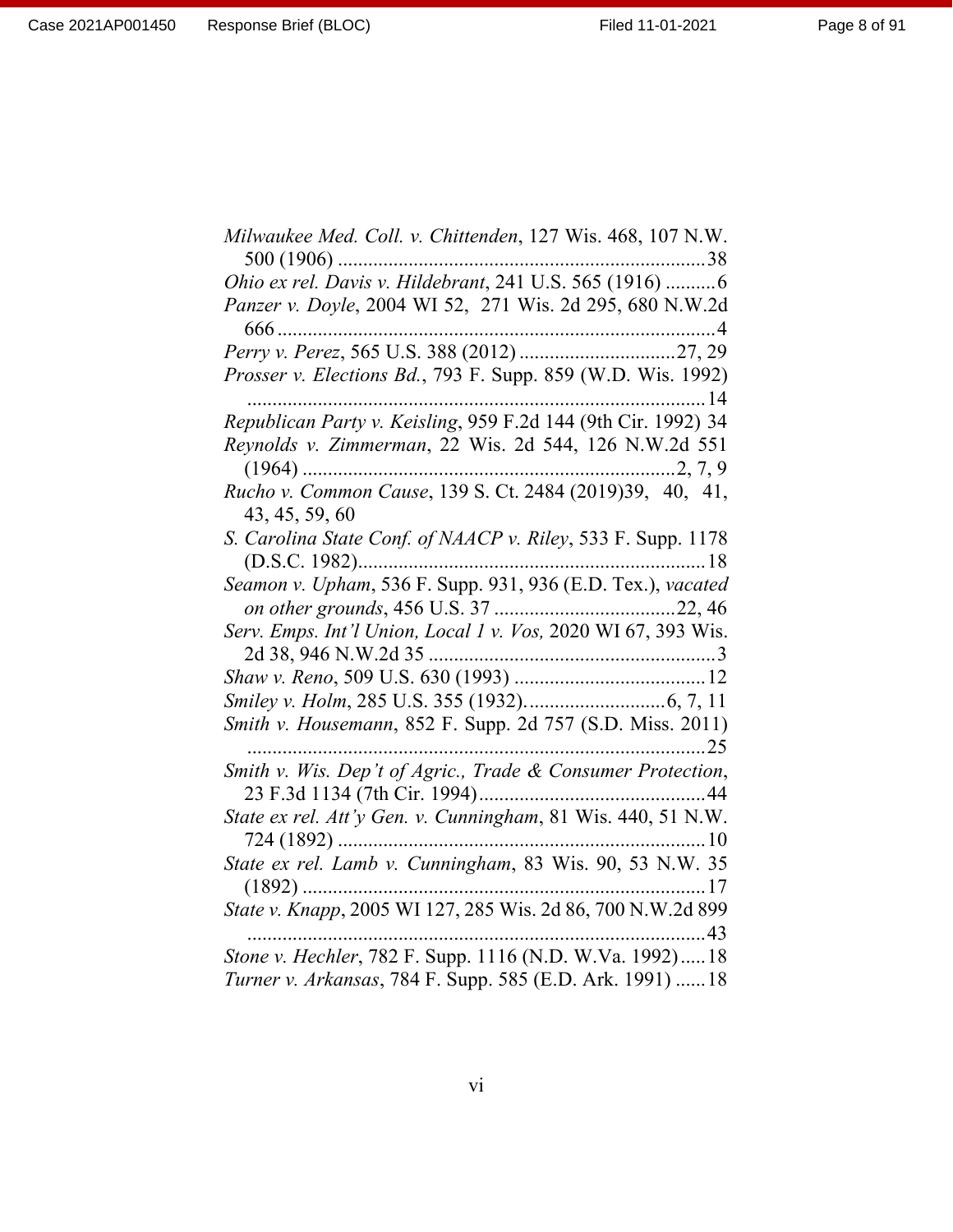*Milwaukee Med. Coll. v. Chittenden*, 127 Wis. 468, 107 N.W. 500 (1906) ........................................................................38

*Ohio ex rel. Davis v. Hildebrant*, 241 U.S. 565 (1916) ..........6

*Panzer v. Doyle*, 2004 WI 52, 271 Wis. 2d 295, 680 N.W.2d 666 .......................................................................................4

*Perry v. Perez*, 565 U.S. 388 (2012) ...............................27, 29

*Prosser v. Elections Bd.*, 793 F. Supp. 859 (W.D. Wis. 1992) ...........................................................................................14

*Republican Party v. Keisling*, 959 F.2d 144 (9th Cir. 1992) 34

*Reynolds v. Zimmerman*, 22 Wis. 2d 544, 126 N.W.2d 551 (1964) ..........................................................................2, 7, 9

*Rucho v. Common Cause*, 139 S. Ct. 2484 (2019)39, 40, 41, 43, 45, 59, 60

*S. Carolina State Conf. of NAACP v. Riley*, 533 F. Supp. 1178 (D.S.C. 1982)....................................................................18

*Seamon v. Upham*, 536 F. Supp. 931, 936 (E.D. Tex.), *vacated on other grounds*, 456 U.S. 37 ....................................22, 46

*Serv. Emps. Int'l Union, Local 1 v. Vos,* 2020 WI 67, 393 Wis. 2d 38, 946 N.W.2d 35 .........................................................3

*Shaw v. Reno*, 509 U.S. 630 (1993) ......................................12

*Smiley v. Holm*, 285 U.S. 355 (1932)...........................6, 7, 11

*Smith v. Housemann*, 852 F. Supp. 2d 757 (S.D. Miss. 2011) ...........................................................................................25

*Smith v. Wis. Dep't of Agric., Trade & Consumer Protection*, 23 F.3d 1134 (7th Cir. 1994).............................................44

*State ex rel. Att'y Gen. v. Cunningham*, 81 Wis. 440, 51 N.W. 724 (1892) .........................................................................10

*State ex rel. Lamb v. Cunningham*, 83 Wis. 90, 53 N.W. 35 (1892) ................................................................................17

*State v. Knapp*, 2005 WI 127, 285 Wis. 2d 86, 700 N.W.2d 899 ...........................................................................................43

*Stone v. Hechler*, 782 F. Supp. 1116 (N.D. W.Va. 1992).....18

*Turner v. Arkansas*, 784 F. Supp. 585 (E.D. Ark. 1991) ......18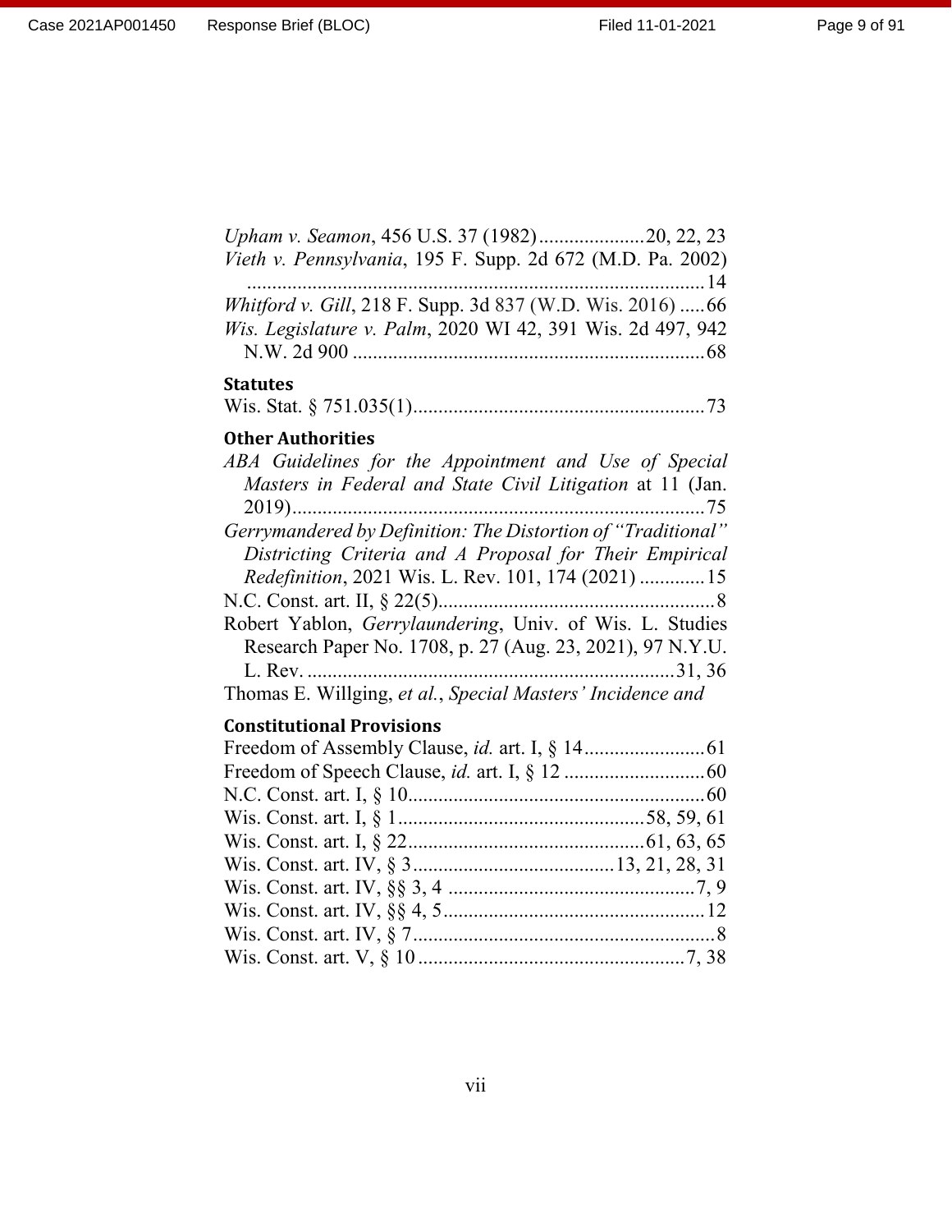*Upham v. Seamon*, 456 U.S. 37 (1982) ..................... 20, 22, 23

*Vieth v. Pennsylvania*, 195 F. Supp. 2d 672 (M.D. Pa. 2002) ........................................................................................... 14

*Whitford v. Gill*, 218 F. Supp. 3d 837 (W.D. Wis. 2016) ..... 66

*Wis. Legislature v. Palm*, 2020 WI 42, 391 Wis. 2d 497, 942 N.W. 2d 900 ...................................................................... 68

**Statutes**

Wis. Stat. § 751.035(1) .......................................................... 73

**Other Authorities**

*ABA Guidelines for the Appointment and Use of Special Masters in Federal and State Civil Litigation* at 11 (Jan. 2019) .................................................................................. 75

*Gerrymandered by Definition: The Distortion of "Traditional" Districting Criteria and A Proposal for Their Empirical Redefinition*, 2021 Wis. L. Rev. 101, 174 (2021) ............. 15

N.C. Const. art. II, § 22(5) ....................................................... 8

Robert Yablon, *Gerrylaundering*, Univ. of Wis. L. Studies Research Paper No. 1708, p. 27 (Aug. 23, 2021), 97 N.Y.U. L. Rev. ......................................................................... 31, 36

Thomas E. Willging, *et al.*, *Special Masters' Incidence and*

**Constitutional Provisions**

Freedom of Assembly Clause, *id.* art. I, § 14 ........................ 61

Freedom of Speech Clause, *id.* art. I, § 12 ............................ 60

N.C. Const. art. I, § 10 ........................................................... 60

Wis. Const. art. I, § 1 ................................................ 58, 59, 61

Wis. Const. art. I, § 22 ............................................... 61, 63, 65

Wis. Const. art. IV, § 3 ........................................ 13, 21, 28, 31

Wis. Const. art. IV, §§ 3, 4 ................................................. 7, 9

Wis. Const. art. IV, §§ 4, 5 .................................................... 12

Wis. Const. art. IV, § 7 ............................................................ 8

Wis. Const. art. V, § 10 ..................................................... 7, 38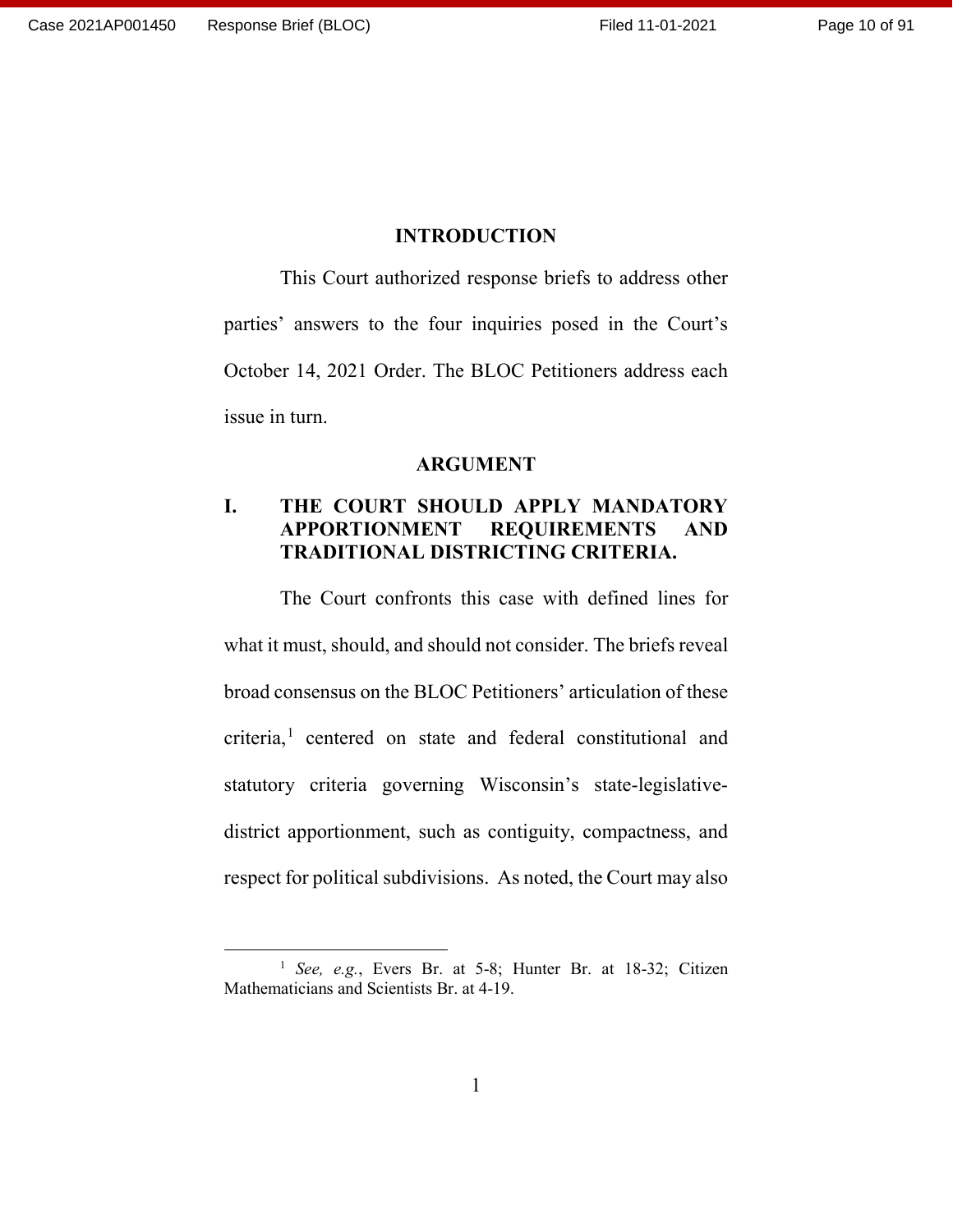## INTRODUCTION

This Court authorized response briefs to address other parties' answers to the four inquiries posed in the Court's October 14, 2021 Order. The BLOC Petitioners address each issue in turn.

## ARGUMENT

### I. THE COURT SHOULD APPLY MANDATORY APPORTIONMENT REQUIREMENTS AND TRADITIONAL DISTRICTING CRITERIA.

The Court confronts this case with defined lines for what it must, should, and should not consider. The briefs reveal broad consensus on the BLOC Petitioners' articulation of these criteria,[1] centered on state and federal constitutional and statutory criteria governing Wisconsin's state-legislative-district apportionment, such as contiguity, compactness, and respect for political subdivisions. As noted, the Court may also

---

[1] *See, e.g.*, Evers Br. at 5-8; Hunter Br. at 18-32; Citizen Mathematicians and Scientists Br. at 4-19.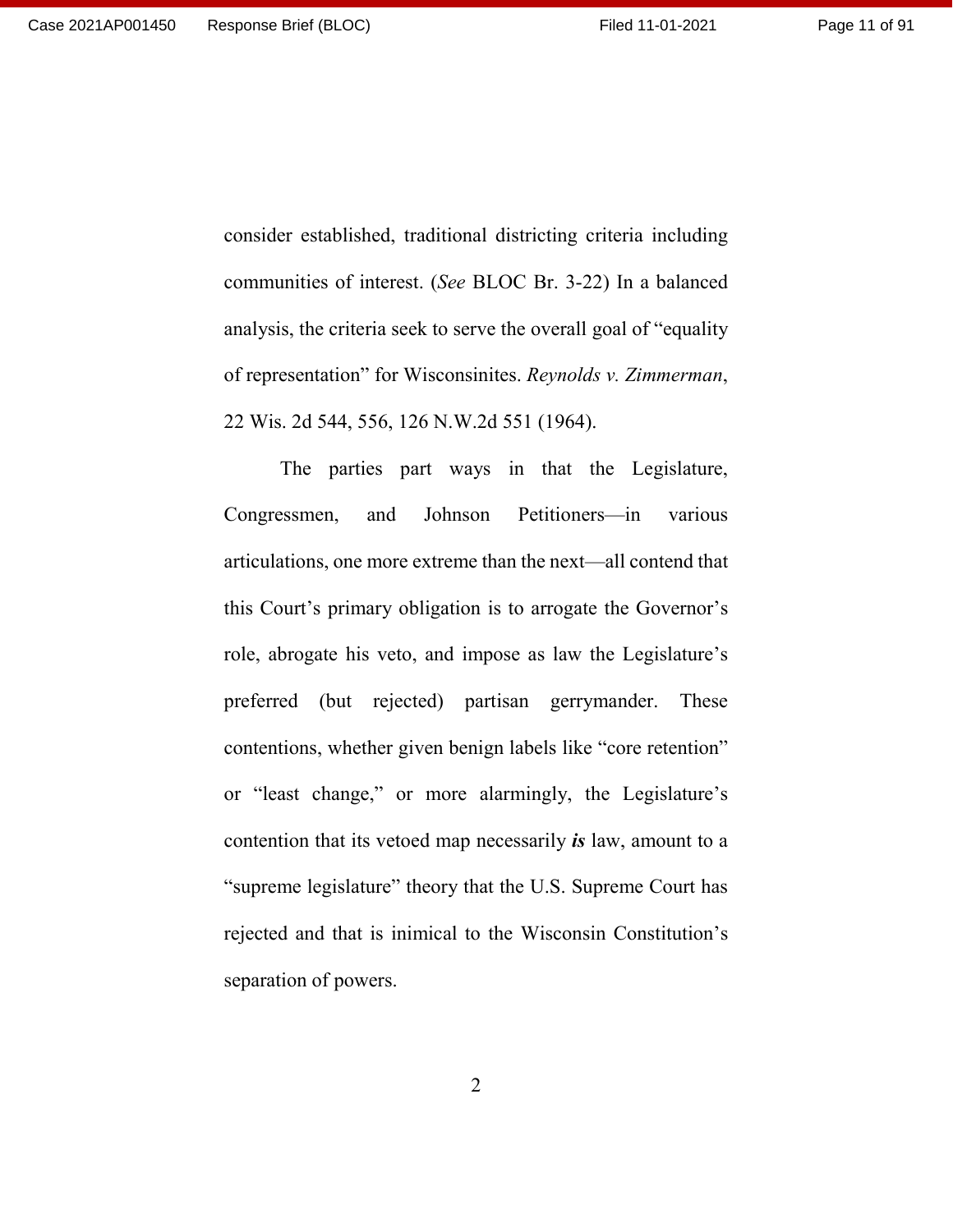consider established, traditional districting criteria including communities of interest. (*See* BLOC Br. 3-22) In a balanced analysis, the criteria seek to serve the overall goal of "equality of representation" for Wisconsinites. *Reynolds v. Zimmerman*, 22 Wis. 2d 544, 556, 126 N.W.2d 551 (1964).

The parties part ways in that the Legislature, Congressmen, and Johnson Petitioners—in various articulations, one more extreme than the next—all contend that this Court's primary obligation is to arrogate the Governor's role, abrogate his veto, and impose as law the Legislature's preferred (but rejected) partisan gerrymander. These contentions, whether given benign labels like "core retention" or "least change," or more alarmingly, the Legislature's contention that its vetoed map necessarily ***is*** law, amount to a "supreme legislature" theory that the U.S. Supreme Court has rejected and that is inimical to the Wisconsin Constitution's separation of powers.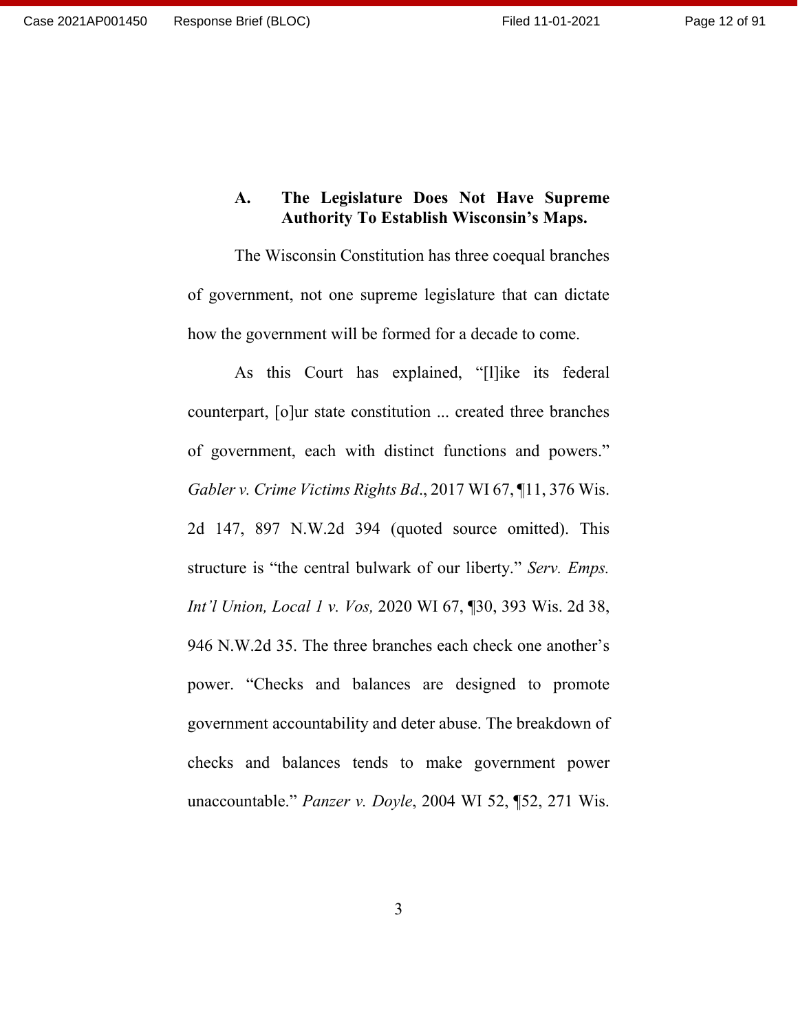### A. The Legislature Does Not Have Supreme Authority To Establish Wisconsin's Maps.

The Wisconsin Constitution has three coequal branches of government, not one supreme legislature that can dictate how the government will be formed for a decade to come.

As this Court has explained, "[l]ike its federal counterpart, [o]ur state constitution ... created three branches of government, each with distinct functions and powers." *Gabler v. Crime Victims Rights Bd*., 2017 WI 67, ¶11, 376 Wis. 2d 147, 897 N.W.2d 394 (quoted source omitted). This structure is "the central bulwark of our liberty." *Serv. Emps. Int'l Union, Local 1 v. Vos,* 2020 WI 67, ¶30, 393 Wis. 2d 38, 946 N.W.2d 35. The three branches each check one another's power. "Checks and balances are designed to promote government accountability and deter abuse. The breakdown of checks and balances tends to make government power unaccountable." *Panzer v. Doyle*, 2004 WI 52, ¶52, 271 Wis.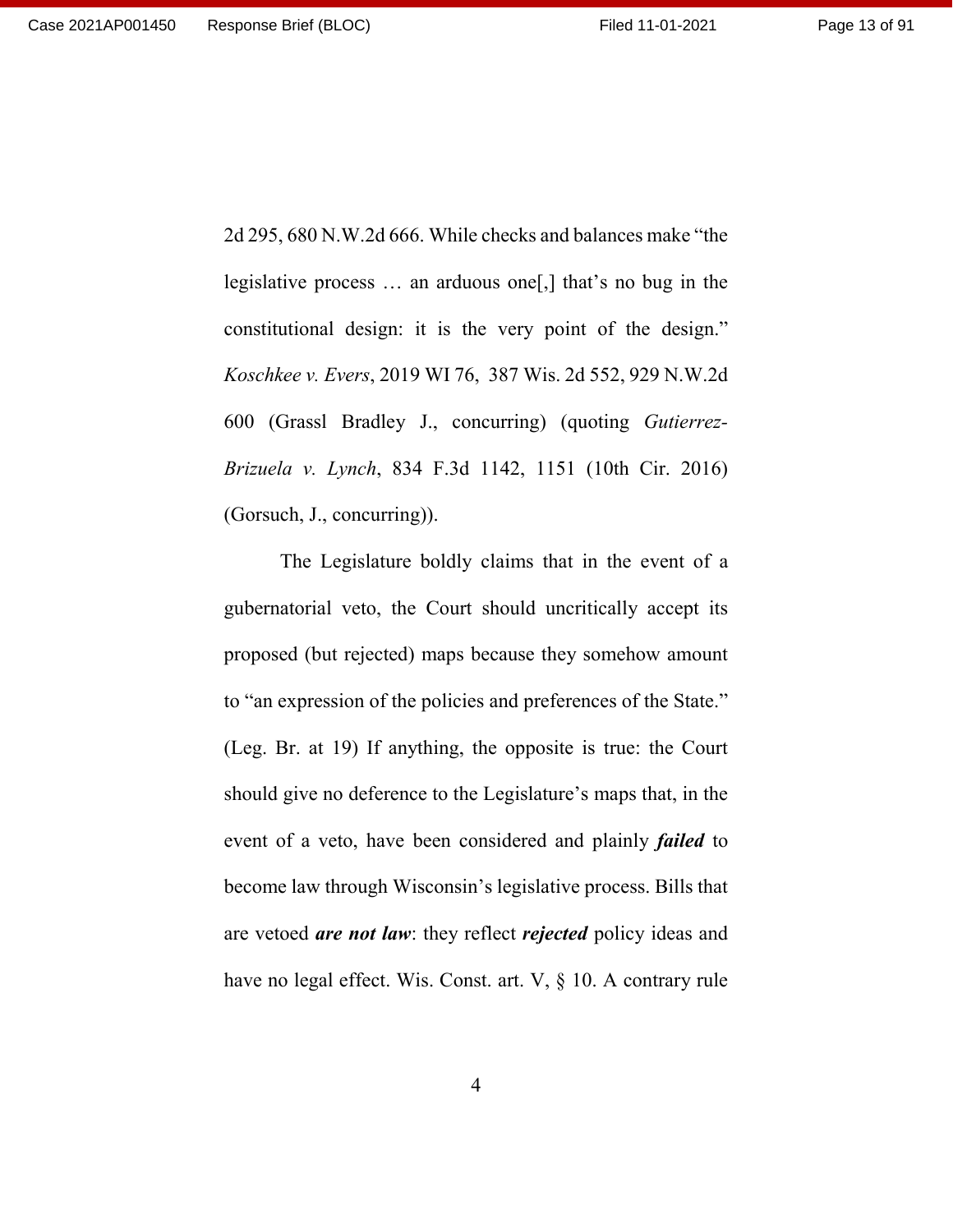2d 295, 680 N.W.2d 666. While checks and balances make "the legislative process … an arduous one[,] that's no bug in the constitutional design: it is the very point of the design." *Koschkee v. Evers*, 2019 WI 76, 387 Wis. 2d 552, 929 N.W.2d 600 (Grassl Bradley J., concurring) (quoting *Gutierrez-Brizuela v. Lynch*, 834 F.3d 1142, 1151 (10th Cir. 2016) (Gorsuch, J., concurring)).

The Legislature boldly claims that in the event of a gubernatorial veto, the Court should uncritically accept its proposed (but rejected) maps because they somehow amount to "an expression of the policies and preferences of the State." (Leg. Br. at 19) If anything, the opposite is true: the Court should give no deference to the Legislature's maps that, in the event of a veto, have been considered and plainly ***failed*** to become law through Wisconsin's legislative process. Bills that are vetoed ***are not law***: they reflect ***rejected*** policy ideas and have no legal effect. Wis. Const. art. V, § 10. A contrary rule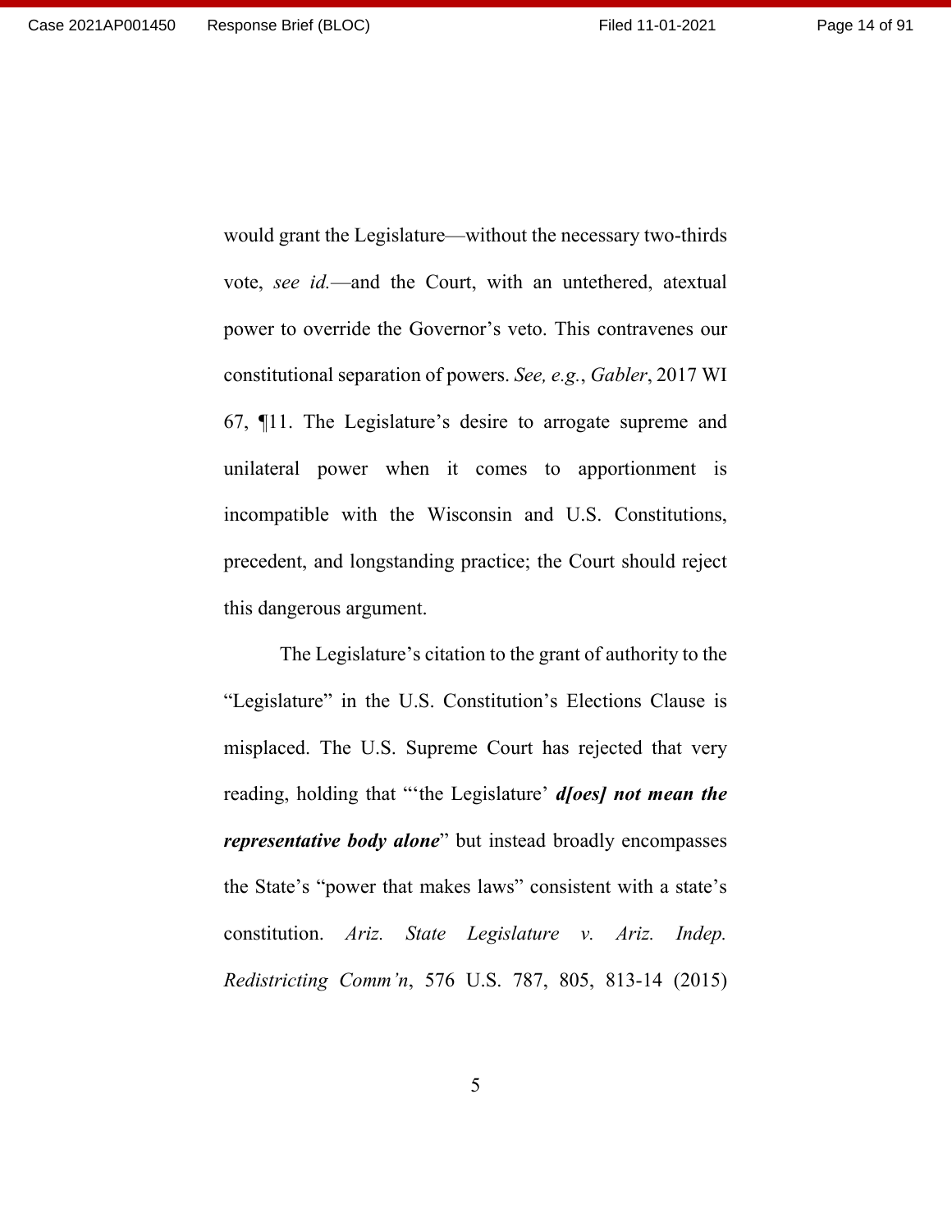would grant the Legislature—without the necessary two-thirds vote, *see id.*—and the Court, with an untethered, atextual power to override the Governor's veto. This contravenes our constitutional separation of powers. *See, e.g.*, *Gabler*, 2017 WI 67, ¶11. The Legislature's desire to arrogate supreme and unilateral power when it comes to apportionment is incompatible with the Wisconsin and U.S. Constitutions, precedent, and longstanding practice; the Court should reject this dangerous argument.

The Legislature's citation to the grant of authority to the "Legislature" in the U.S. Constitution's Elections Clause is misplaced. The U.S. Supreme Court has rejected that very reading, holding that "'the Legislature' ***d[oes] not mean the representative body alone***" but instead broadly encompasses the State's "power that makes laws" consistent with a state's constitution. *Ariz. State Legislature v. Ariz. Indep. Redistricting Comm'n*, 576 U.S. 787, 805, 813-14 (2015)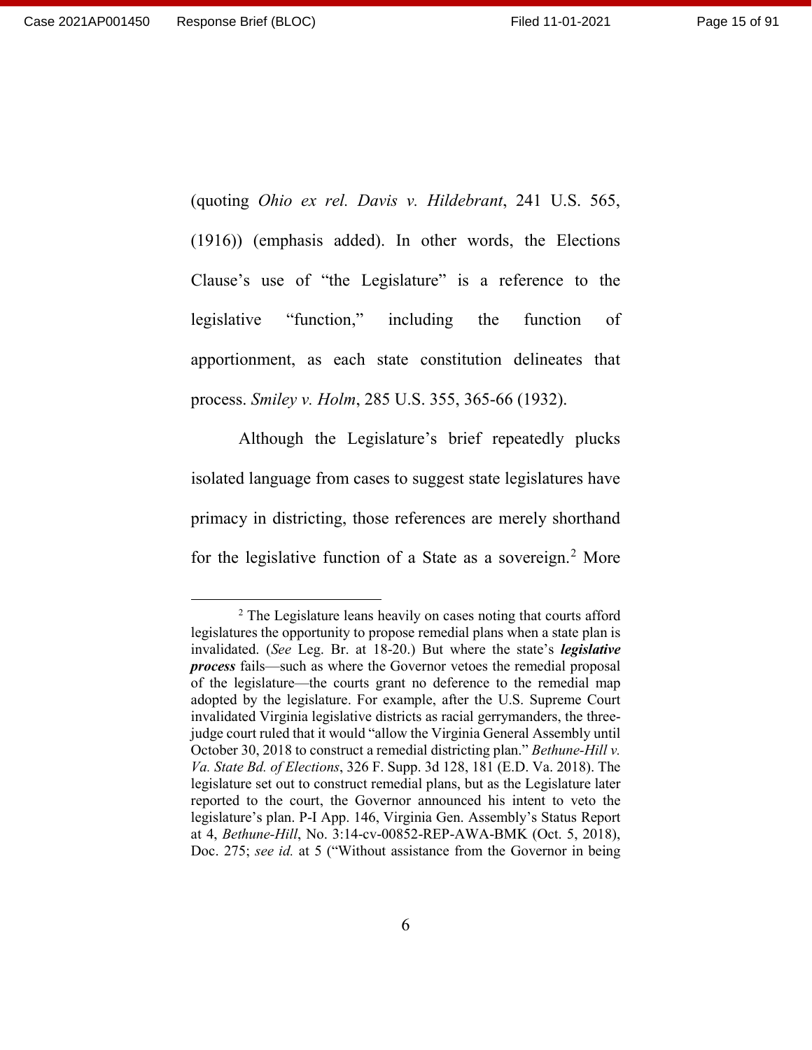(quoting *Ohio ex rel. Davis v. Hildebrant*, 241 U.S. 565, (1916)) (emphasis added). In other words, the Elections Clause's use of "the Legislature" is a reference to the legislative "function," including the function of apportionment, as each state constitution delineates that process. *Smiley v. Holm*, 285 U.S. 355, 365-66 (1932).

Although the Legislature's brief repeatedly plucks isolated language from cases to suggest state legislatures have primacy in districting, those references are merely shorthand for the legislative function of a State as a sovereign.[2] More

---

[2] The Legislature leans heavily on cases noting that courts afford legislatures the opportunity to propose remedial plans when a state plan is invalidated. (*See* Leg. Br. at 18-20.) But where the state's ***legislative process*** fails—such as where the Governor vetoes the remedial proposal of the legislature—the courts grant no deference to the remedial map adopted by the legislature. For example, after the U.S. Supreme Court invalidated Virginia legislative districts as racial gerrymanders, the three-judge court ruled that it would "allow the Virginia General Assembly until October 30, 2018 to construct a remedial districting plan." *Bethune-Hill v. Va. State Bd. of Elections*, 326 F. Supp. 3d 128, 181 (E.D. Va. 2018). The legislature set out to construct remedial plans, but as the Legislature later reported to the court, the Governor announced his intent to veto the legislature's plan. P-I App. 146, Virginia Gen. Assembly's Status Report at 4, *Bethune-Hill*, No. 3:14-cv-00852-REP-AWA-BMK (Oct. 5, 2018), Doc. 275; *see id.* at 5 ("Without assistance from the Governor in being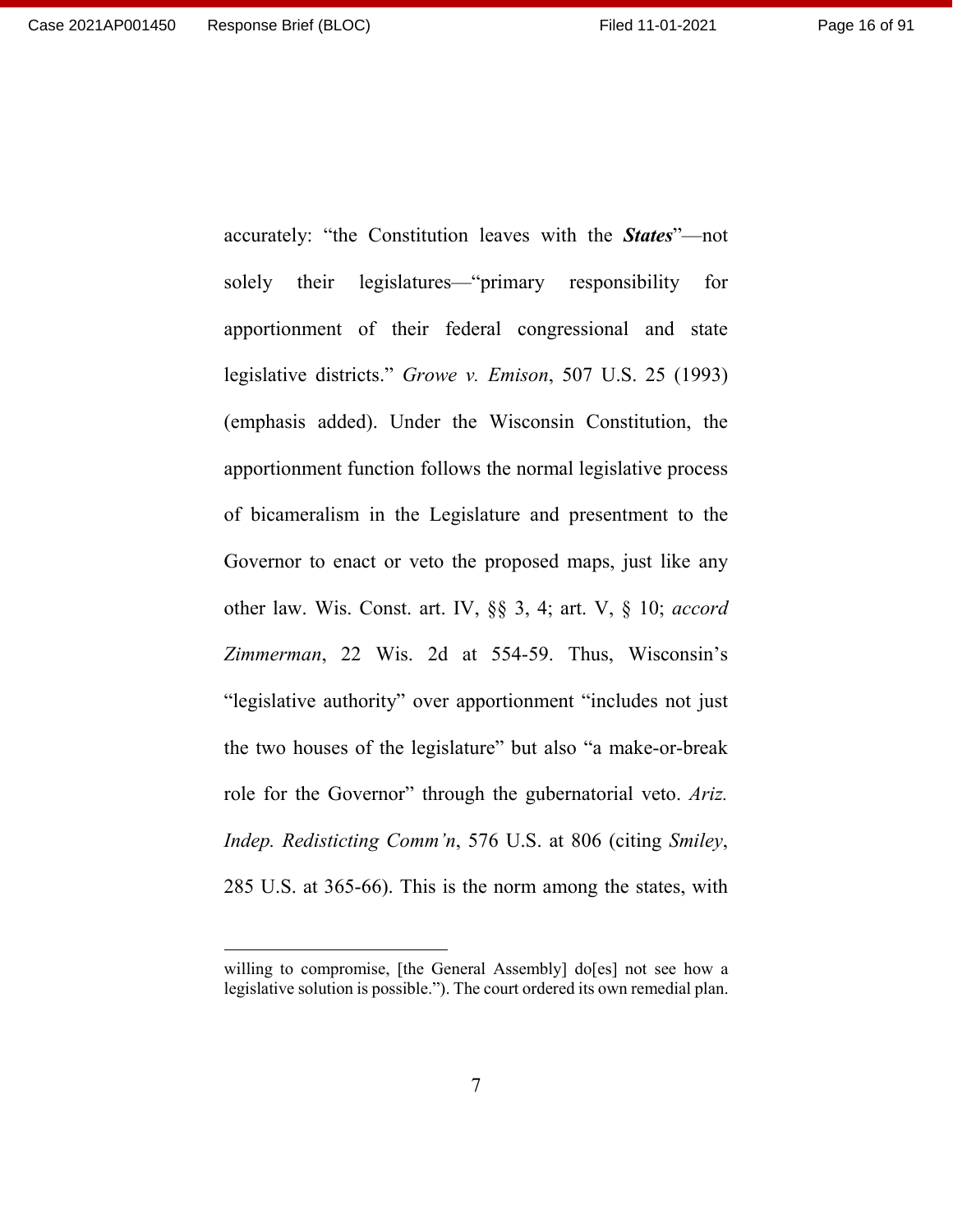accurately: "the Constitution leaves with the ***States***"—not solely their legislatures—"primary responsibility for apportionment of their federal congressional and state legislative districts." *Growe v. Emison*, 507 U.S. 25 (1993) (emphasis added). Under the Wisconsin Constitution, the apportionment function follows the normal legislative process of bicameralism in the Legislature and presentment to the Governor to enact or veto the proposed maps, just like any other law. Wis. Const. art. IV, §§ 3, 4; art. V, § 10; *accord Zimmerman*, 22 Wis. 2d at 554-59. Thus, Wisconsin's "legislative authority" over apportionment "includes not just the two houses of the legislature" but also "a make-or-break role for the Governor" through the gubernatorial veto. *Ariz. Indep. Redisticting Comm'n*, 576 U.S. at 806 (citing *Smiley*, 285 U.S. at 365-66). This is the norm among the states, with

---

willing to compromise, [the General Assembly] do[es] not see how a legislative solution is possible."). The court ordered its own remedial plan.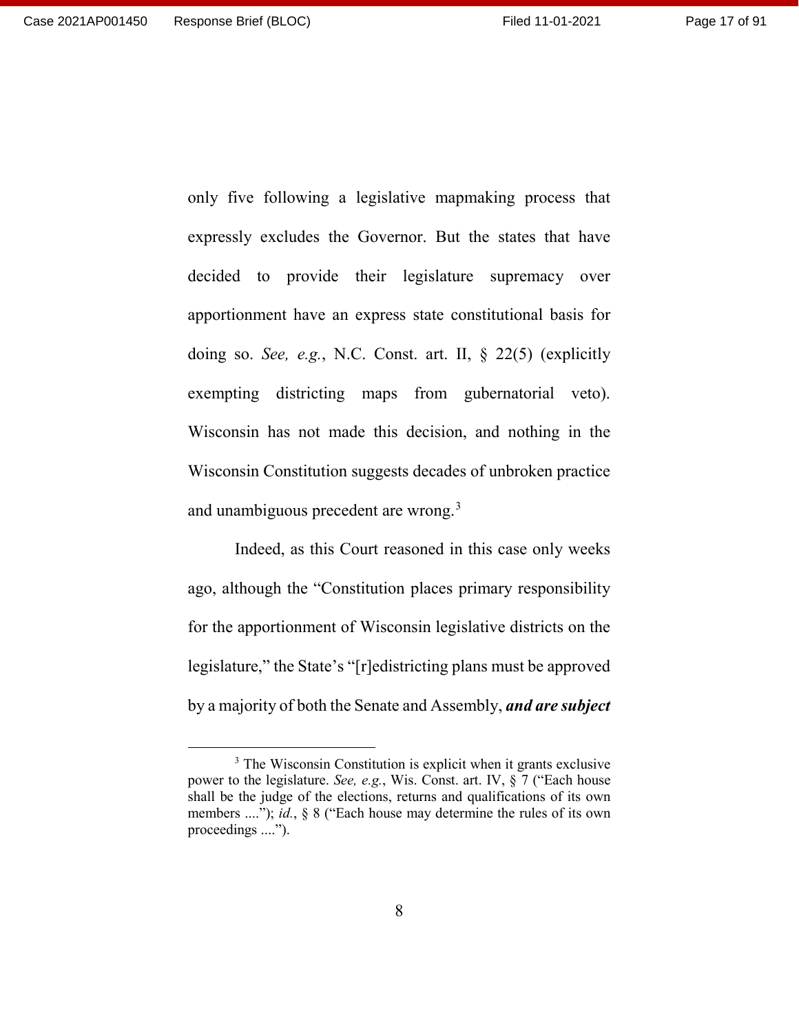only five following a legislative mapmaking process that expressly excludes the Governor. But the states that have decided to provide their legislature supremacy over apportionment have an express state constitutional basis for doing so. *See, e.g.*, N.C. Const. art. II, § 22(5) (explicitly exempting districting maps from gubernatorial veto). Wisconsin has not made this decision, and nothing in the Wisconsin Constitution suggests decades of unbroken practice and unambiguous precedent are wrong.[3]

Indeed, as this Court reasoned in this case only weeks ago, although the "Constitution places primary responsibility for the apportionment of Wisconsin legislative districts on the legislature," the State's "[r]edistricting plans must be approved by a majority of both the Senate and Assembly, ***and are subject***

---

[3] The Wisconsin Constitution is explicit when it grants exclusive power to the legislature. *See, e.g.*, Wis. Const. art. IV, § 7 ("Each house shall be the judge of the elections, returns and qualifications of its own members ...."); *id.*, § 8 ("Each house may determine the rules of its own proceedings ....").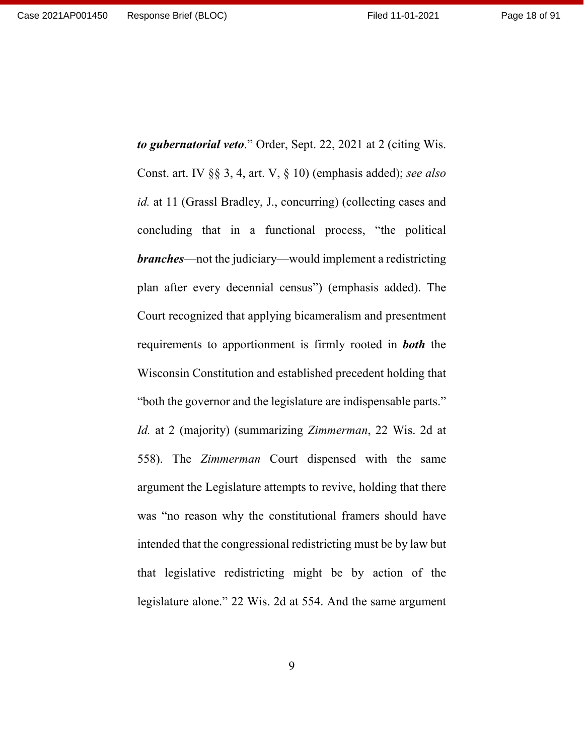***to gubernatorial veto***." Order, Sept. 22, 2021 at 2 (citing Wis. Const. art. IV §§ 3, 4, art. V, § 10) (emphasis added); *see also id.* at 11 (Grassl Bradley, J., concurring) (collecting cases and concluding that in a functional process, "the political ***branches***—not the judiciary—would implement a redistricting plan after every decennial census") (emphasis added). The Court recognized that applying bicameralism and presentment requirements to apportionment is firmly rooted in ***both*** the Wisconsin Constitution and established precedent holding that "both the governor and the legislature are indispensable parts." *Id.* at 2 (majority) (summarizing *Zimmerman*, 22 Wis. 2d at 558). The *Zimmerman* Court dispensed with the same argument the Legislature attempts to revive, holding that there was "no reason why the constitutional framers should have intended that the congressional redistricting must be by law but that legislative redistricting might be by action of the legislature alone." 22 Wis. 2d at 554. And the same argument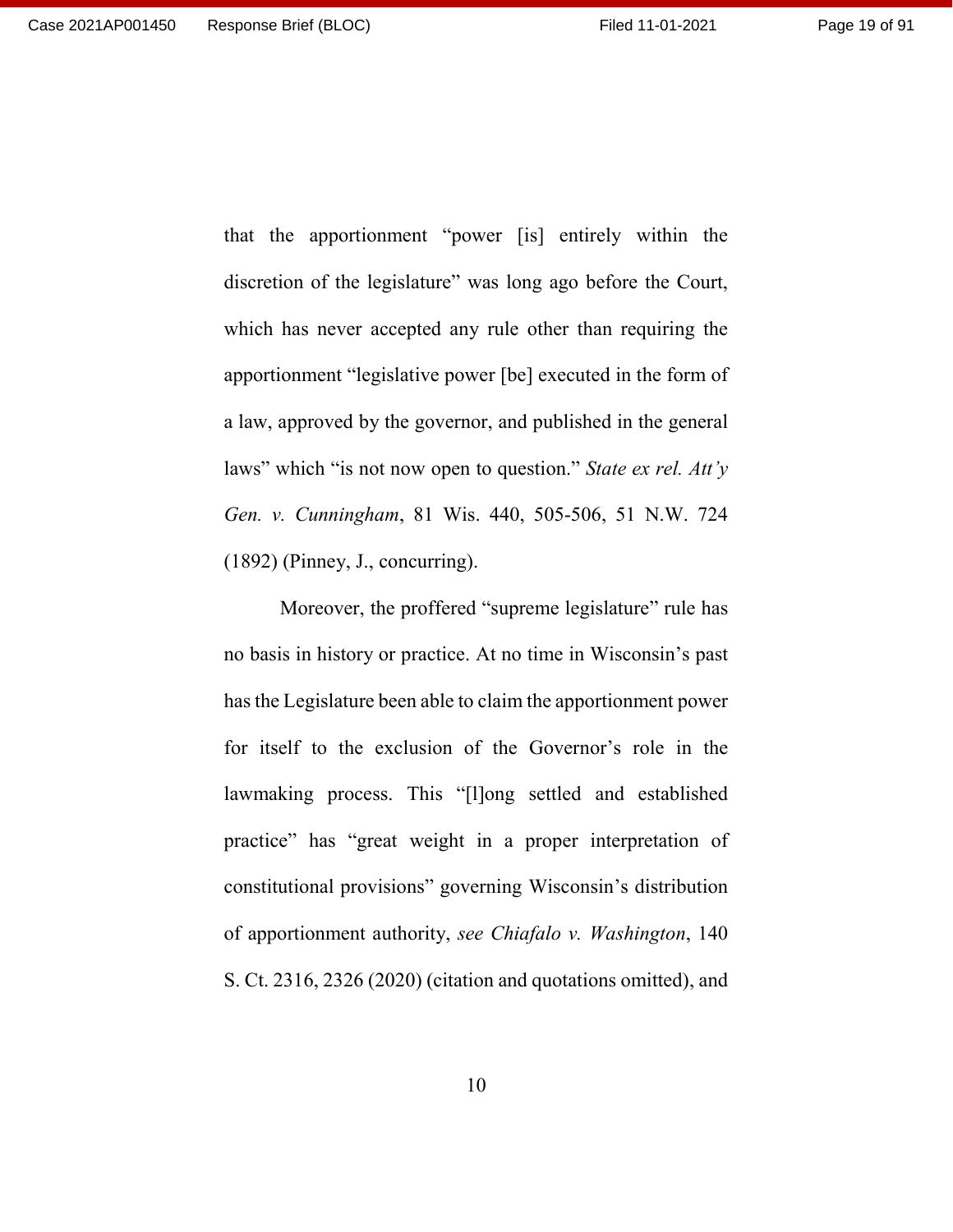that the apportionment "power [is] entirely within the discretion of the legislature" was long ago before the Court, which has never accepted any rule other than requiring the apportionment "legislative power [be] executed in the form of a law, approved by the governor, and published in the general laws" which "is not now open to question." *State ex rel. Att'y Gen. v. Cunningham*, 81 Wis. 440, 505-506, 51 N.W. 724 (1892) (Pinney, J., concurring).

Moreover, the proffered "supreme legislature" rule has no basis in history or practice. At no time in Wisconsin's past has the Legislature been able to claim the apportionment power for itself to the exclusion of the Governor's role in the lawmaking process. This "[l]ong settled and established practice" has "great weight in a proper interpretation of constitutional provisions" governing Wisconsin's distribution of apportionment authority, *see Chiafalo v. Washington*, 140 S. Ct. 2316, 2326 (2020) (citation and quotations omitted), and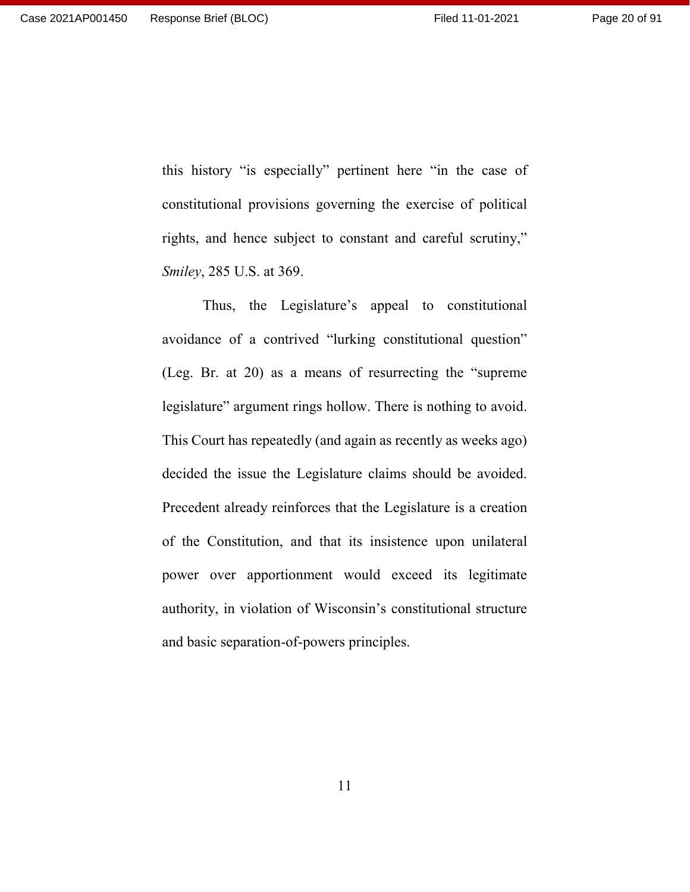this history "is especially" pertinent here "in the case of constitutional provisions governing the exercise of political rights, and hence subject to constant and careful scrutiny," *Smiley*, 285 U.S. at 369.

Thus, the Legislature's appeal to constitutional avoidance of a contrived "lurking constitutional question" (Leg. Br. at 20) as a means of resurrecting the "supreme legislature" argument rings hollow. There is nothing to avoid. This Court has repeatedly (and again as recently as weeks ago) decided the issue the Legislature claims should be avoided. Precedent already reinforces that the Legislature is a creation of the Constitution, and that its insistence upon unilateral power over apportionment would exceed its legitimate authority, in violation of Wisconsin's constitutional structure and basic separation-of-powers principles.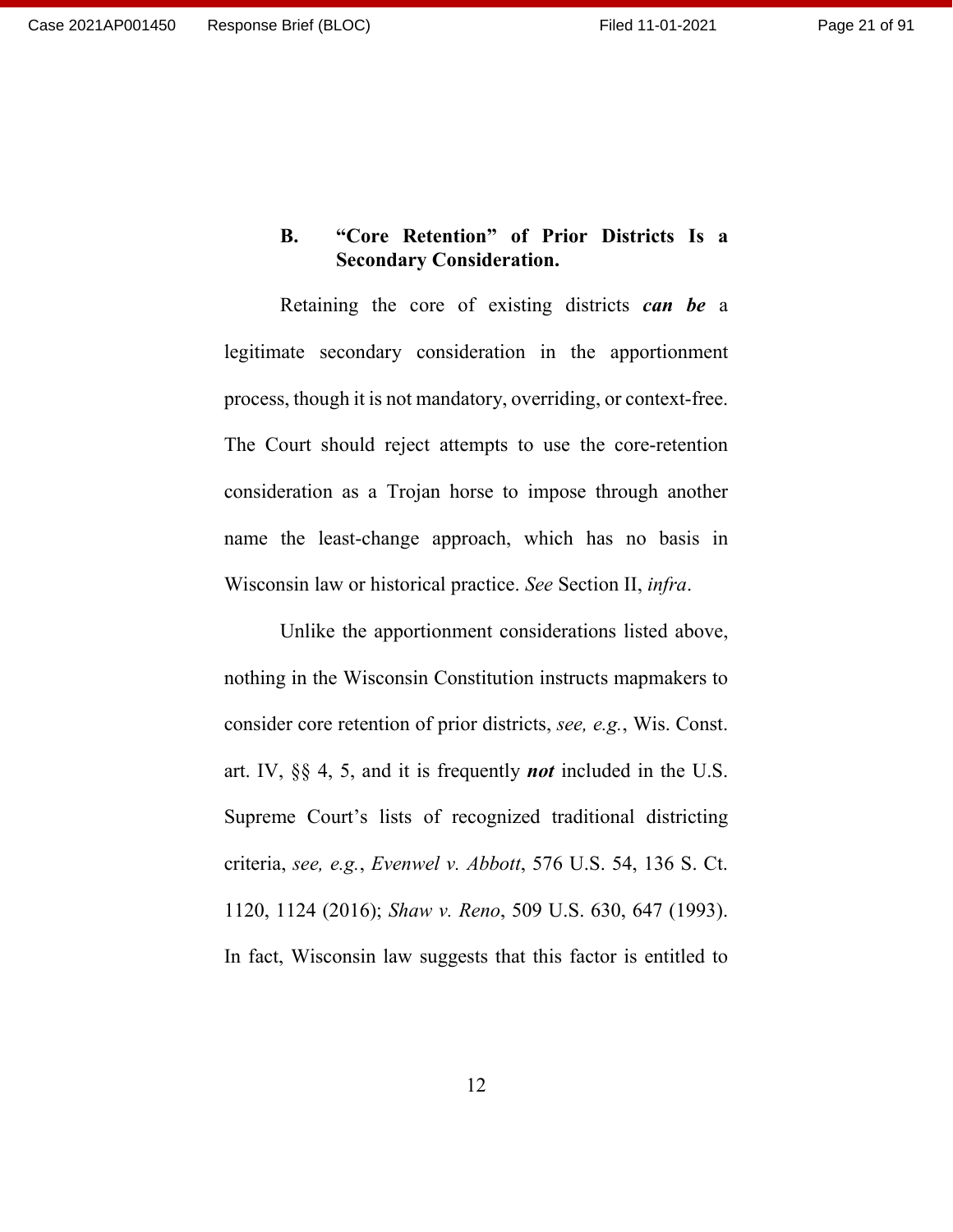### B. "Core Retention" of Prior Districts Is a Secondary Consideration.

Retaining the core of existing districts ***can be*** a legitimate secondary consideration in the apportionment process, though it is not mandatory, overriding, or context-free. The Court should reject attempts to use the core-retention consideration as a Trojan horse to impose through another name the least-change approach, which has no basis in Wisconsin law or historical practice. *See* Section II, *infra*.

Unlike the apportionment considerations listed above, nothing in the Wisconsin Constitution instructs mapmakers to consider core retention of prior districts, *see, e.g.*, Wis. Const. art. IV, §§ 4, 5, and it is frequently ***not*** included in the U.S. Supreme Court's lists of recognized traditional districting criteria, *see, e.g.*, *Evenwel v. Abbott*, 576 U.S. 54, 136 S. Ct. 1120, 1124 (2016); *Shaw v. Reno*, 509 U.S. 630, 647 (1993). In fact, Wisconsin law suggests that this factor is entitled to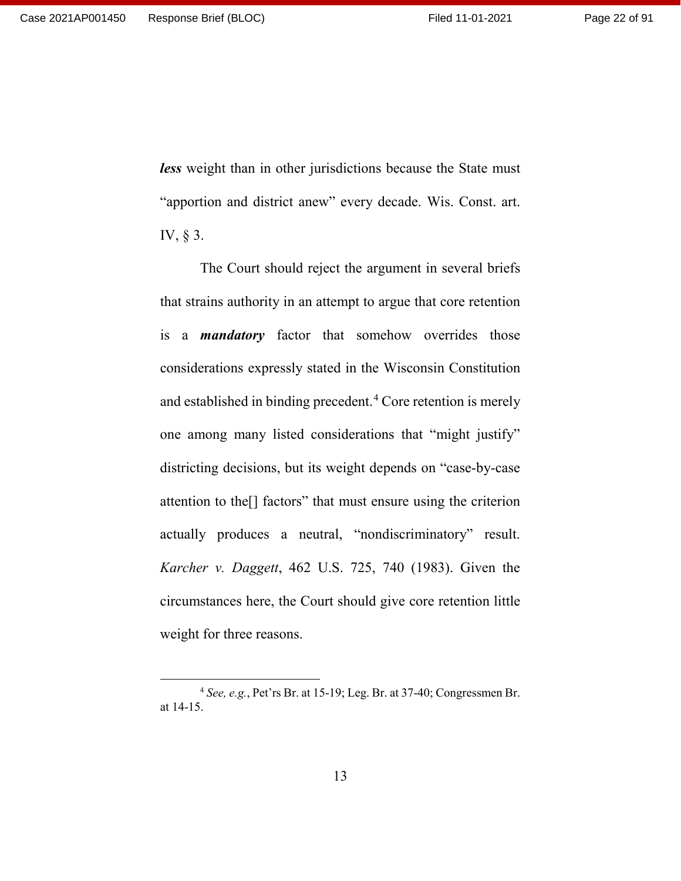***less*** weight than in other jurisdictions because the State must "apportion and district anew" every decade. Wis. Const. art. IV, § 3.

The Court should reject the argument in several briefs that strains authority in an attempt to argue that core retention is a ***mandatory*** factor that somehow overrides those considerations expressly stated in the Wisconsin Constitution and established in binding precedent.[4] Core retention is merely one among many listed considerations that "might justify" districting decisions, but its weight depends on "case-by-case attention to the[] factors" that must ensure using the criterion actually produces a neutral, "nondiscriminatory" result. *Karcher v. Daggett*, 462 U.S. 725, 740 (1983). Given the circumstances here, the Court should give core retention little weight for three reasons.

---

[4] *See, e.g.*, Pet'rs Br. at 15-19; Leg. Br. at 37-40; Congressmen Br. at 14-15.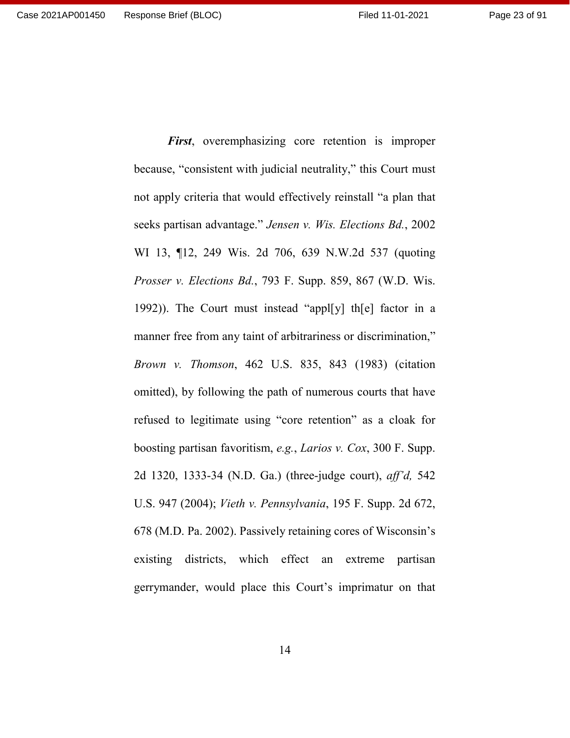***First***, overemphasizing core retention is improper because, "consistent with judicial neutrality," this Court must not apply criteria that would effectively reinstall "a plan that seeks partisan advantage." *Jensen v. Wis. Elections Bd.*, 2002 WI 13, ¶12, 249 Wis. 2d 706, 639 N.W.2d 537 (quoting *Prosser v. Elections Bd.*, 793 F. Supp. 859, 867 (W.D. Wis. 1992)). The Court must instead "appl[y] th[e] factor in a manner free from any taint of arbitrariness or discrimination," *Brown v. Thomson*, 462 U.S. 835, 843 (1983) (citation omitted), by following the path of numerous courts that have refused to legitimate using "core retention" as a cloak for boosting partisan favoritism, *e.g.*, *Larios v. Cox*, 300 F. Supp. 2d 1320, 1333-34 (N.D. Ga.) (three-judge court), *aff'd,* 542 U.S. 947 (2004); *Vieth v. Pennsylvania*, 195 F. Supp. 2d 672, 678 (M.D. Pa. 2002). Passively retaining cores of Wisconsin's existing districts, which effect an extreme partisan gerrymander, would place this Court's imprimatur on that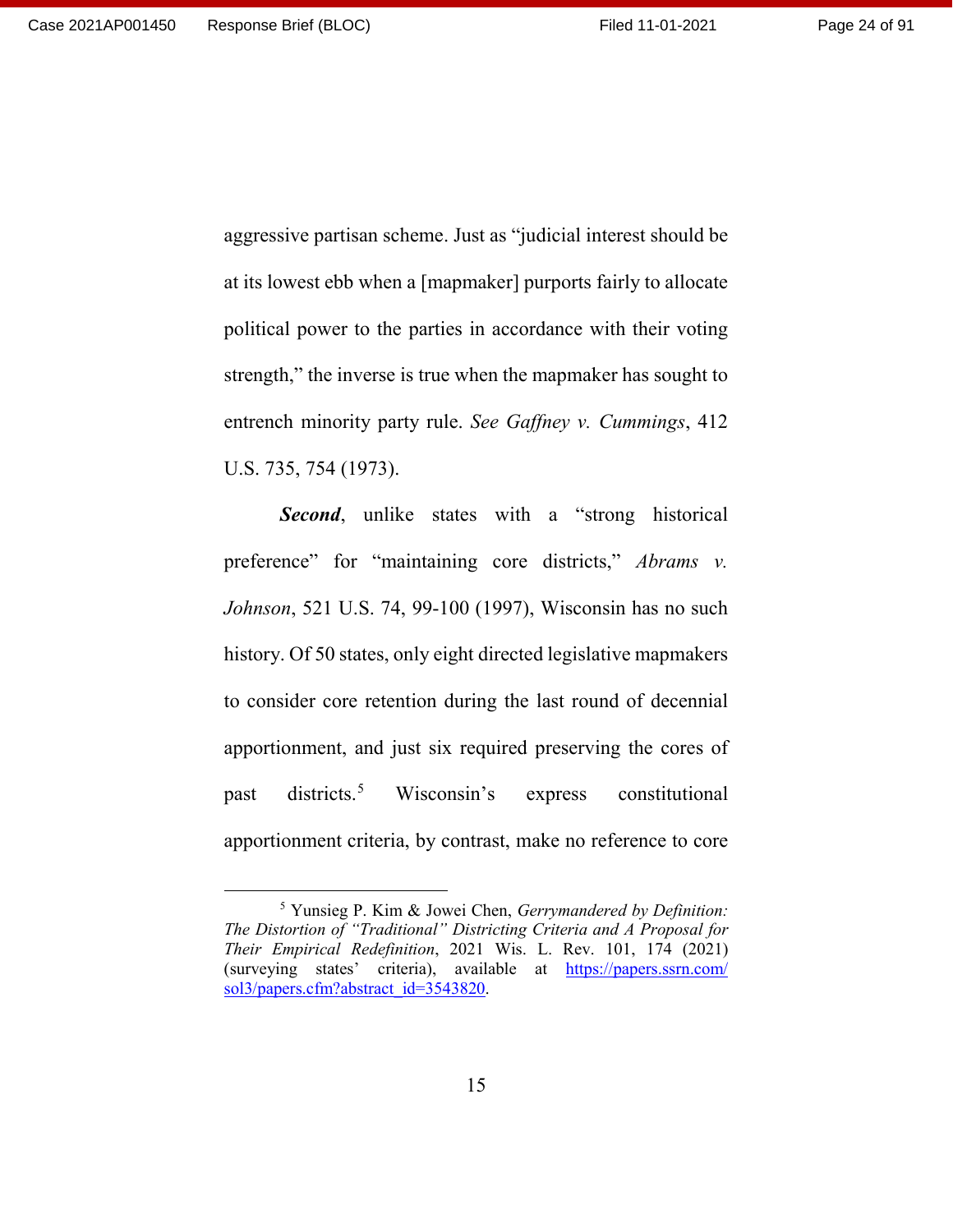aggressive partisan scheme. Just as "judicial interest should be at its lowest ebb when a [mapmaker] purports fairly to allocate political power to the parties in accordance with their voting strength," the inverse is true when the mapmaker has sought to entrench minority party rule. *See Gaffney v. Cummings*, 412 U.S. 735, 754 (1973).

***Second***, unlike states with a "strong historical preference" for "maintaining core districts," *Abrams v. Johnson*, 521 U.S. 74, 99-100 (1997), Wisconsin has no such history. Of 50 states, only eight directed legislative mapmakers to consider core retention during the last round of decennial apportionment, and just six required preserving the cores of past districts.[5] Wisconsin's express constitutional apportionment criteria, by contrast, make no reference to core

---

[5] Yunsieg P. Kim & Jowei Chen, *Gerrymandered by Definition: The Distortion of "Traditional" Districting Criteria and A Proposal for Their Empirical Redefinition*, 2021 Wis. L. Rev. 101, 174 (2021) (surveying states' criteria), available at https://papers.ssrn.com/sol3/papers.cfm?abstract_id=3543820.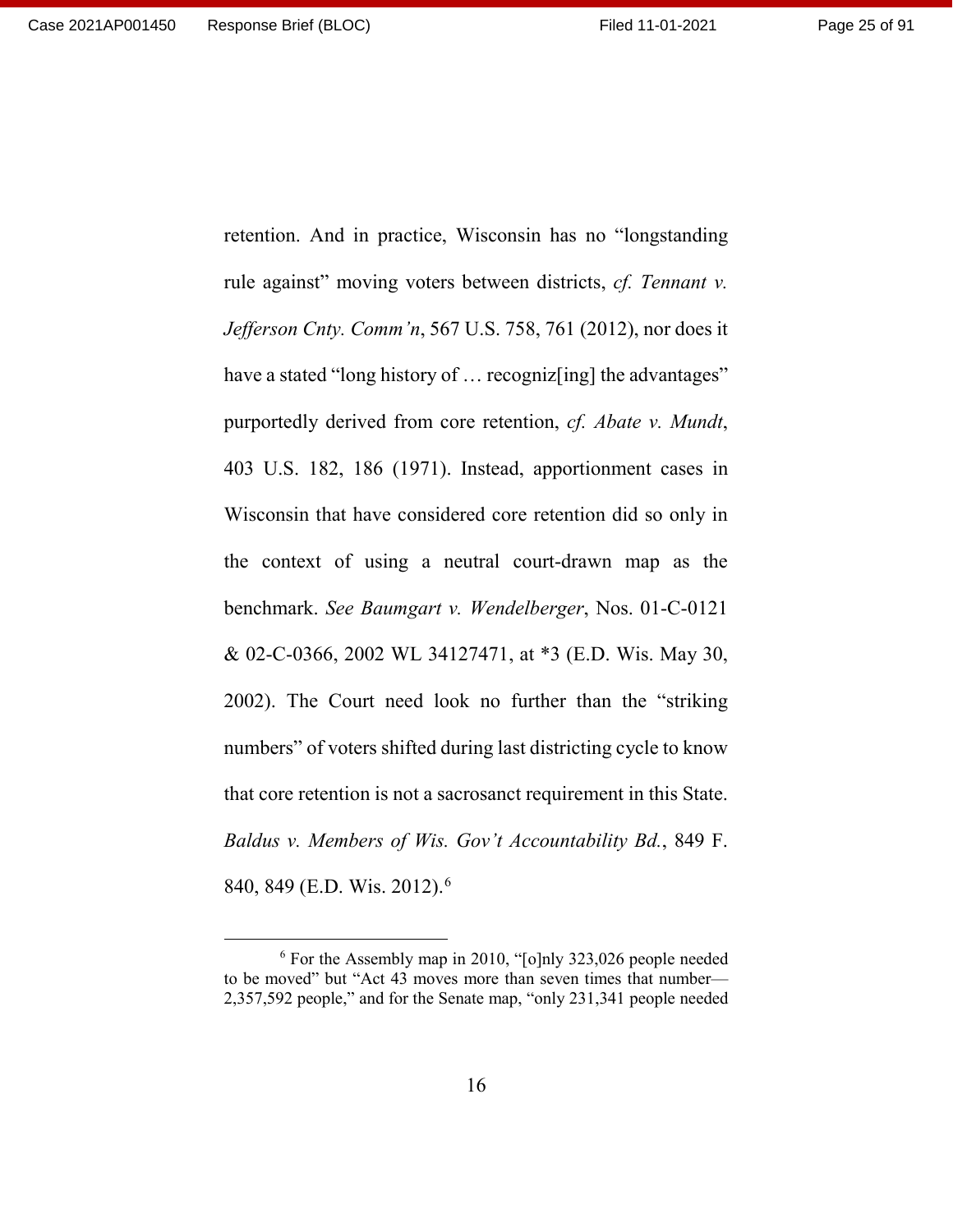retention. And in practice, Wisconsin has no "longstanding rule against" moving voters between districts, *cf. Tennant v. Jefferson Cnty. Comm'n*, 567 U.S. 758, 761 (2012), nor does it have a stated "long history of … recogniz[ing] the advantages" purportedly derived from core retention, *cf. Abate v. Mundt*, 403 U.S. 182, 186 (1971). Instead, apportionment cases in Wisconsin that have considered core retention did so only in the context of using a neutral court-drawn map as the benchmark. *See Baumgart v. Wendelberger*, Nos. 01-C-0121 & 02-C-0366, 2002 WL 34127471, at *3 (E.D. Wis. May 30, 2002). The Court need look no further than the "striking numbers" of voters shifted during last districting cycle to know that core retention is not a sacrosanct requirement in this State. *Baldus v. Members of Wis. Gov't Accountability Bd.*, 849 F. 840, 849 (E.D. Wis. 2012).[6]

[6] For the Assembly map in 2010, "[o]nly 323,026 people needed to be moved" but "Act 43 moves more than seven times that number—2,357,592 people," and for the Senate map, "only 231,341 people needed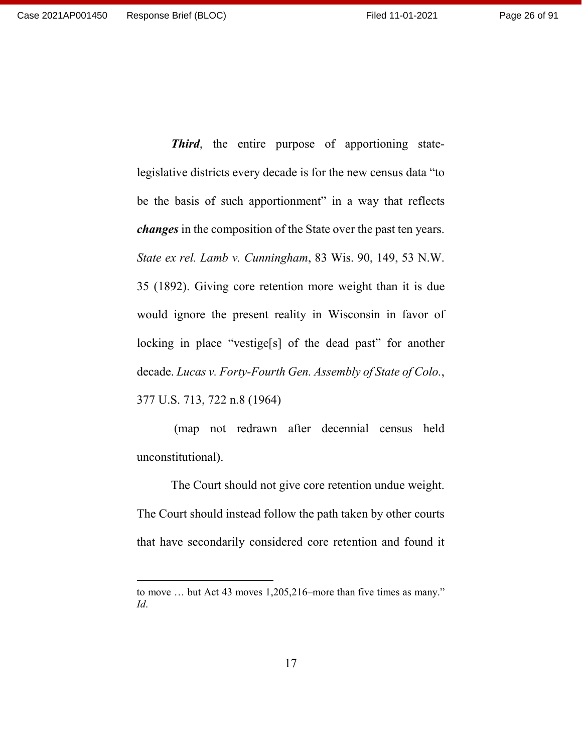***Third***, the entire purpose of apportioning state-legislative districts every decade is for the new census data "to be the basis of such apportionment" in a way that reflects ***changes*** in the composition of the State over the past ten years. *State ex rel. Lamb v. Cunningham*, 83 Wis. 90, 149, 53 N.W. 35 (1892). Giving core retention more weight than it is due would ignore the present reality in Wisconsin in favor of locking in place "vestige[s] of the dead past" for another decade. *Lucas v. Forty-Fourth Gen. Assembly of State of Colo.*, 377 U.S. 713, 722 n.8 (1964)

(map not redrawn after decennial census held unconstitutional).

The Court should not give core retention undue weight. The Court should instead follow the path taken by other courts that have secondarily considered core retention and found it

---

to move … but Act 43 moves 1,205,216–more than five times as many." *Id*.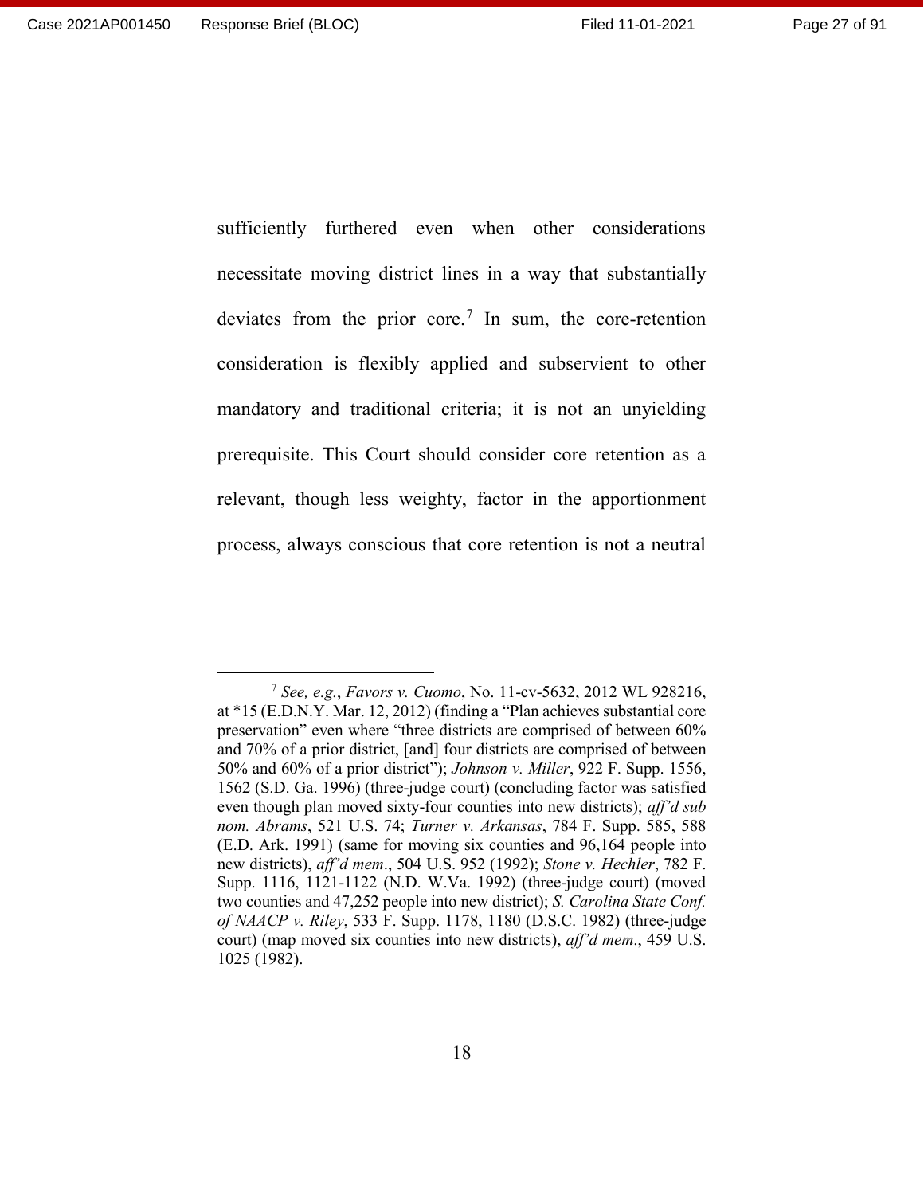sufficiently furthered even when other considerations necessitate moving district lines in a way that substantially deviates from the prior core.[7] In sum, the core-retention consideration is flexibly applied and subservient to other mandatory and traditional criteria; it is not an unyielding prerequisite. This Court should consider core retention as a relevant, though less weighty, factor in the apportionment process, always conscious that core retention is not a neutral

---

[7] *See, e.g.*, *Favors v. Cuomo*, No. 11-cv-5632, 2012 WL 928216, at *15 (E.D.N.Y. Mar. 12, 2012) (finding a "Plan achieves substantial core preservation" even where "three districts are comprised of between 60% and 70% of a prior district, [and] four districts are comprised of between 50% and 60% of a prior district"); *Johnson v. Miller*, 922 F. Supp. 1556, 1562 (S.D. Ga. 1996) (three-judge court) (concluding factor was satisfied even though plan moved sixty-four counties into new districts); *aff'd sub nom. Abrams*, 521 U.S. 74; *Turner v. Arkansas*, 784 F. Supp. 585, 588 (E.D. Ark. 1991) (same for moving six counties and 96,164 people into new districts), *aff'd mem*., 504 U.S. 952 (1992); *Stone v. Hechler*, 782 F. Supp. 1116, 1121-1122 (N.D. W.Va. 1992) (three-judge court) (moved two counties and 47,252 people into new district); *S. Carolina State Conf. of NAACP v. Riley*, 533 F. Supp. 1178, 1180 (D.S.C. 1982) (three-judge court) (map moved six counties into new districts), *aff'd mem*., 459 U.S. 1025 (1982).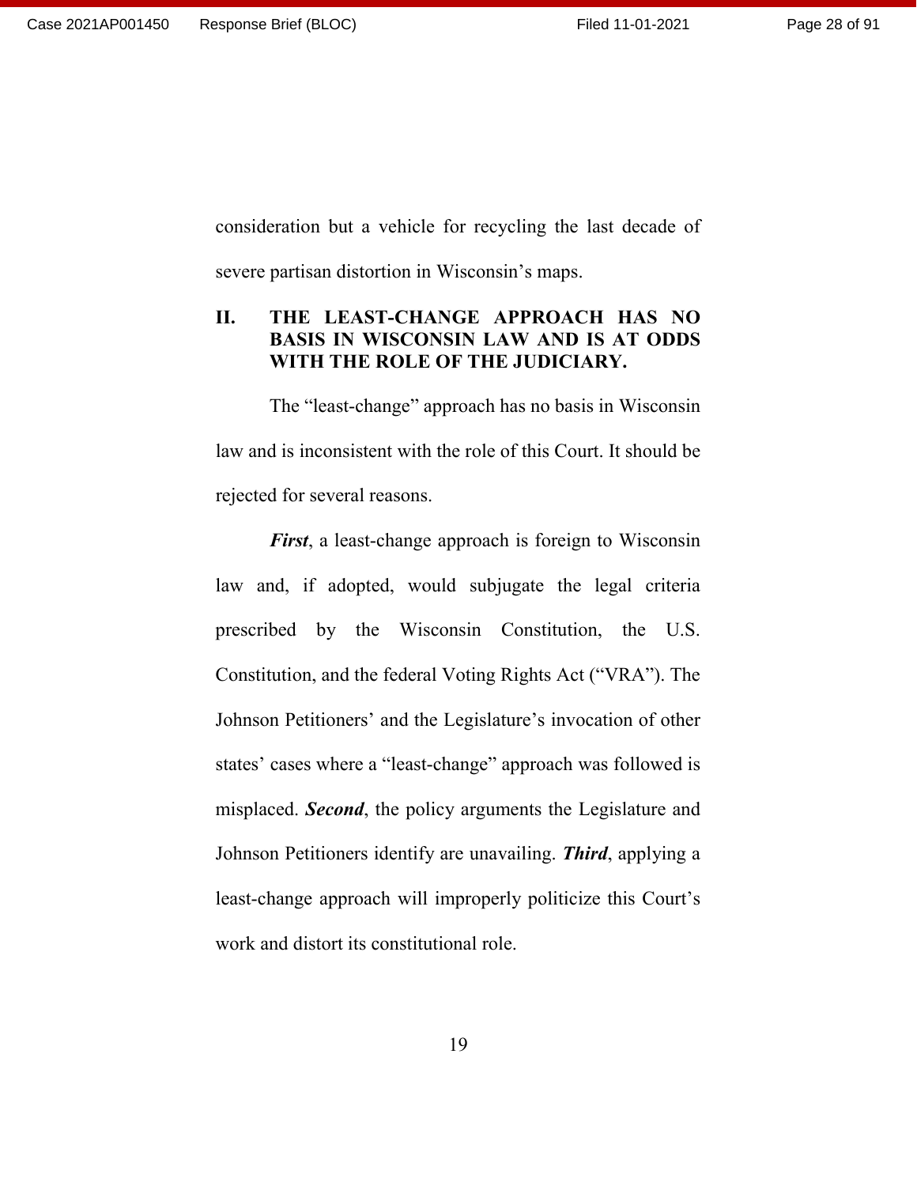consideration but a vehicle for recycling the last decade of severe partisan distortion in Wisconsin's maps.

## II. THE LEAST-CHANGE APPROACH HAS NO BASIS IN WISCONSIN LAW AND IS AT ODDS WITH THE ROLE OF THE JUDICIARY.

The "least-change" approach has no basis in Wisconsin law and is inconsistent with the role of this Court. It should be rejected for several reasons.

***First***, a least-change approach is foreign to Wisconsin law and, if adopted, would subjugate the legal criteria prescribed by the Wisconsin Constitution, the U.S. Constitution, and the federal Voting Rights Act ("VRA"). The Johnson Petitioners' and the Legislature's invocation of other states' cases where a "least-change" approach was followed is misplaced. ***Second***, the policy arguments the Legislature and Johnson Petitioners identify are unavailing. ***Third***, applying a least-change approach will improperly politicize this Court's work and distort its constitutional role.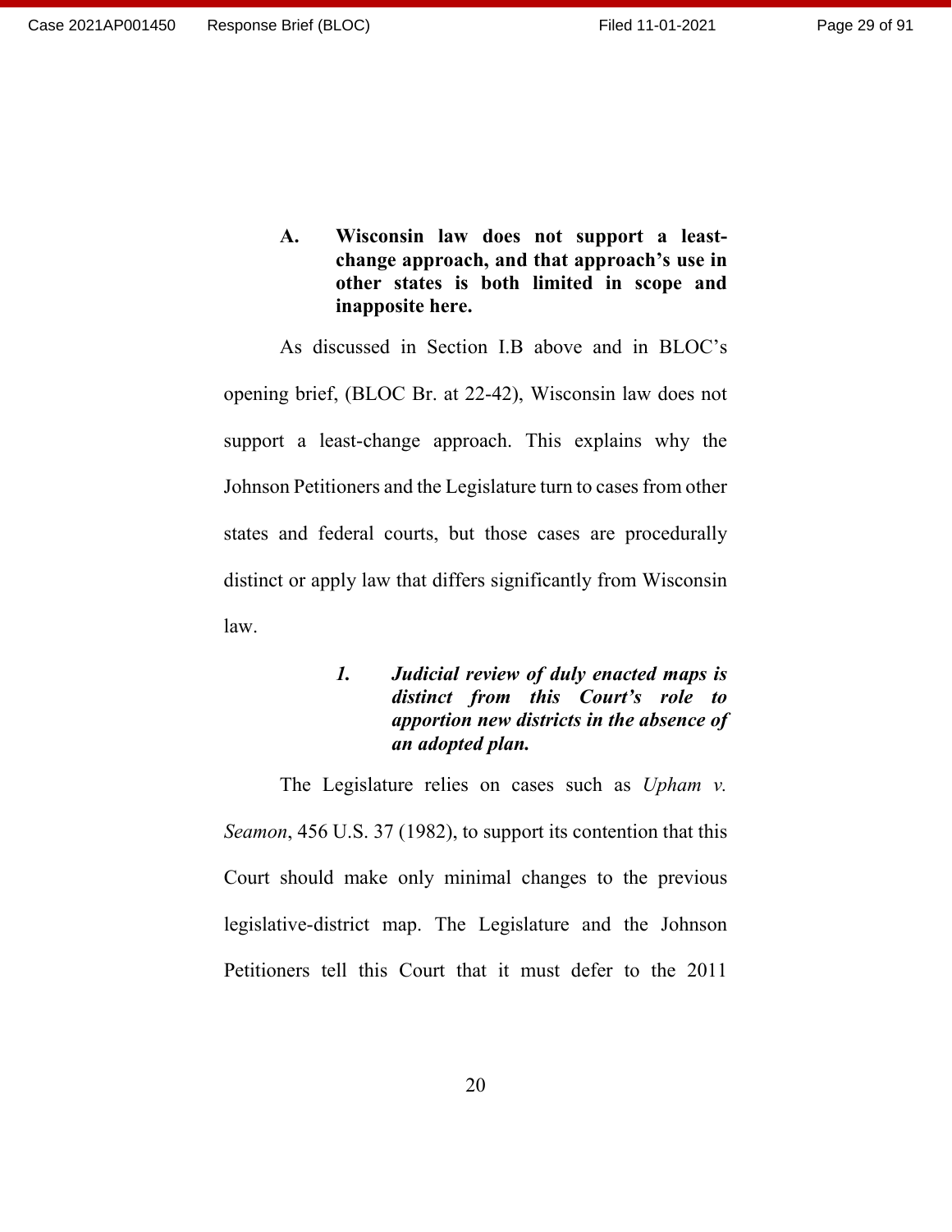### A. Wisconsin law does not support a least-change approach, and that approach's use in other states is both limited in scope and inapposite here.

As discussed in Section I.B above and in BLOC's opening brief, (BLOC Br. at 22-42), Wisconsin law does not support a least-change approach. This explains why the Johnson Petitioners and the Legislature turn to cases from other states and federal courts, but those cases are procedurally distinct or apply law that differs significantly from Wisconsin law.

#### *1. Judicial review of duly enacted maps is distinct from this Court's role to apportion new districts in the absence of an adopted plan.*

The Legislature relies on cases such as *Upham v. Seamon*, 456 U.S. 37 (1982), to support its contention that this Court should make only minimal changes to the previous legislative-district map. The Legislature and the Johnson Petitioners tell this Court that it must defer to the 2011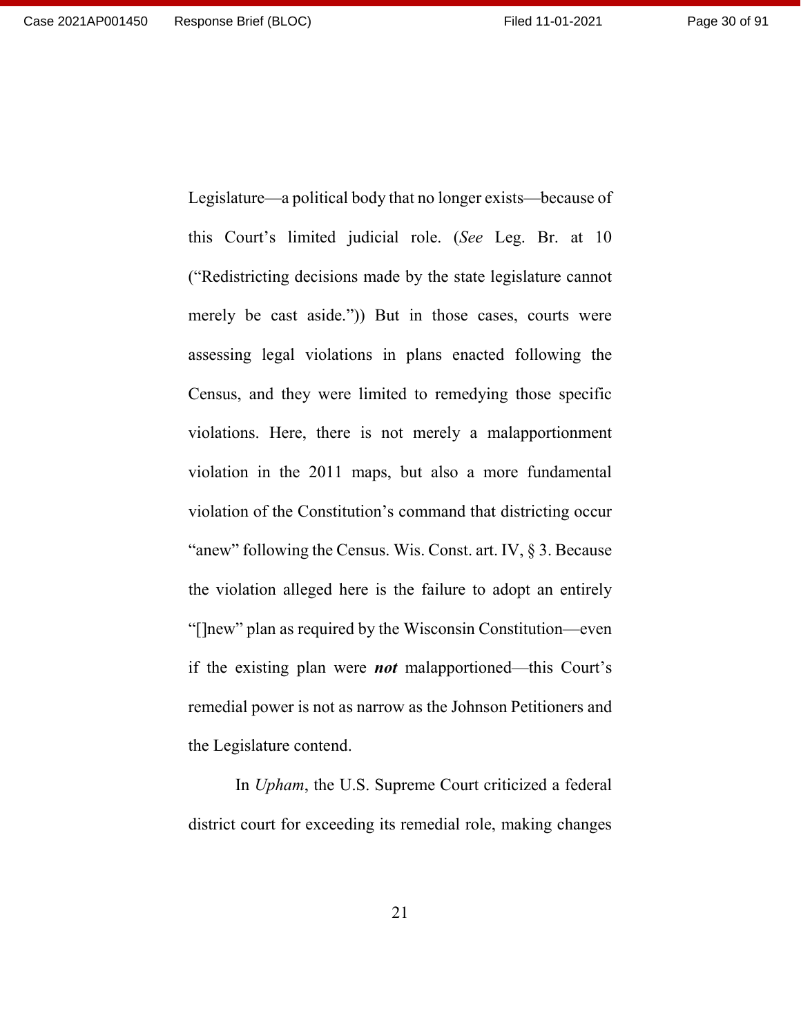Legislature—a political body that no longer exists—because of this Court's limited judicial role. (*See* Leg. Br. at 10 ("Redistricting decisions made by the state legislature cannot merely be cast aside.")) But in those cases, courts were assessing legal violations in plans enacted following the Census, and they were limited to remedying those specific violations. Here, there is not merely a malapportionment violation in the 2011 maps, but also a more fundamental violation of the Constitution's command that districting occur "anew" following the Census. Wis. Const. art. IV, § 3. Because the violation alleged here is the failure to adopt an entirely "[]new" plan as required by the Wisconsin Constitution—even if the existing plan were ***not*** malapportioned—this Court's remedial power is not as narrow as the Johnson Petitioners and the Legislature contend.

In *Upham*, the U.S. Supreme Court criticized a federal district court for exceeding its remedial role, making changes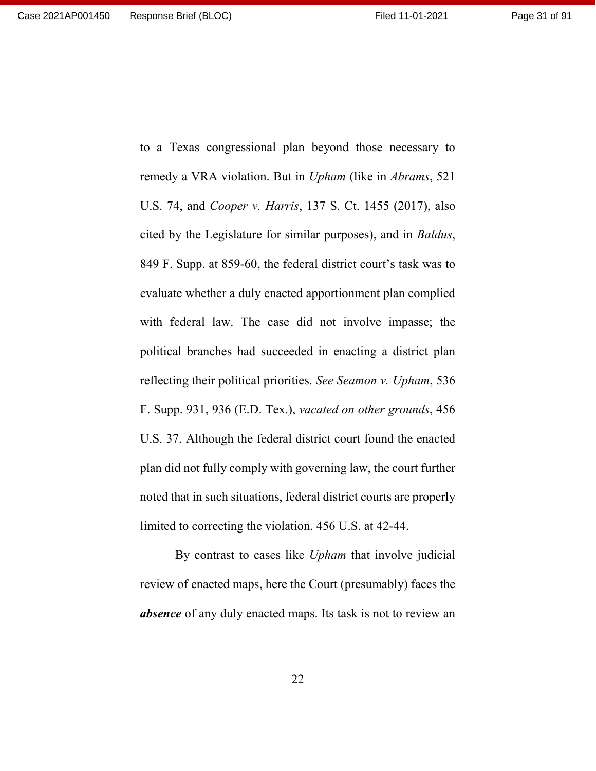to a Texas congressional plan beyond those necessary to remedy a VRA violation. But in *Upham* (like in *Abrams*, 521 U.S. 74, and *Cooper v. Harris*, 137 S. Ct. 1455 (2017), also cited by the Legislature for similar purposes), and in *Baldus*, 849 F. Supp. at 859-60, the federal district court's task was to evaluate whether a duly enacted apportionment plan complied with federal law. The case did not involve impasse; the political branches had succeeded in enacting a district plan reflecting their political priorities. *See Seamon v. Upham*, 536 F. Supp. 931, 936 (E.D. Tex.), *vacated on other grounds*, 456 U.S. 37. Although the federal district court found the enacted plan did not fully comply with governing law, the court further noted that in such situations, federal district courts are properly limited to correcting the violation. 456 U.S. at 42-44.

By contrast to cases like *Upham* that involve judicial review of enacted maps, here the Court (presumably) faces the ***absence*** of any duly enacted maps. Its task is not to review an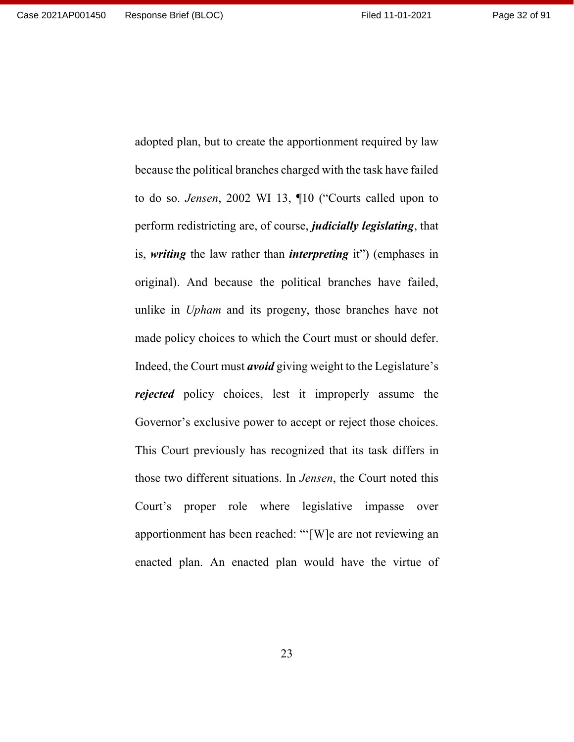adopted plan, but to create the apportionment required by law because the political branches charged with the task have failed to do so. *Jensen*, 2002 WI 13, ¶10 ("Courts called upon to perform redistricting are, of course, ***judicially legislating***, that is, ***writing*** the law rather than ***interpreting*** it") (emphases in original). And because the political branches have failed, unlike in *Upham* and its progeny, those branches have not made policy choices to which the Court must or should defer. Indeed, the Court must ***avoid*** giving weight to the Legislature's ***rejected*** policy choices, lest it improperly assume the Governor's exclusive power to accept or reject those choices. This Court previously has recognized that its task differs in those two different situations. In *Jensen*, the Court noted this Court's proper role where legislative impasse over apportionment has been reached: "'[W]e are not reviewing an enacted plan. An enacted plan would have the virtue of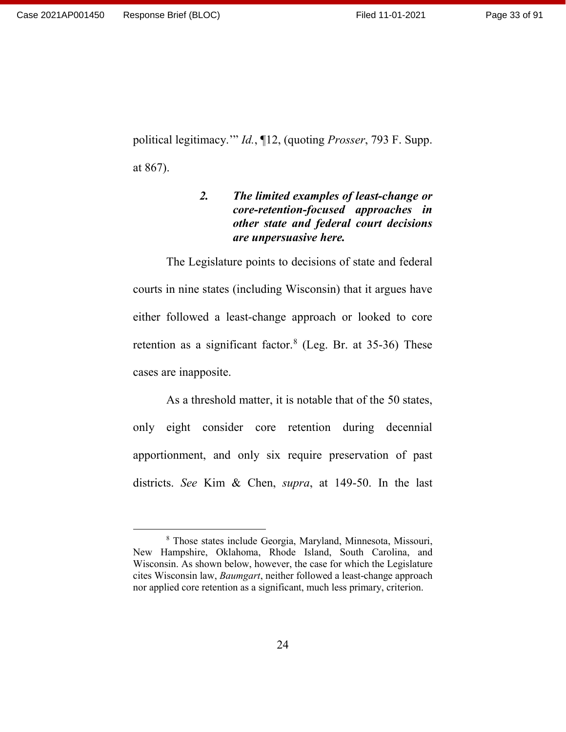political legitimacy.'" *Id.*, ¶12, (quoting *Prosser*, 793 F. Supp. at 867).

#### ***2. The limited examples of least-change or core-retention-focused approaches in other state and federal court decisions are unpersuasive here.***

The Legislature points to decisions of state and federal courts in nine states (including Wisconsin) that it argues have either followed a least-change approach or looked to core retention as a significant factor.[8] (Leg. Br. at 35-36) These cases are inapposite.

As a threshold matter, it is notable that of the 50 states, only eight consider core retention during decennial apportionment, and only six require preservation of past districts. *See* Kim & Chen, *supra*, at 149-50. In the last

---

[8] Those states include Georgia, Maryland, Minnesota, Missouri, New Hampshire, Oklahoma, Rhode Island, South Carolina, and Wisconsin. As shown below, however, the case for which the Legislature cites Wisconsin law, *Baumgart*, neither followed a least-change approach nor applied core retention as a significant, much less primary, criterion.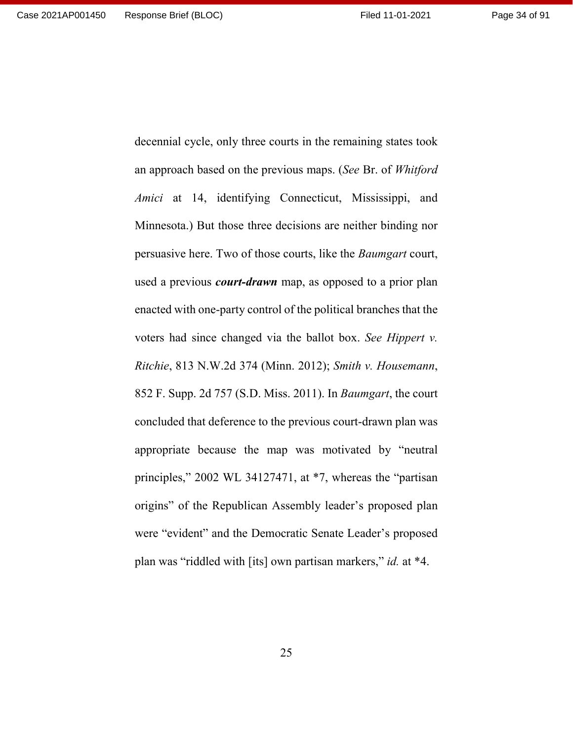decennial cycle, only three courts in the remaining states took an approach based on the previous maps. (*See* Br. of *Whitford Amici* at 14, identifying Connecticut, Mississippi, and Minnesota.) But those three decisions are neither binding nor persuasive here. Two of those courts, like the *Baumgart* court, used a previous ***court-drawn*** map, as opposed to a prior plan enacted with one-party control of the political branches that the voters had since changed via the ballot box. *See Hippert v. Ritchie*, 813 N.W.2d 374 (Minn. 2012); *Smith v. Housemann*, 852 F. Supp. 2d 757 (S.D. Miss. 2011). In *Baumgart*, the court concluded that deference to the previous court-drawn plan was appropriate because the map was motivated by "neutral principles," 2002 WL 34127471, at *7, whereas the "partisan origins" of the Republican Assembly leader's proposed plan were "evident" and the Democratic Senate Leader's proposed plan was "riddled with [its] own partisan markers," *id.* at *4.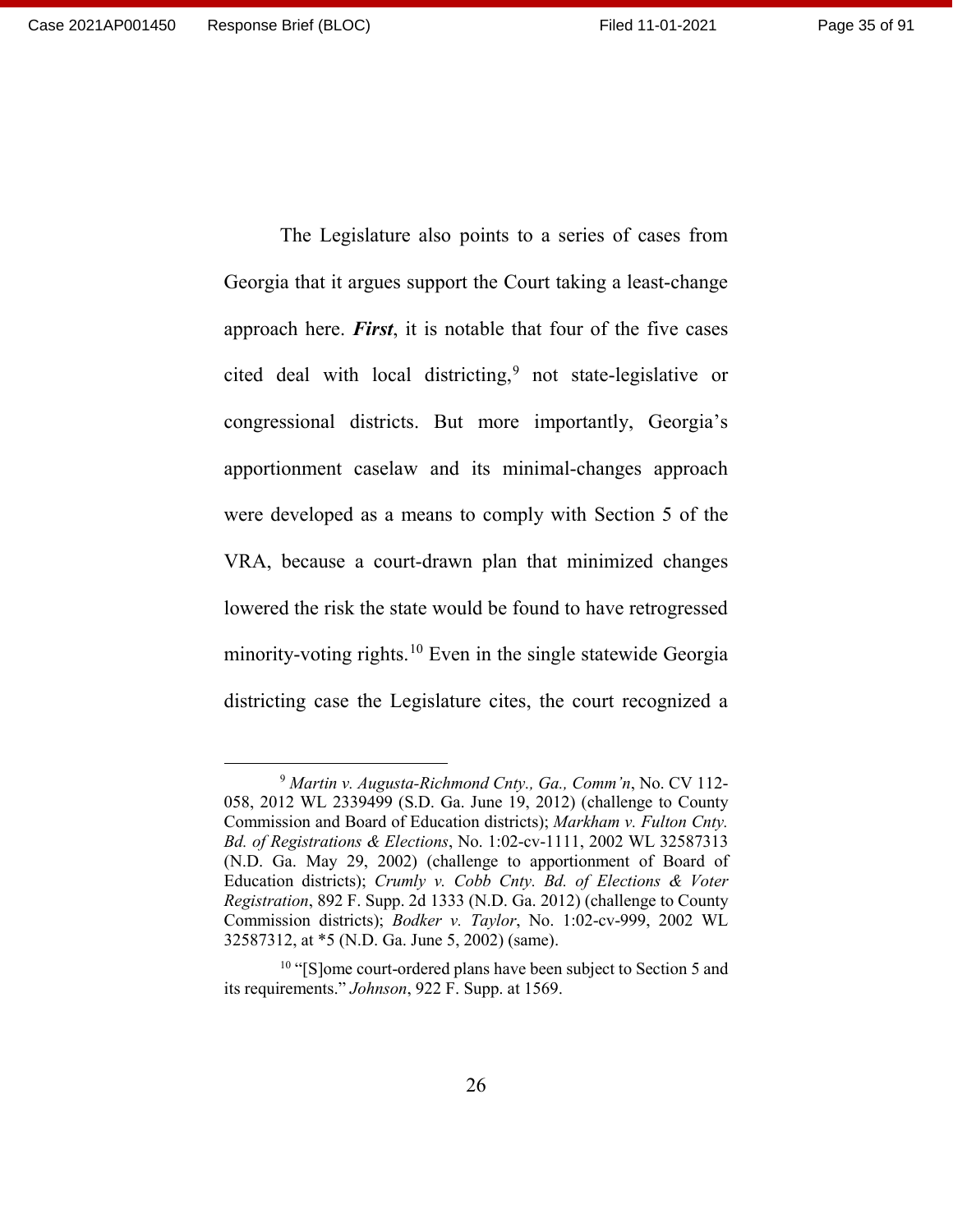The Legislature also points to a series of cases from Georgia that it argues support the Court taking a least-change approach here. ***First***, it is notable that four of the five cases cited deal with local districting,[9] not state-legislative or congressional districts. But more importantly, Georgia's apportionment caselaw and its minimal-changes approach were developed as a means to comply with Section 5 of the VRA, because a court-drawn plan that minimized changes lowered the risk the state would be found to have retrogressed minority-voting rights.[10] Even in the single statewide Georgia districting case the Legislature cites, the court recognized a

---

[9] *Martin v. Augusta-Richmond Cnty., Ga., Comm'n*, No. CV 112-058, 2012 WL 2339499 (S.D. Ga. June 19, 2012) (challenge to County Commission and Board of Education districts); *Markham v. Fulton Cnty. Bd. of Registrations & Elections*, No. 1:02-cv-1111, 2002 WL 32587313 (N.D. Ga. May 29, 2002) (challenge to apportionment of Board of Education districts); *Crumly v. Cobb Cnty. Bd. of Elections & Voter Registration*, 892 F. Supp. 2d 1333 (N.D. Ga. 2012) (challenge to County Commission districts); *Bodker v. Taylor*, No. 1:02-cv-999, 2002 WL 32587312, at *5 (N.D. Ga. June 5, 2002) (same).

[10] "[S]ome court-ordered plans have been subject to Section 5 and its requirements." *Johnson*, 922 F. Supp. at 1569.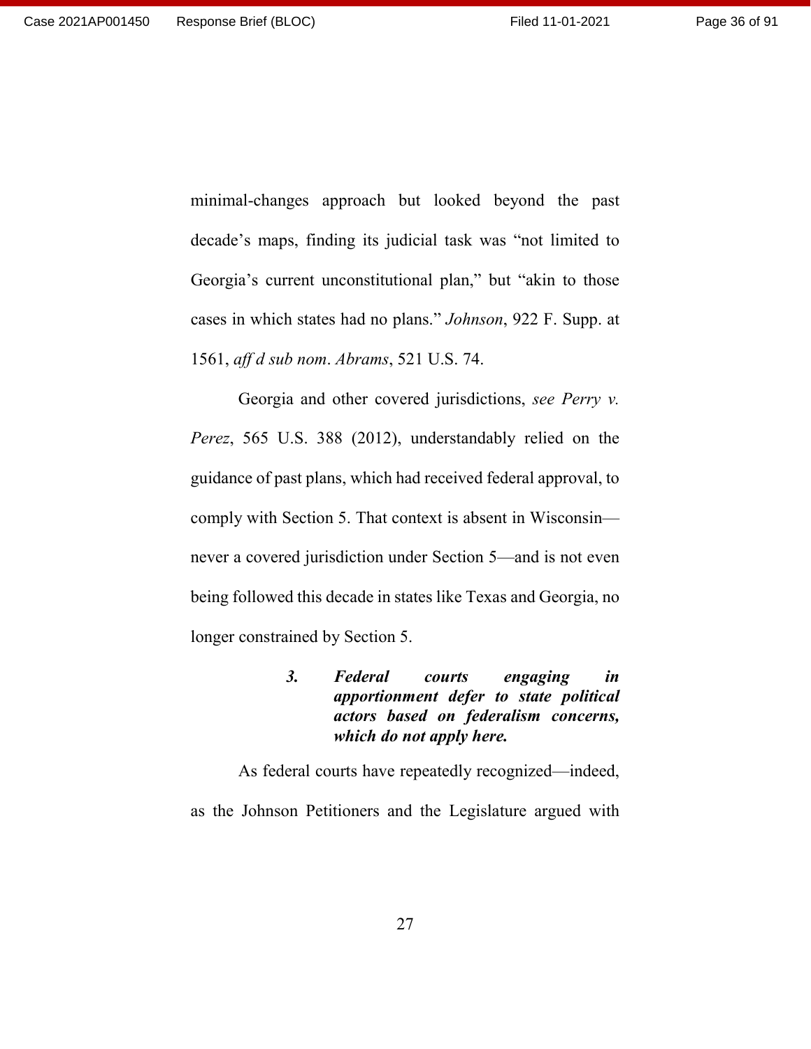minimal-changes approach but looked beyond the past decade's maps, finding its judicial task was "not limited to Georgia's current unconstitutional plan," but "akin to those cases in which states had no plans." *Johnson*, 922 F. Supp. at 1561, *aff'd sub nom*. *Abrams*, 521 U.S. 74.

Georgia and other covered jurisdictions, *see Perry v. Perez*, 565 U.S. 388 (2012), understandably relied on the guidance of past plans, which had received federal approval, to comply with Section 5. That context is absent in Wisconsin—never a covered jurisdiction under Section 5—and is not even being followed this decade in states like Texas and Georgia, no longer constrained by Section 5.

#### *3. Federal courts engaging in apportionment defer to state political actors based on federalism concerns, which do not apply here.*

As federal courts have repeatedly recognized—indeed, as the Johnson Petitioners and the Legislature argued with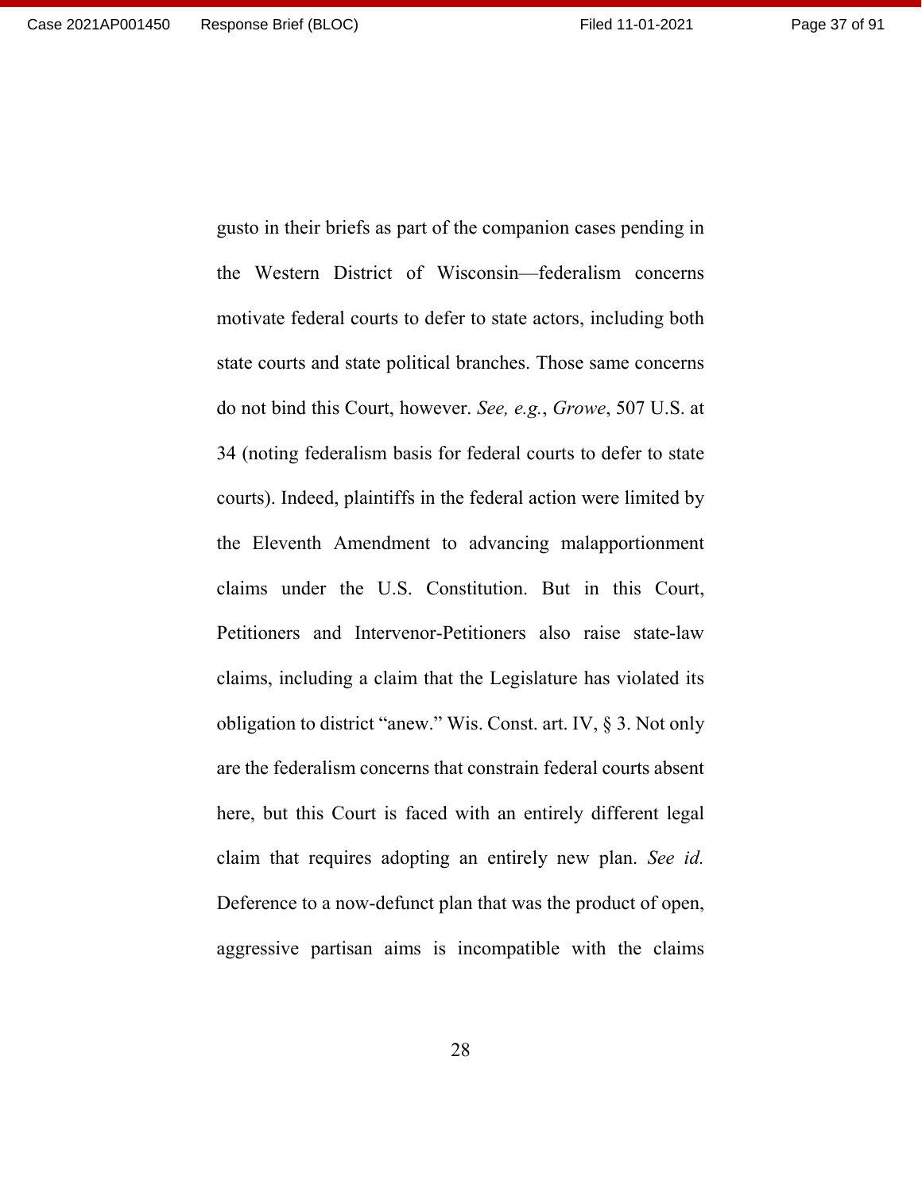gusto in their briefs as part of the companion cases pending in the Western District of Wisconsin—federalism concerns motivate federal courts to defer to state actors, including both state courts and state political branches. Those same concerns do not bind this Court, however. *See, e.g.*, *Growe*, 507 U.S. at 34 (noting federalism basis for federal courts to defer to state courts). Indeed, plaintiffs in the federal action were limited by the Eleventh Amendment to advancing malapportionment claims under the U.S. Constitution. But in this Court, Petitioners and Intervenor-Petitioners also raise state-law claims, including a claim that the Legislature has violated its obligation to district "anew." Wis. Const. art. IV, § 3. Not only are the federalism concerns that constrain federal courts absent here, but this Court is faced with an entirely different legal claim that requires adopting an entirely new plan. *See id.* Deference to a now-defunct plan that was the product of open, aggressive partisan aims is incompatible with the claims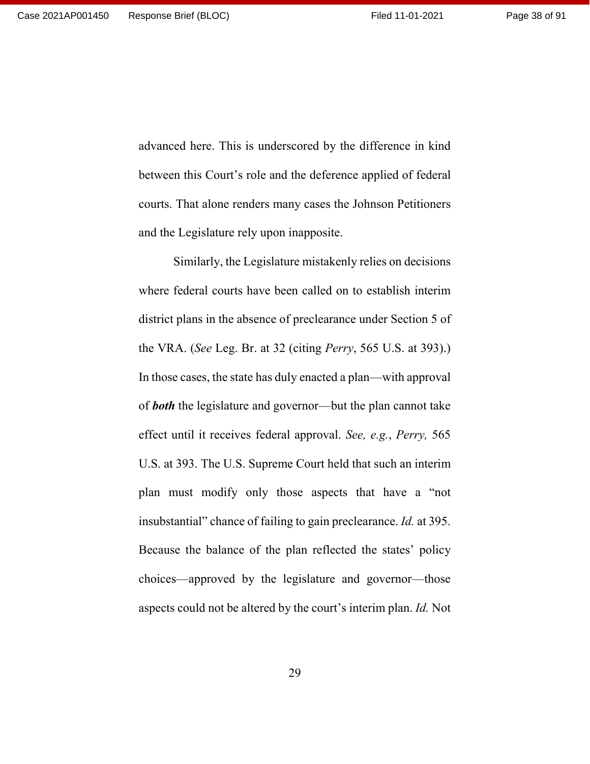advanced here. This is underscored by the difference in kind between this Court's role and the deference applied of federal courts. That alone renders many cases the Johnson Petitioners and the Legislature rely upon inapposite.

Similarly, the Legislature mistakenly relies on decisions where federal courts have been called on to establish interim district plans in the absence of preclearance under Section 5 of the VRA. (*See* Leg. Br. at 32 (citing *Perry*, 565 U.S. at 393).) In those cases, the state has duly enacted a plan—with approval of ***both*** the legislature and governor—but the plan cannot take effect until it receives federal approval. *See, e.g.*, *Perry,* 565 U.S. at 393. The U.S. Supreme Court held that such an interim plan must modify only those aspects that have a "not insubstantial" chance of failing to gain preclearance. *Id.* at 395. Because the balance of the plan reflected the states' policy choices—approved by the legislature and governor—those aspects could not be altered by the court's interim plan. *Id.* Not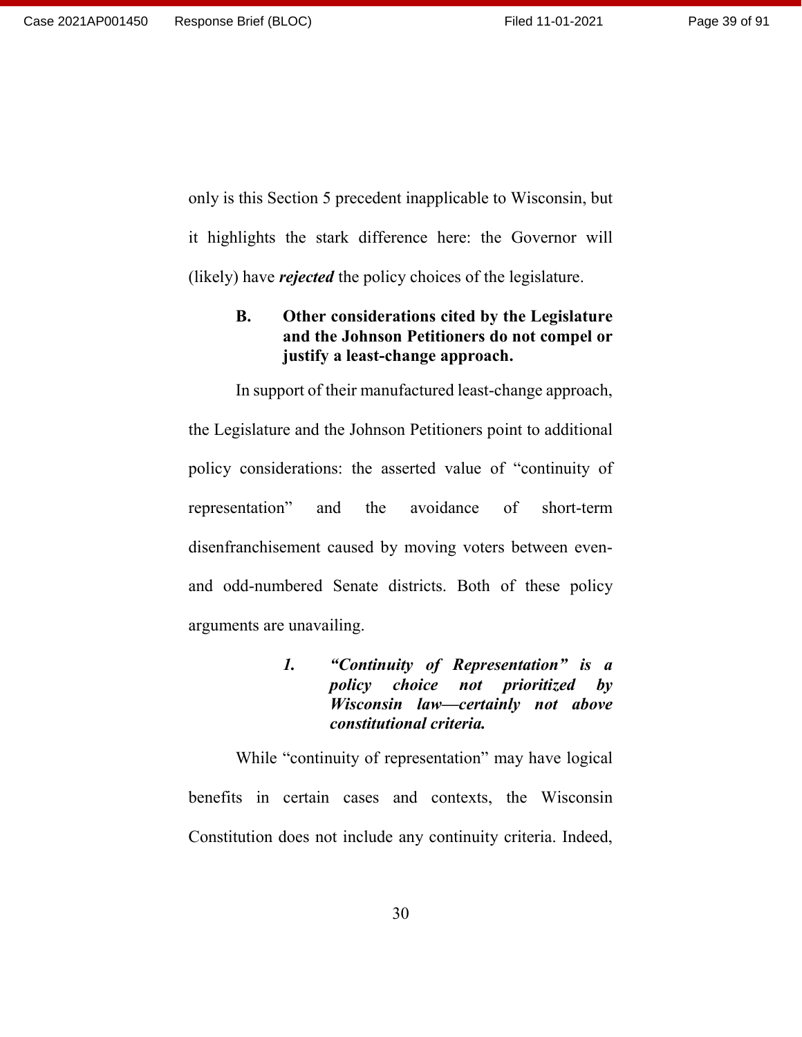only is this Section 5 precedent inapplicable to Wisconsin, but it highlights the stark difference here: the Governor will (likely) have ***rejected*** the policy choices of the legislature.

### B. Other considerations cited by the Legislature and the Johnson Petitioners do not compel or justify a least-change approach.

In support of their manufactured least-change approach, the Legislature and the Johnson Petitioners point to additional policy considerations: the asserted value of "continuity of representation" and the avoidance of short-term disenfranchisement caused by moving voters between even- and odd-numbered Senate districts. Both of these policy arguments are unavailing.

#### *1. "Continuity of Representation" is a policy choice not prioritized by Wisconsin law—certainly not above constitutional criteria.*

While "continuity of representation" may have logical benefits in certain cases and contexts, the Wisconsin Constitution does not include any continuity criteria. Indeed,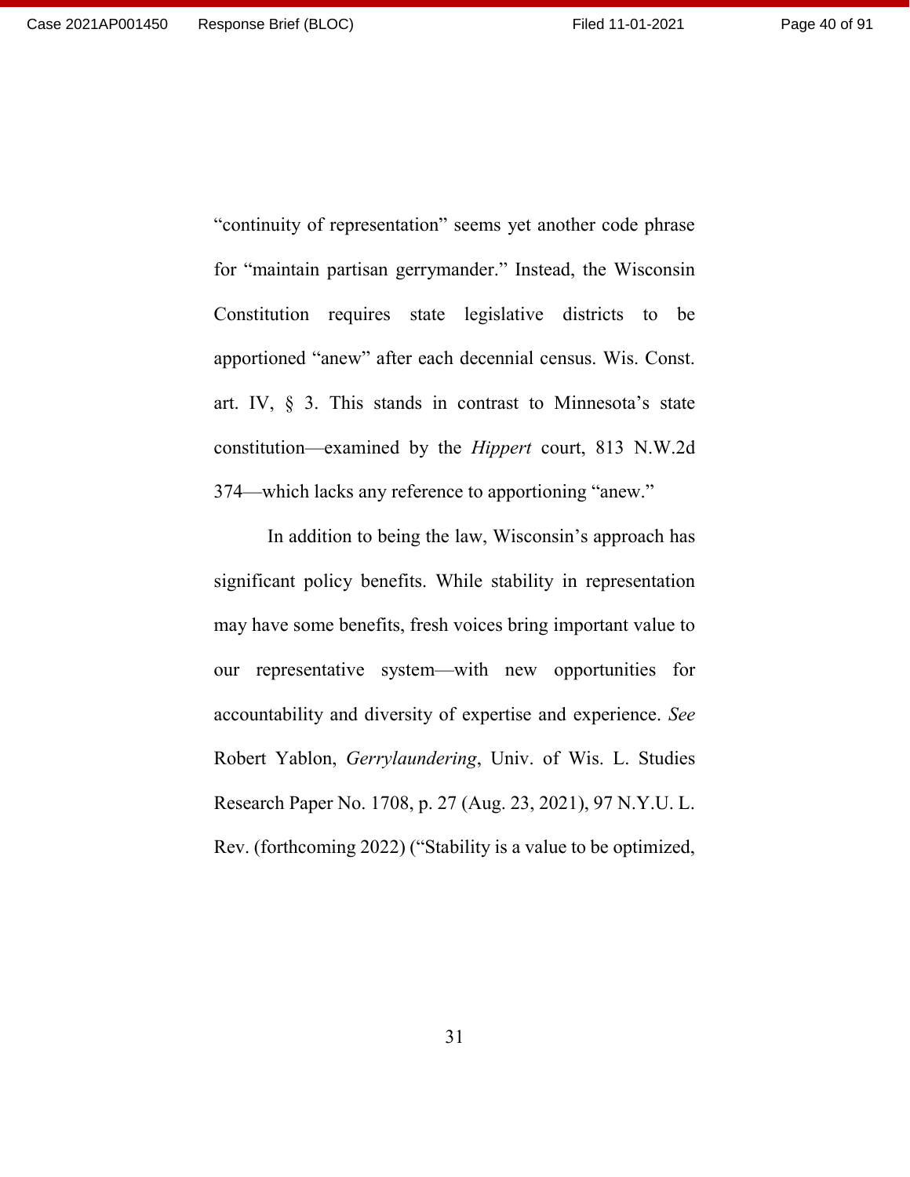"continuity of representation" seems yet another code phrase for "maintain partisan gerrymander." Instead, the Wisconsin Constitution requires state legislative districts to be apportioned "anew" after each decennial census. Wis. Const. art. IV, § 3. This stands in contrast to Minnesota's state constitution—examined by the *Hippert* court, 813 N.W.2d 374—which lacks any reference to apportioning "anew."

In addition to being the law, Wisconsin's approach has significant policy benefits. While stability in representation may have some benefits, fresh voices bring important value to our representative system—with new opportunities for accountability and diversity of expertise and experience. *See* Robert Yablon, *Gerrylaundering*, Univ. of Wis. L. Studies Research Paper No. 1708, p. 27 (Aug. 23, 2021), 97 N.Y.U. L. Rev. (forthcoming 2022) ("Stability is a value to be optimized,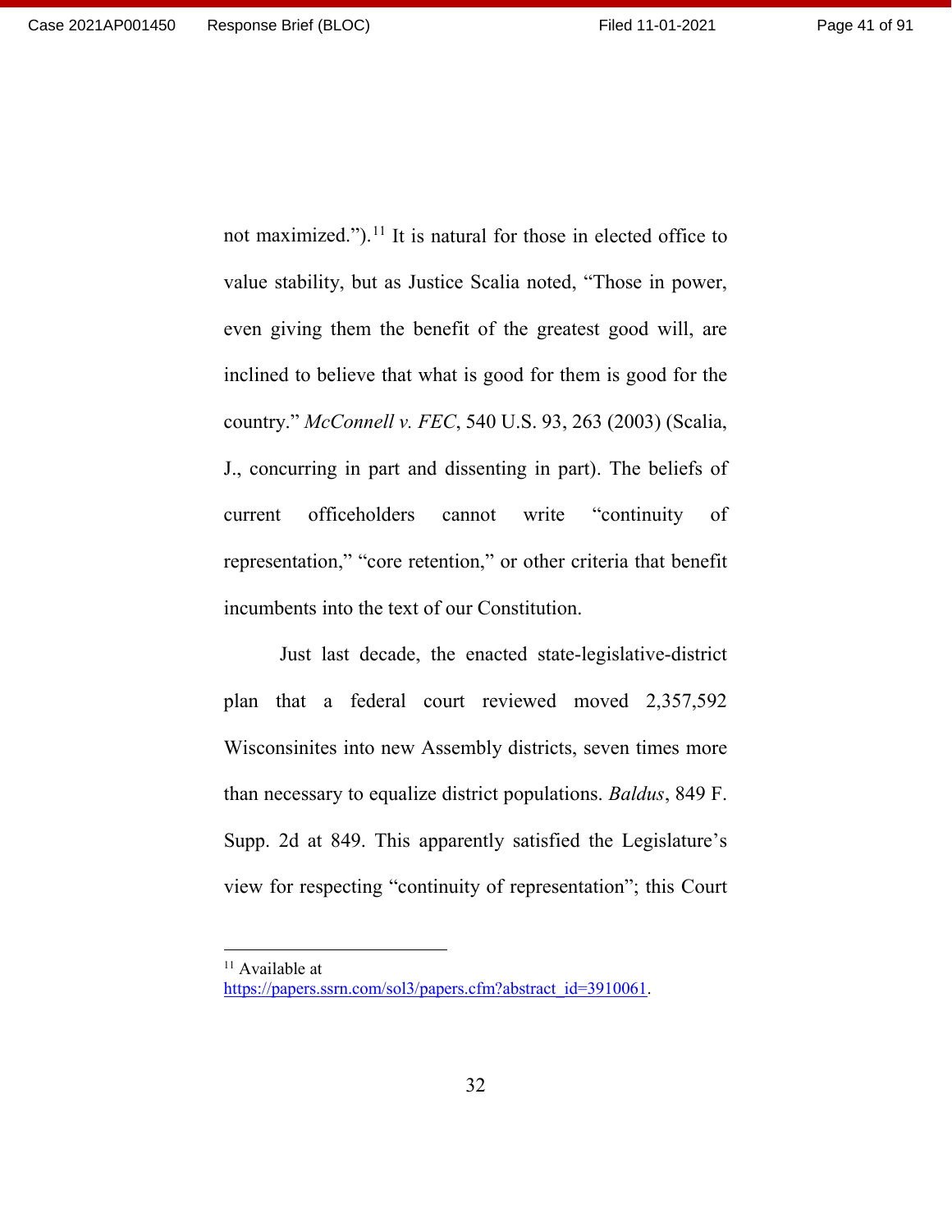not maximized.").[11] It is natural for those in elected office to value stability, but as Justice Scalia noted, "Those in power, even giving them the benefit of the greatest good will, are inclined to believe that what is good for them is good for the country." *McConnell v. FEC*, 540 U.S. 93, 263 (2003) (Scalia, J., concurring in part and dissenting in part). The beliefs of current officeholders cannot write "continuity of representation," "core retention," or other criteria that benefit incumbents into the text of our Constitution.

Just last decade, the enacted state-legislative-district plan that a federal court reviewed moved 2,357,592 Wisconsinites into new Assembly districts, seven times more than necessary to equalize district populations. *Baldus*, 849 F. Supp. 2d at 849. This apparently satisfied the Legislature's view for respecting "continuity of representation"; this Court

---

[11] Available at https://papers.ssrn.com/sol3/papers.cfm?abstract_id=3910061.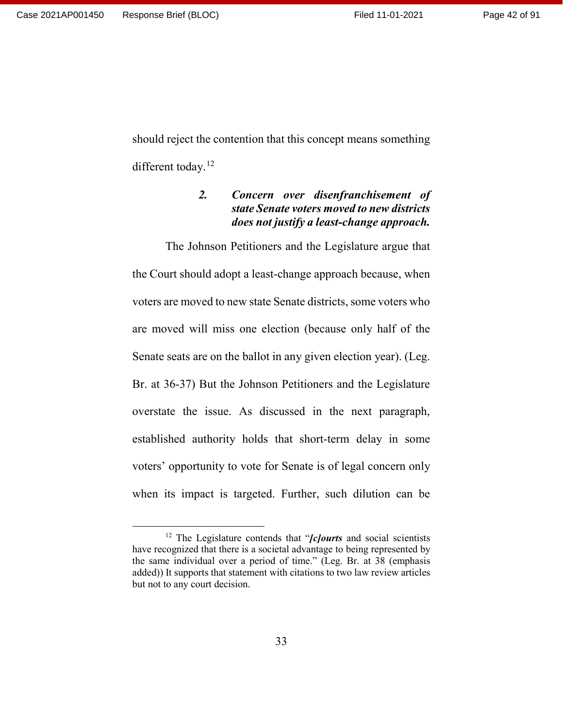should reject the contention that this concept means something different today.[12]

### *2. Concern over disenfranchisement of state Senate voters moved to new districts does not justify a least-change approach.*

The Johnson Petitioners and the Legislature argue that the Court should adopt a least-change approach because, when voters are moved to new state Senate districts, some voters who are moved will miss one election (because only half of the Senate seats are on the ballot in any given election year). (Leg. Br. at 36-37) But the Johnson Petitioners and the Legislature overstate the issue. As discussed in the next paragraph, established authority holds that short-term delay in some voters' opportunity to vote for Senate is of legal concern only when its impact is targeted. Further, such dilution can be

---

[12] The Legislature contends that "***[c]ourts*** and social scientists have recognized that there is a societal advantage to being represented by the same individual over a period of time." (Leg. Br. at 38 (emphasis added)) It supports that statement with citations to two law review articles but not to any court decision.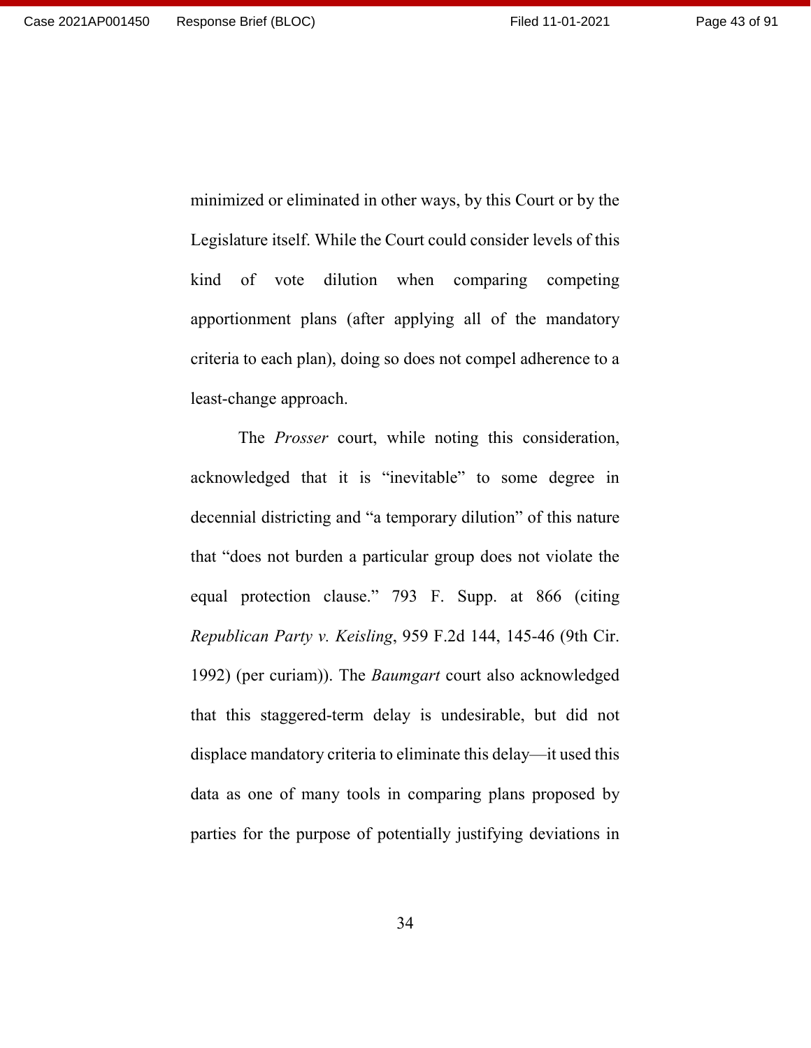minimized or eliminated in other ways, by this Court or by the Legislature itself. While the Court could consider levels of this kind of vote dilution when comparing competing apportionment plans (after applying all of the mandatory criteria to each plan), doing so does not compel adherence to a least-change approach.

The *Prosser* court, while noting this consideration, acknowledged that it is "inevitable" to some degree in decennial districting and "a temporary dilution" of this nature that "does not burden a particular group does not violate the equal protection clause." 793 F. Supp. at 866 (citing *Republican Party v. Keisling*, 959 F.2d 144, 145-46 (9th Cir. 1992) (per curiam)). The *Baumgart* court also acknowledged that this staggered-term delay is undesirable, but did not displace mandatory criteria to eliminate this delay—it used this data as one of many tools in comparing plans proposed by parties for the purpose of potentially justifying deviations in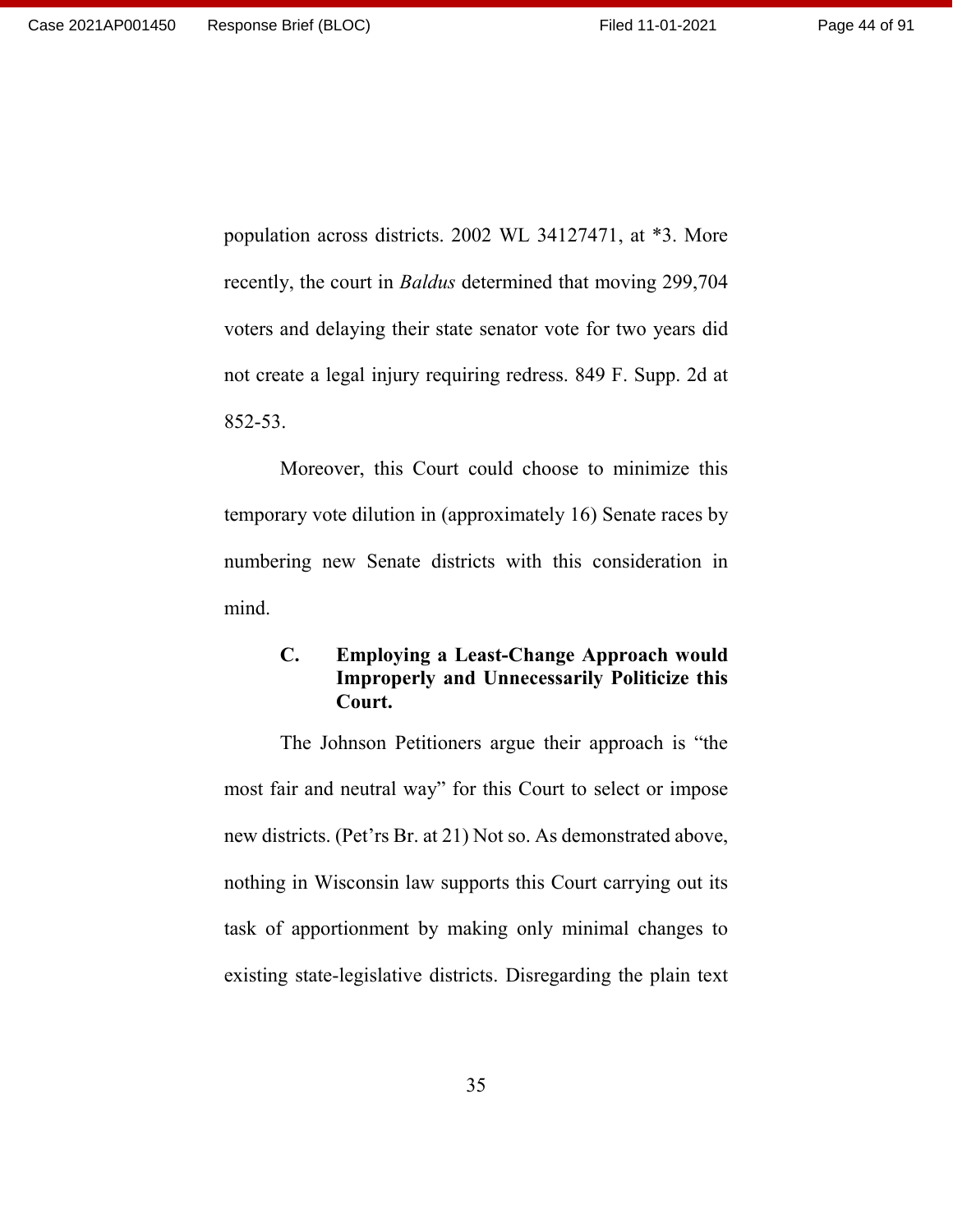population across districts. 2002 WL 34127471, at *3. More recently, the court in *Baldus* determined that moving 299,704 voters and delaying their state senator vote for two years did not create a legal injury requiring redress. 849 F. Supp. 2d at 852-53.

Moreover, this Court could choose to minimize this temporary vote dilution in (approximately 16) Senate races by numbering new Senate districts with this consideration in mind.

### C. Employing a Least-Change Approach would Improperly and Unnecessarily Politicize this Court.

The Johnson Petitioners argue their approach is "the most fair and neutral way" for this Court to select or impose new districts. (Pet'rs Br. at 21) Not so. As demonstrated above, nothing in Wisconsin law supports this Court carrying out its task of apportionment by making only minimal changes to existing state-legislative districts. Disregarding the plain text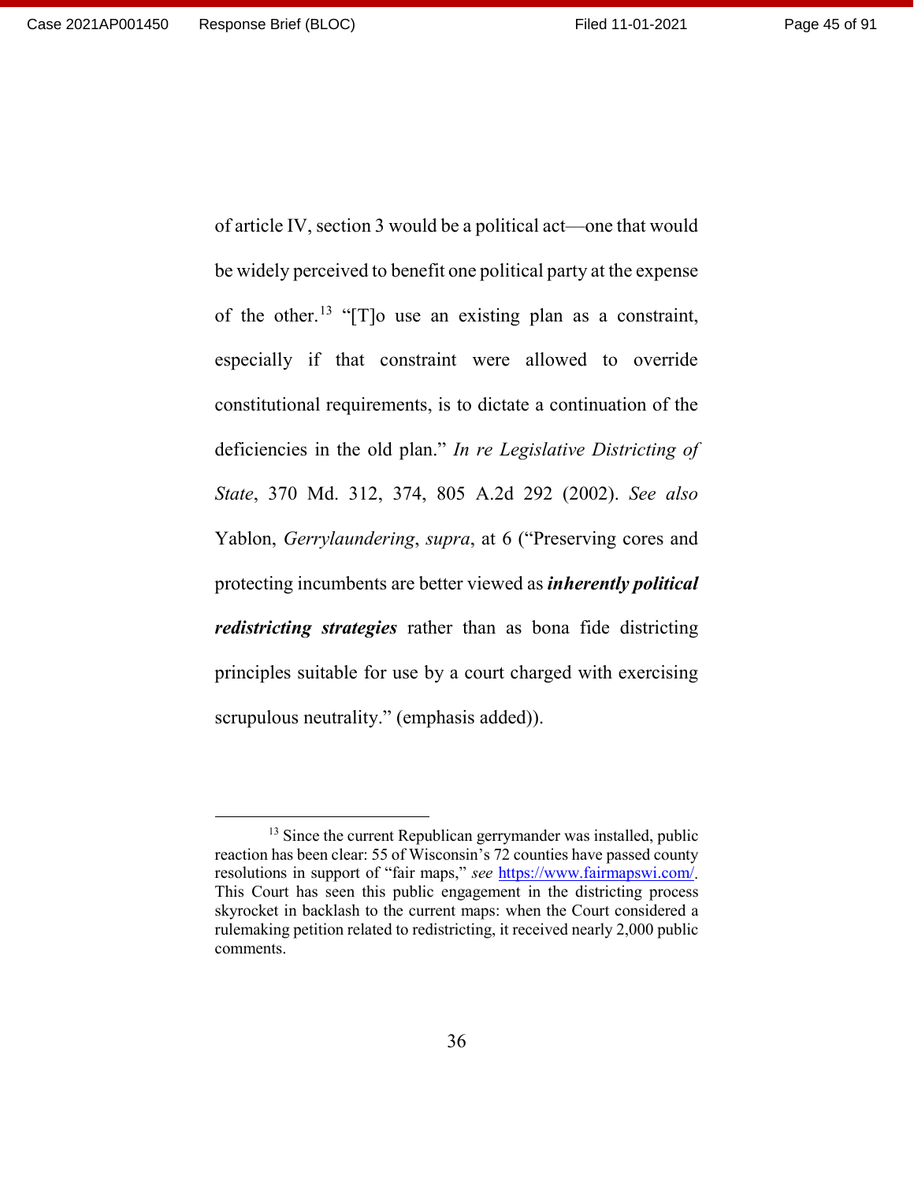of article IV, section 3 would be a political act—one that would be widely perceived to benefit one political party at the expense of the other.[13] "[T]o use an existing plan as a constraint, especially if that constraint were allowed to override constitutional requirements, is to dictate a continuation of the deficiencies in the old plan." *In re Legislative Districting of State*, 370 Md. 312, 374, 805 A.2d 292 (2002). *See also* Yablon, *Gerrylaundering*, *supra*, at 6 ("Preserving cores and protecting incumbents are better viewed as ***inherently political redistricting strategies*** rather than as bona fide districting principles suitable for use by a court charged with exercising scrupulous neutrality." (emphasis added)).

---

[13] Since the current Republican gerrymander was installed, public reaction has been clear: 55 of Wisconsin's 72 counties have passed county resolutions in support of "fair maps," *see* https://www.fairmapswi.com/. This Court has seen this public engagement in the districting process skyrocket in backlash to the current maps: when the Court considered a rulemaking petition related to redistricting, it received nearly 2,000 public comments.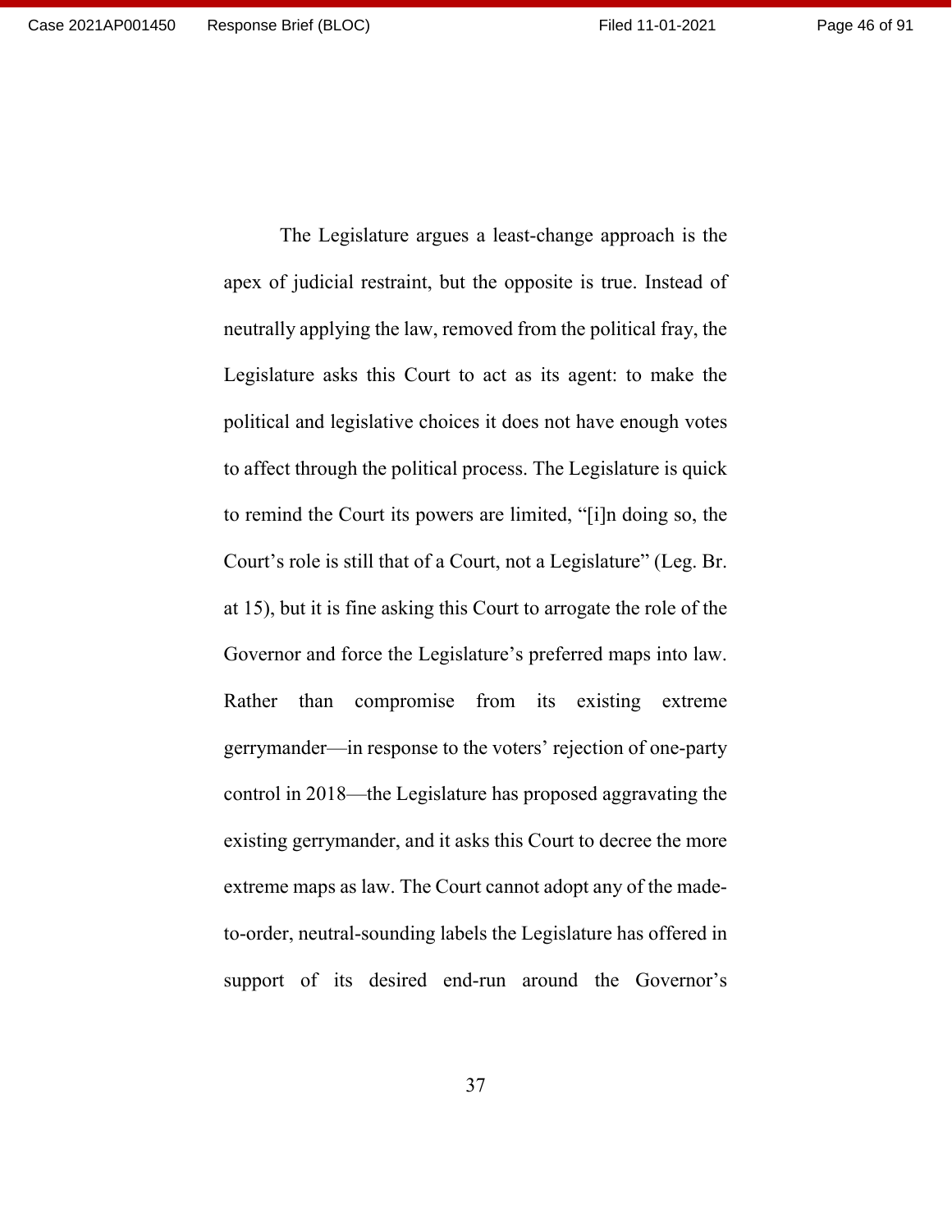The Legislature argues a least-change approach is the apex of judicial restraint, but the opposite is true. Instead of neutrally applying the law, removed from the political fray, the Legislature asks this Court to act as its agent: to make the political and legislative choices it does not have enough votes to affect through the political process. The Legislature is quick to remind the Court its powers are limited, "[i]n doing so, the Court's role is still that of a Court, not a Legislature" (Leg. Br. at 15), but it is fine asking this Court to arrogate the role of the Governor and force the Legislature's preferred maps into law. Rather than compromise from its existing extreme gerrymander—in response to the voters' rejection of one-party control in 2018—the Legislature has proposed aggravating the existing gerrymander, and it asks this Court to decree the more extreme maps as law. The Court cannot adopt any of the made-to-order, neutral-sounding labels the Legislature has offered in support of its desired end-run around the Governor's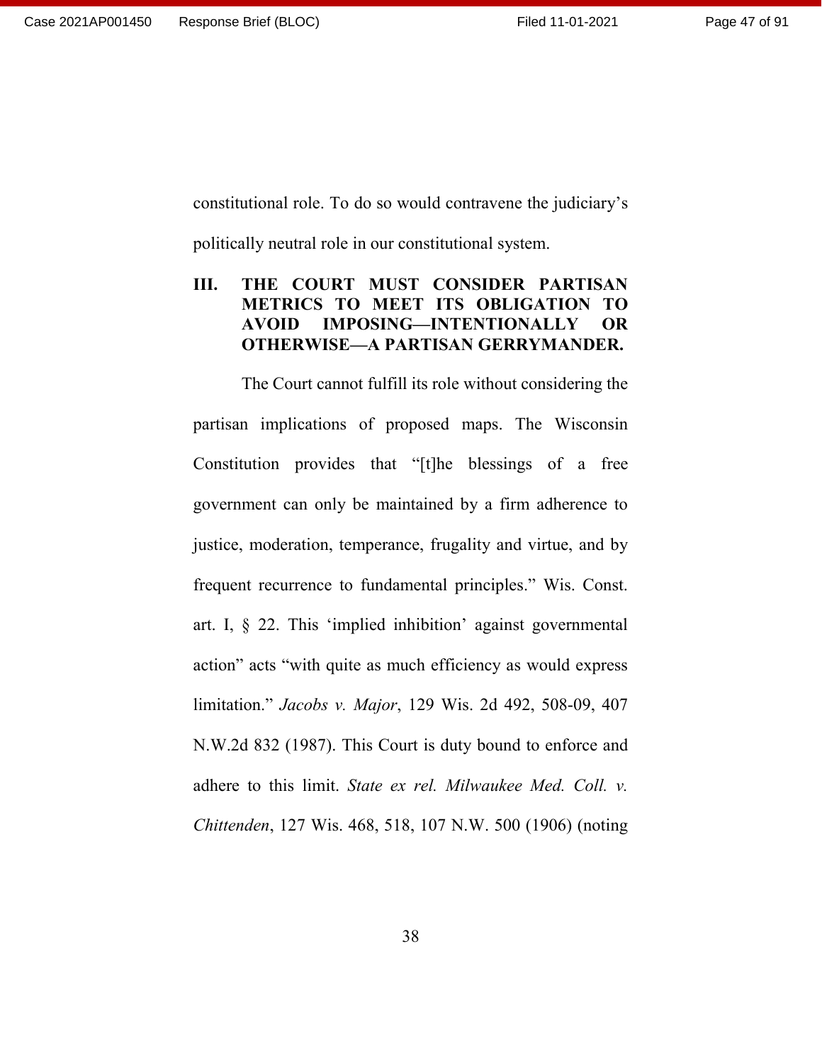constitutional role. To do so would contravene the judiciary's politically neutral role in our constitutional system.

## III. THE COURT MUST CONSIDER PARTISAN METRICS TO MEET ITS OBLIGATION TO AVOID IMPOSING—INTENTIONALLY OR OTHERWISE—A PARTISAN GERRYMANDER.

The Court cannot fulfill its role without considering the partisan implications of proposed maps. The Wisconsin Constitution provides that "[t]he blessings of a free government can only be maintained by a firm adherence to justice, moderation, temperance, frugality and virtue, and by frequent recurrence to fundamental principles." Wis. Const. art. I, § 22. This 'implied inhibition' against governmental action" acts "with quite as much efficiency as would express limitation." *Jacobs v. Major*, 129 Wis. 2d 492, 508-09, 407 N.W.2d 832 (1987). This Court is duty bound to enforce and adhere to this limit. *State ex rel. Milwaukee Med. Coll. v. Chittenden*, 127 Wis. 468, 518, 107 N.W. 500 (1906) (noting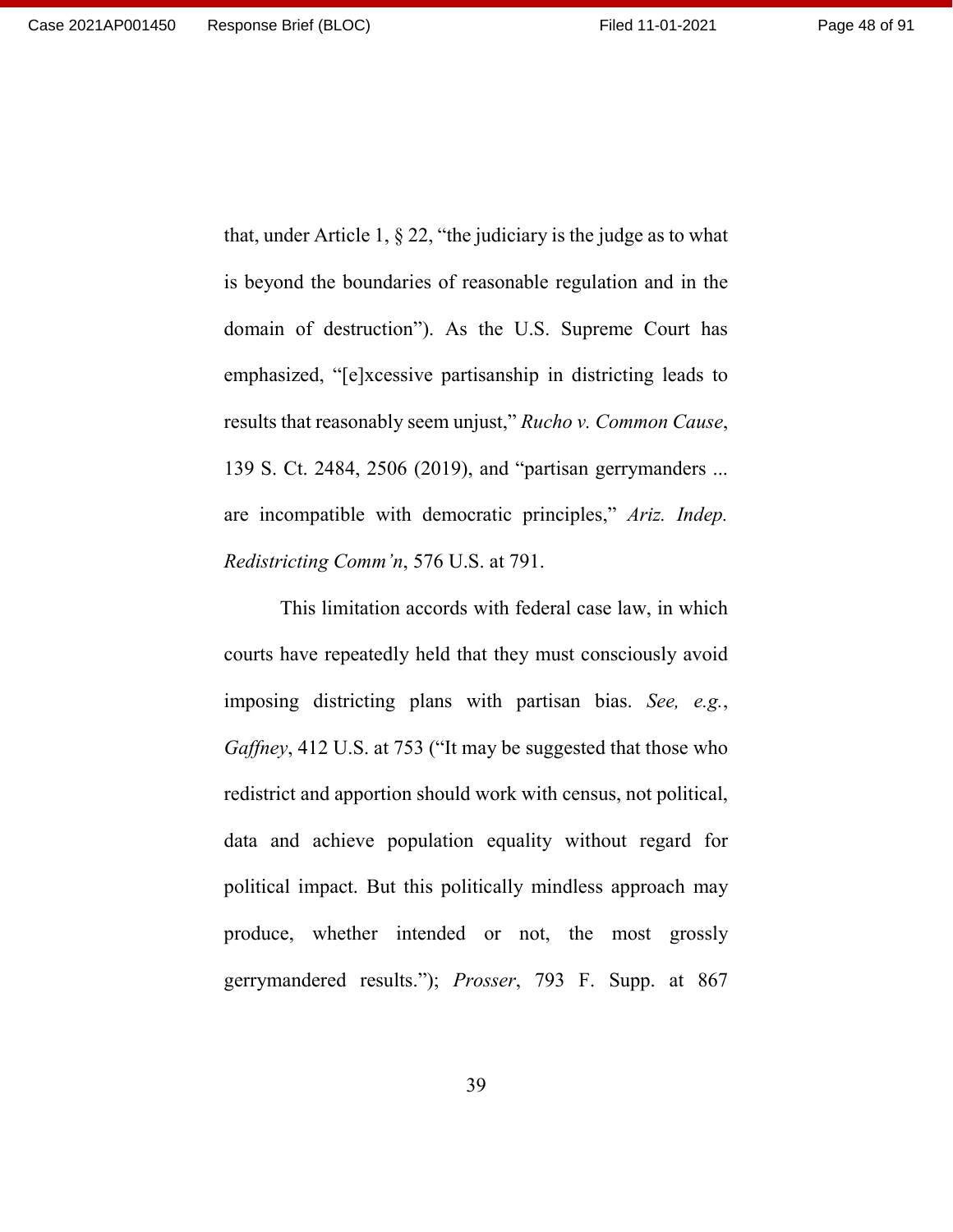that, under Article 1, § 22, "the judiciary is the judge as to what is beyond the boundaries of reasonable regulation and in the domain of destruction"). As the U.S. Supreme Court has emphasized, "[e]xcessive partisanship in districting leads to results that reasonably seem unjust," *Rucho v. Common Cause*, 139 S. Ct. 2484, 2506 (2019), and "partisan gerrymanders ... are incompatible with democratic principles," *Ariz. Indep. Redistricting Comm'n*, 576 U.S. at 791.

This limitation accords with federal case law, in which courts have repeatedly held that they must consciously avoid imposing districting plans with partisan bias. *See, e.g.*, *Gaffney*, 412 U.S. at 753 ("It may be suggested that those who redistrict and apportion should work with census, not political, data and achieve population equality without regard for political impact. But this politically mindless approach may produce, whether intended or not, the most grossly gerrymandered results."); *Prosser*, 793 F. Supp. at 867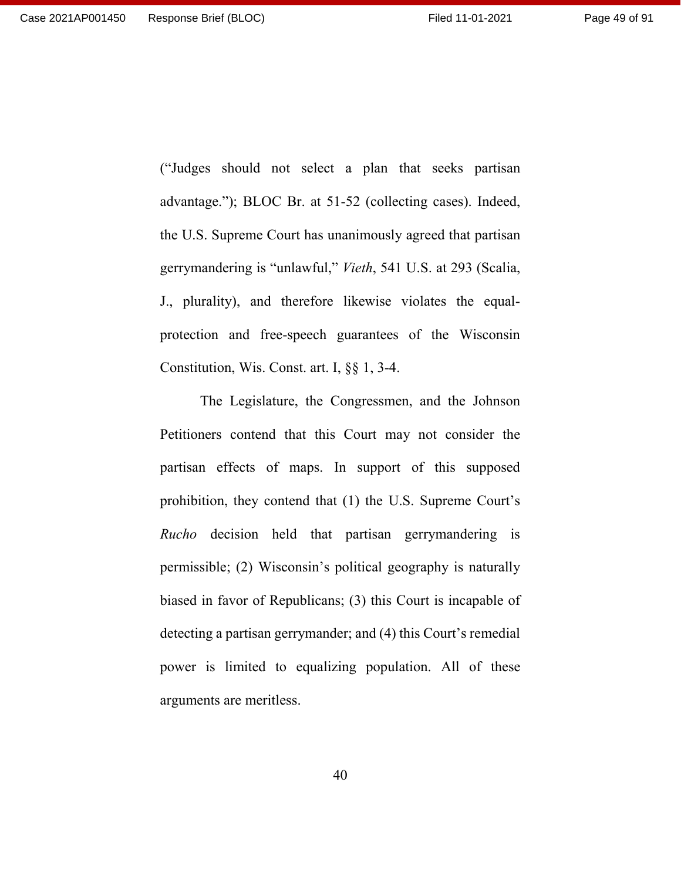("Judges should not select a plan that seeks partisan advantage."); BLOC Br. at 51-52 (collecting cases). Indeed, the U.S. Supreme Court has unanimously agreed that partisan gerrymandering is "unlawful," *Vieth*, 541 U.S. at 293 (Scalia, J., plurality), and therefore likewise violates the equal-protection and free-speech guarantees of the Wisconsin Constitution, Wis. Const. art. I, §§ 1, 3-4.

The Legislature, the Congressmen, and the Johnson Petitioners contend that this Court may not consider the partisan effects of maps. In support of this supposed prohibition, they contend that (1) the U.S. Supreme Court's *Rucho* decision held that partisan gerrymandering is permissible; (2) Wisconsin's political geography is naturally biased in favor of Republicans; (3) this Court is incapable of detecting a partisan gerrymander; and (4) this Court's remedial power is limited to equalizing population. All of these arguments are meritless.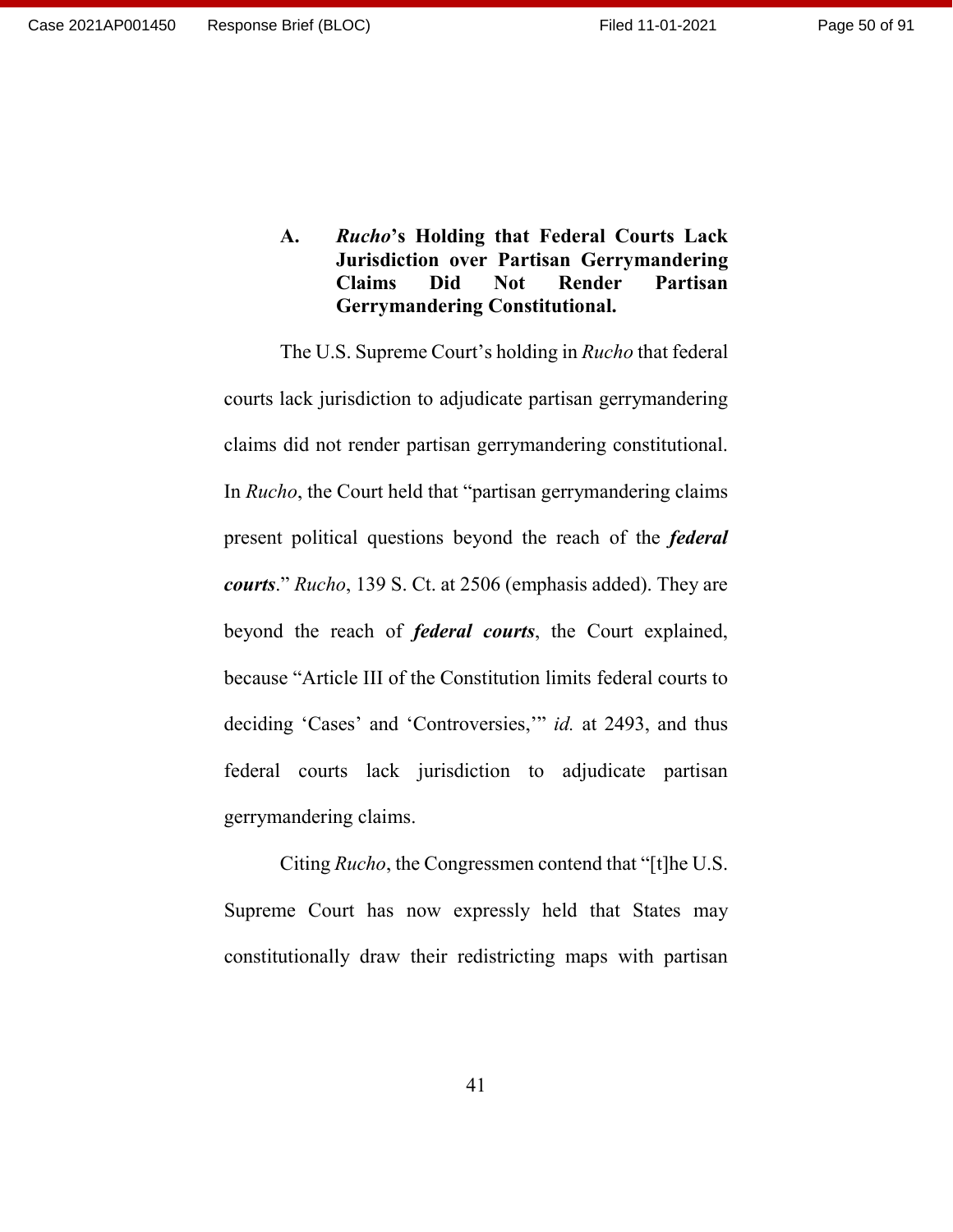### A. ***Rucho*'s Holding that Federal Courts Lack Jurisdiction over Partisan Gerrymandering Claims Did Not Render Partisan Gerrymandering Constitutional.**

The U.S. Supreme Court's holding in *Rucho* that federal courts lack jurisdiction to adjudicate partisan gerrymandering claims did not render partisan gerrymandering constitutional. In *Rucho*, the Court held that "partisan gerrymandering claims present political questions beyond the reach of the ***federal courts***." *Rucho*, 139 S. Ct. at 2506 (emphasis added). They are beyond the reach of ***federal courts***, the Court explained, because "Article III of the Constitution limits federal courts to deciding 'Cases' and 'Controversies,'" *id.* at 2493, and thus federal courts lack jurisdiction to adjudicate partisan gerrymandering claims.

Citing *Rucho*, the Congressmen contend that "[t]he U.S. Supreme Court has now expressly held that States may constitutionally draw their redistricting maps with partisan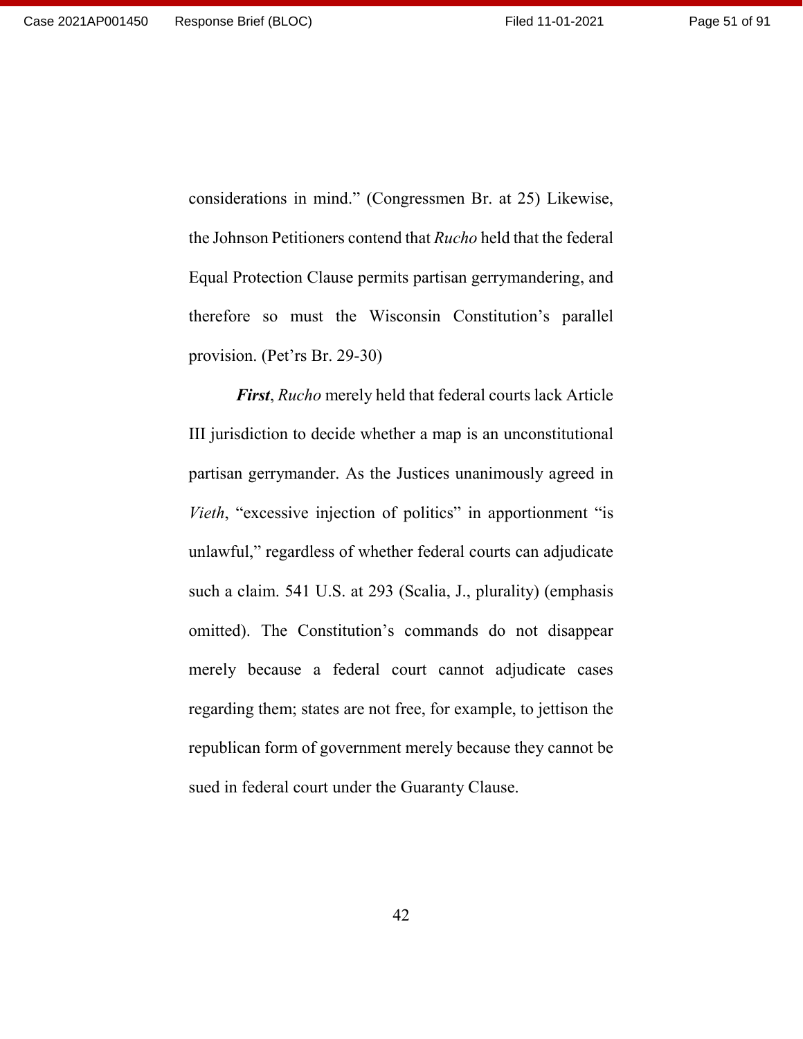considerations in mind." (Congressmen Br. at 25) Likewise, the Johnson Petitioners contend that *Rucho* held that the federal Equal Protection Clause permits partisan gerrymandering, and therefore so must the Wisconsin Constitution's parallel provision. (Pet'rs Br. 29-30)

***First***, *Rucho* merely held that federal courts lack Article III jurisdiction to decide whether a map is an unconstitutional partisan gerrymander. As the Justices unanimously agreed in *Vieth*, "excessive injection of politics" in apportionment "is unlawful," regardless of whether federal courts can adjudicate such a claim. 541 U.S. at 293 (Scalia, J., plurality) (emphasis omitted). The Constitution's commands do not disappear merely because a federal court cannot adjudicate cases regarding them; states are not free, for example, to jettison the republican form of government merely because they cannot be sued in federal court under the Guaranty Clause.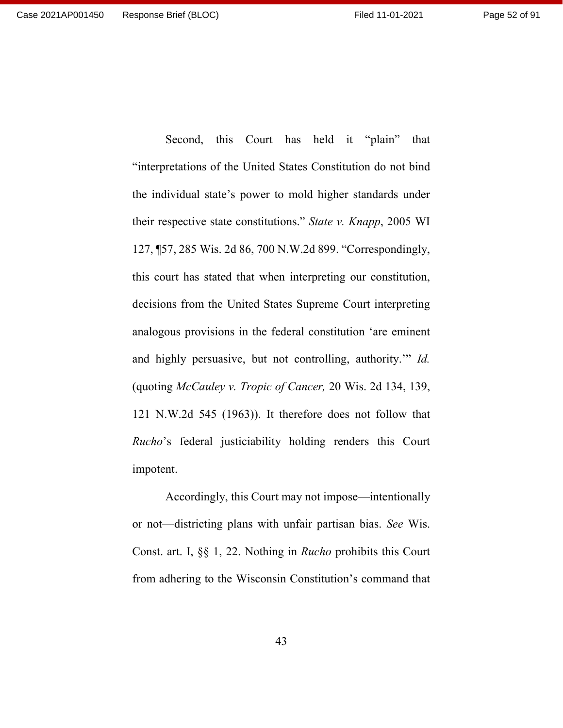Second, this Court has held it "plain" that "interpretations of the United States Constitution do not bind the individual state's power to mold higher standards under their respective state constitutions." *State v. Knapp*, 2005 WI 127, ¶57, 285 Wis. 2d 86, 700 N.W.2d 899. "Correspondingly, this court has stated that when interpreting our constitution, decisions from the United States Supreme Court interpreting analogous provisions in the federal constitution 'are eminent and highly persuasive, but not controlling, authority.'" *Id.* (quoting *McCauley v. Tropic of Cancer,* 20 Wis. 2d 134, 139, 121 N.W.2d 545 (1963)). It therefore does not follow that *Rucho*'s federal justiciability holding renders this Court impotent.

Accordingly, this Court may not impose—intentionally or not—districting plans with unfair partisan bias. *See* Wis. Const. art. I, §§ 1, 22. Nothing in *Rucho* prohibits this Court from adhering to the Wisconsin Constitution's command that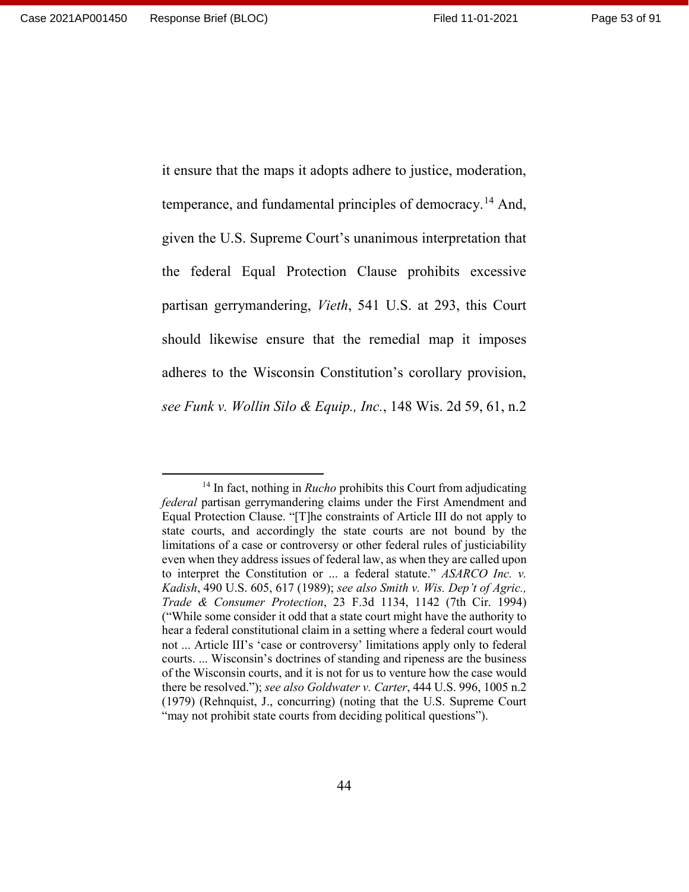it ensure that the maps it adopts adhere to justice, moderation, temperance, and fundamental principles of democracy.[14] And, given the U.S. Supreme Court's unanimous interpretation that the federal Equal Protection Clause prohibits excessive partisan gerrymandering, *Vieth*, 541 U.S. at 293, this Court should likewise ensure that the remedial map it imposes adheres to the Wisconsin Constitution's corollary provision, *see Funk v. Wollin Silo & Equip., Inc.*, 148 Wis. 2d 59, 61, n.2

---

[14] In fact, nothing in *Rucho* prohibits this Court from adjudicating *federal* partisan gerrymandering claims under the First Amendment and Equal Protection Clause. "[T]he constraints of Article III do not apply to state courts, and accordingly the state courts are not bound by the limitations of a case or controversy or other federal rules of justiciability even when they address issues of federal law, as when they are called upon to interpret the Constitution or ... a federal statute." *ASARCO Inc. v. Kadish*, 490 U.S. 605, 617 (1989); *see also Smith v. Wis. Dep't of Agric., Trade & Consumer Protection*, 23 F.3d 1134, 1142 (7th Cir. 1994) ("While some consider it odd that a state court might have the authority to hear a federal constitutional claim in a setting where a federal court would not ... Article III's 'case or controversy' limitations apply only to federal courts. ... Wisconsin's doctrines of standing and ripeness are the business of the Wisconsin courts, and it is not for us to venture how the case would there be resolved."); *see also Goldwater v. Carter*, 444 U.S. 996, 1005 n.2 (1979) (Rehnquist, J., concurring) (noting that the U.S. Supreme Court "may not prohibit state courts from deciding political questions").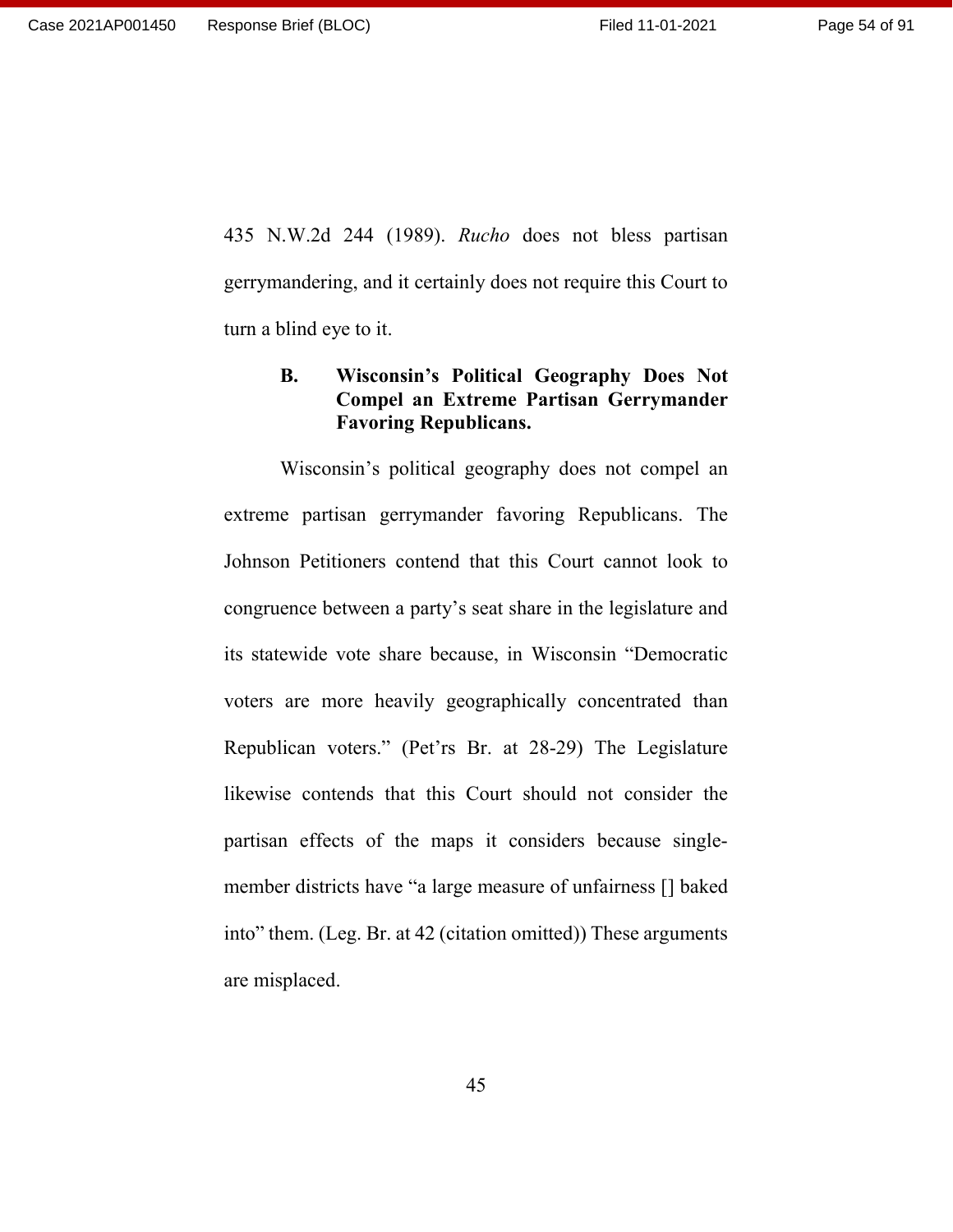435 N.W.2d 244 (1989). *Rucho* does not bless partisan gerrymandering, and it certainly does not require this Court to turn a blind eye to it.

### B. Wisconsin's Political Geography Does Not Compel an Extreme Partisan Gerrymander Favoring Republicans.

Wisconsin's political geography does not compel an extreme partisan gerrymander favoring Republicans. The Johnson Petitioners contend that this Court cannot look to congruence between a party's seat share in the legislature and its statewide vote share because, in Wisconsin "Democratic voters are more heavily geographically concentrated than Republican voters." (Pet'rs Br. at 28-29) The Legislature likewise contends that this Court should not consider the partisan effects of the maps it considers because single-member districts have "a large measure of unfairness [] baked into" them. (Leg. Br. at 42 (citation omitted)) These arguments are misplaced.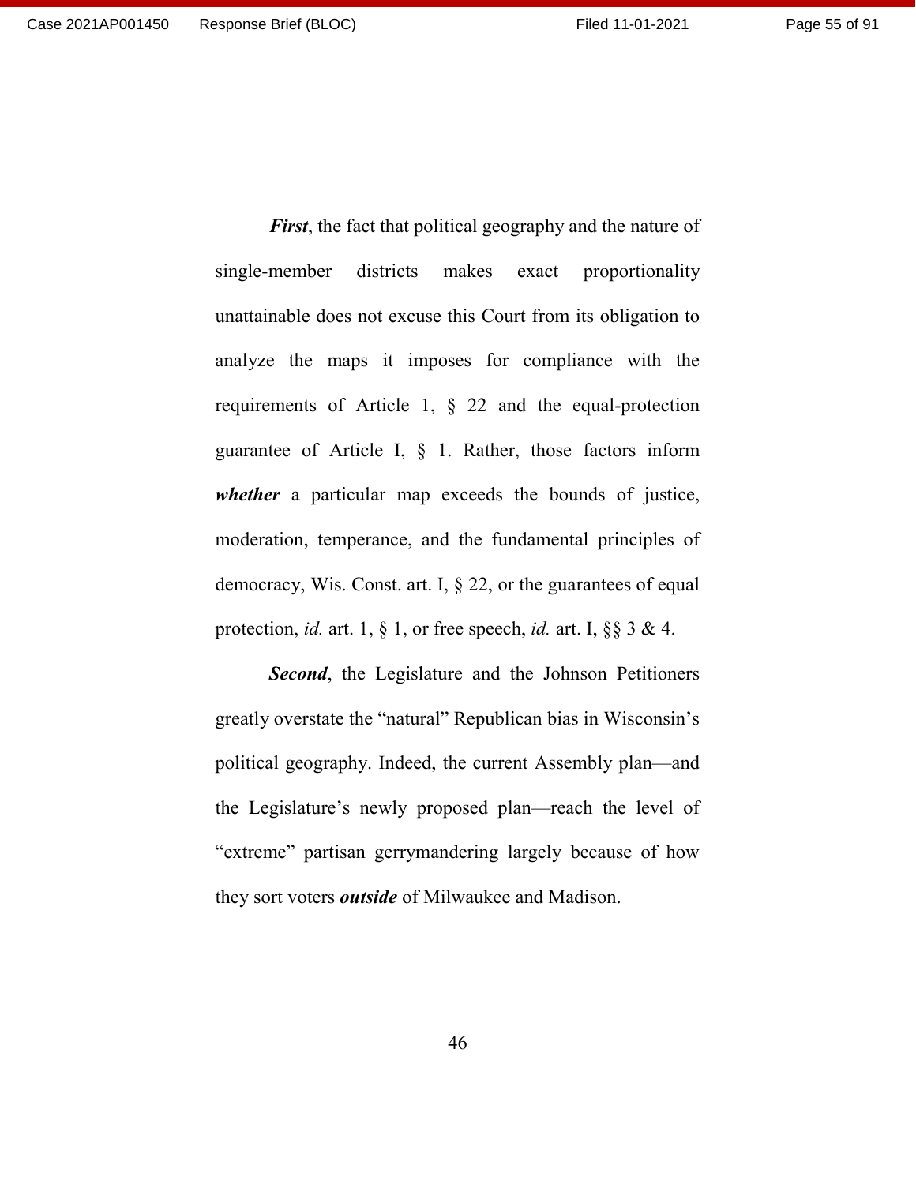***First***, the fact that political geography and the nature of single-member districts makes exact proportionality unattainable does not excuse this Court from its obligation to analyze the maps it imposes for compliance with the requirements of Article 1, § 22 and the equal-protection guarantee of Article I, § 1. Rather, those factors inform ***whether*** a particular map exceeds the bounds of justice, moderation, temperance, and the fundamental principles of democracy, Wis. Const. art. I, § 22, or the guarantees of equal protection, *id.* art. 1, § 1, or free speech, *id.* art. I, §§ 3 & 4.

***Second***, the Legislature and the Johnson Petitioners greatly overstate the "natural" Republican bias in Wisconsin's political geography. Indeed, the current Assembly plan—and the Legislature's newly proposed plan—reach the level of "extreme" partisan gerrymandering largely because of how they sort voters ***outside*** of Milwaukee and Madison.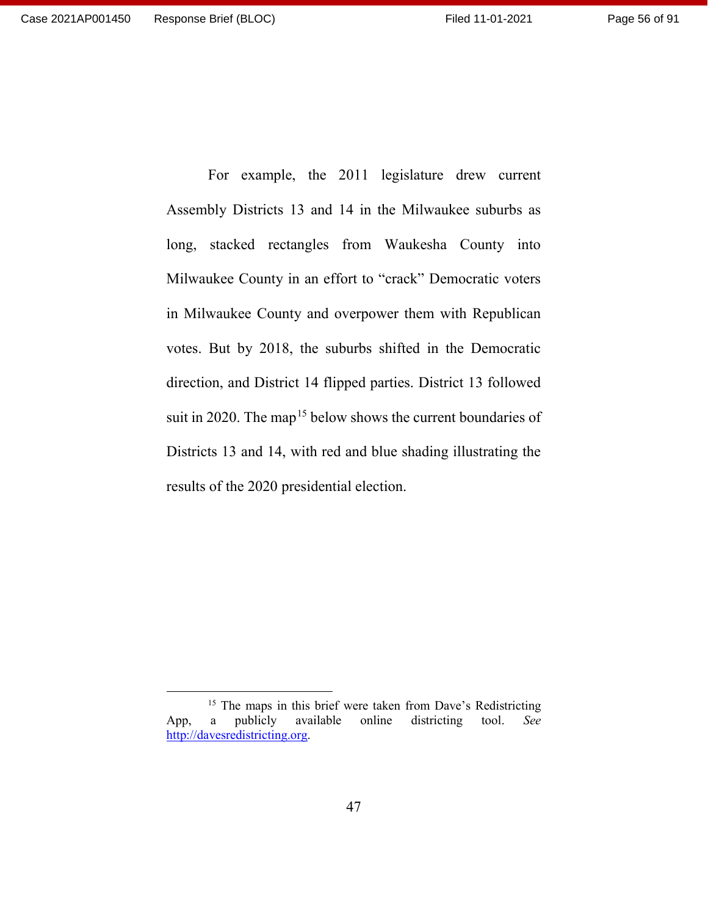For example, the 2011 legislature drew current Assembly Districts 13 and 14 in the Milwaukee suburbs as long, stacked rectangles from Waukesha County into Milwaukee County in an effort to "crack" Democratic voters in Milwaukee County and overpower them with Republican votes. But by 2018, the suburbs shifted in the Democratic direction, and District 14 flipped parties. District 13 followed suit in 2020. The map[15] below shows the current boundaries of Districts 13 and 14, with red and blue shading illustrating the results of the 2020 presidential election.

---

[15] The maps in this brief were taken from Dave's Redistricting App, a publicly available online districting tool. *See* http://davesredistricting.org.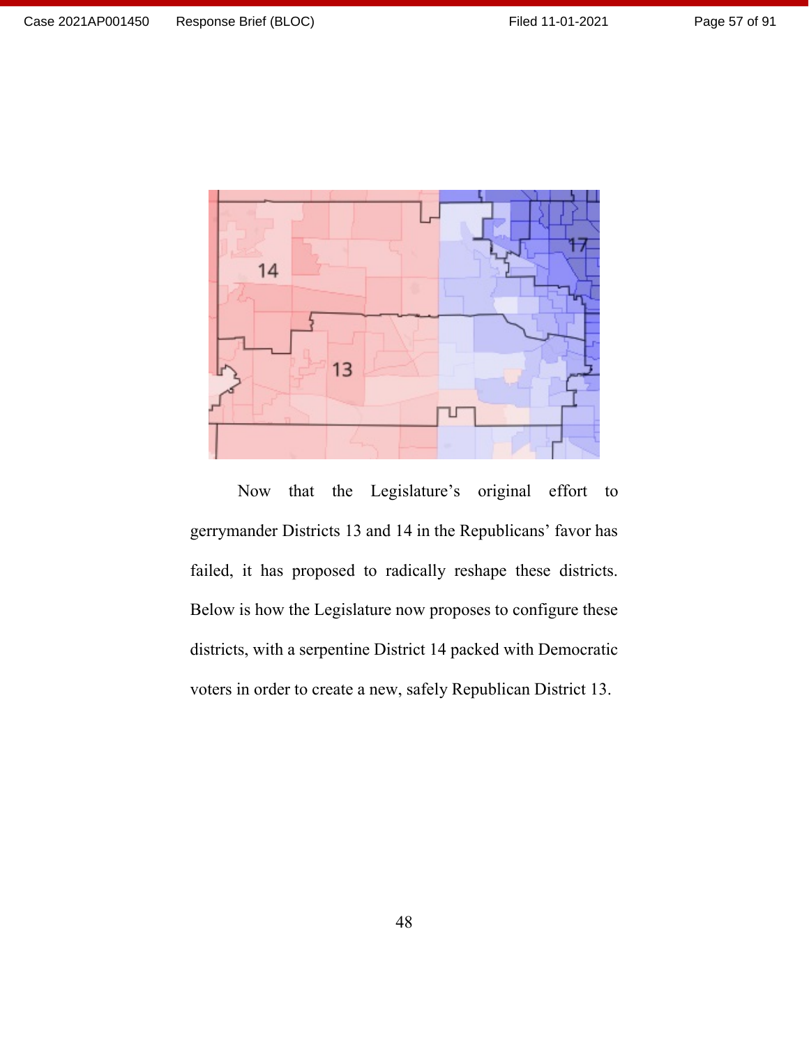Now that the Legislature's original effort to gerrymander Districts 13 and 14 in the Republicans' favor has failed, it has proposed to radically reshape these districts. Below is how the Legislature now proposes to configure these districts, with a serpentine District 14 packed with Democratic voters in order to create a new, safely Republican District 13.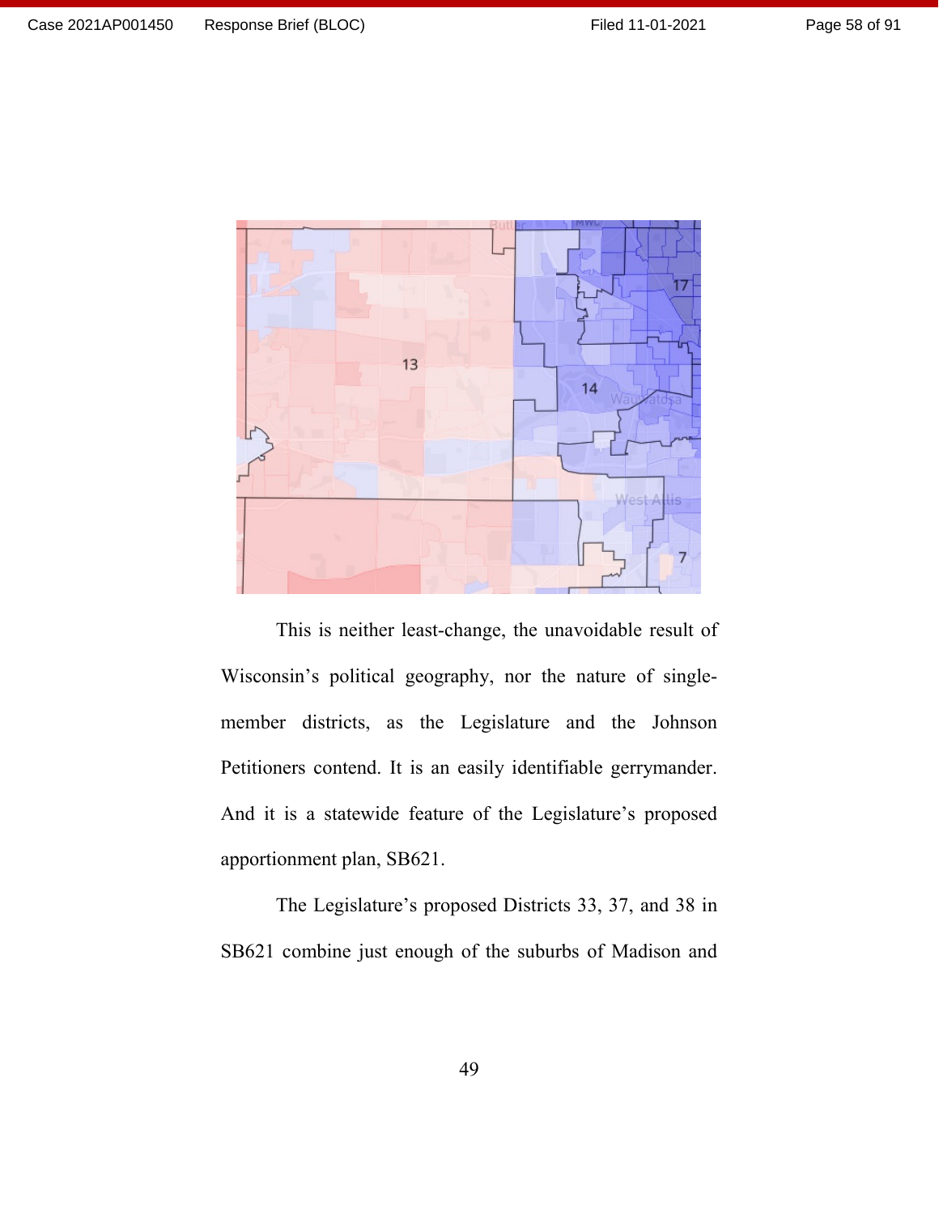This is neither least-change, the unavoidable result of Wisconsin's political geography, nor the nature of single-member districts, as the Legislature and the Johnson Petitioners contend. It is an easily identifiable gerrymander. And it is a statewide feature of the Legislature's proposed apportionment plan, SB621.

The Legislature's proposed Districts 33, 37, and 38 in SB621 combine just enough of the suburbs of Madison and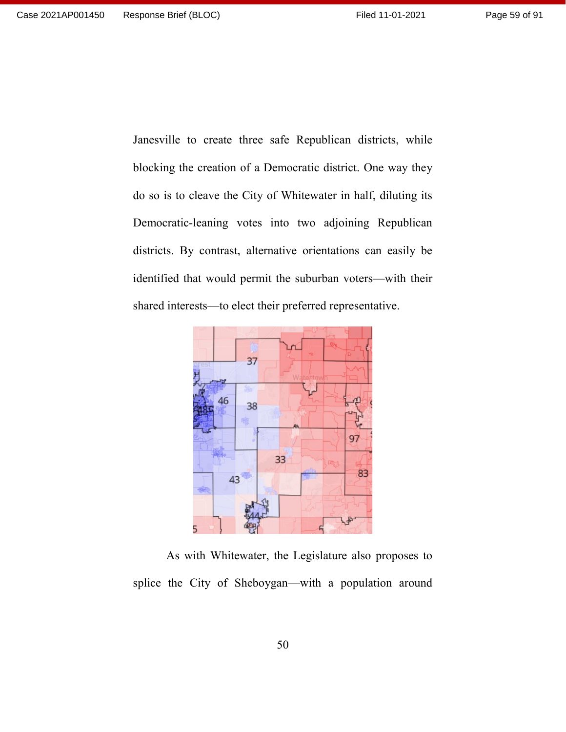Janesville to create three safe Republican districts, while blocking the creation of a Democratic district. One way they do so is to cleave the City of Whitewater in half, diluting its Democratic-leaning votes into two adjoining Republican districts. By contrast, alternative orientations can easily be identified that would permit the suburban voters—with their shared interests—to elect their preferred representative.

As with Whitewater, the Legislature also proposes to splice the City of Sheboygan—with a population around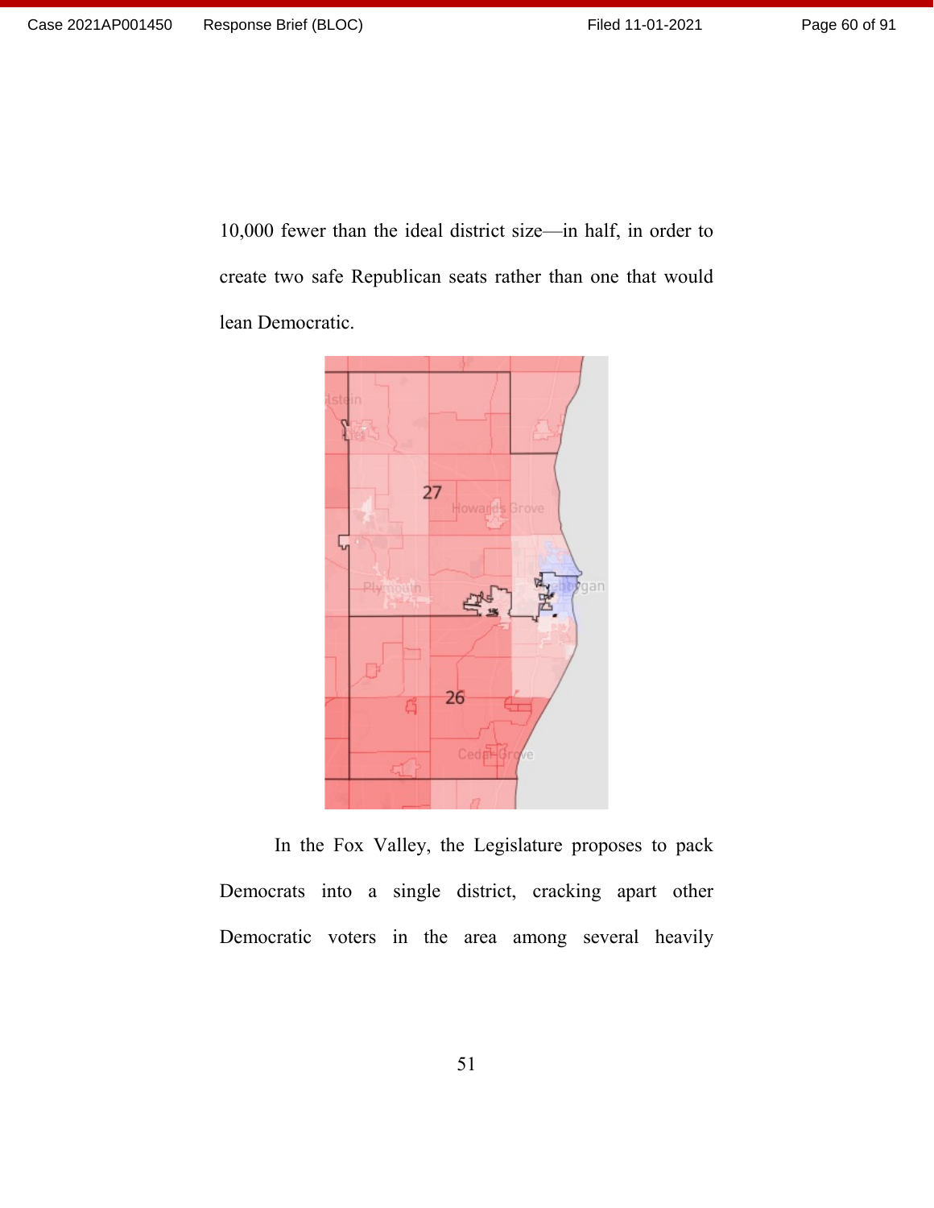10,000 fewer than the ideal district size—in half, in order to create two safe Republican seats rather than one that would lean Democratic.

In the Fox Valley, the Legislature proposes to pack Democrats into a single district, cracking apart other Democratic voters in the area among several heavily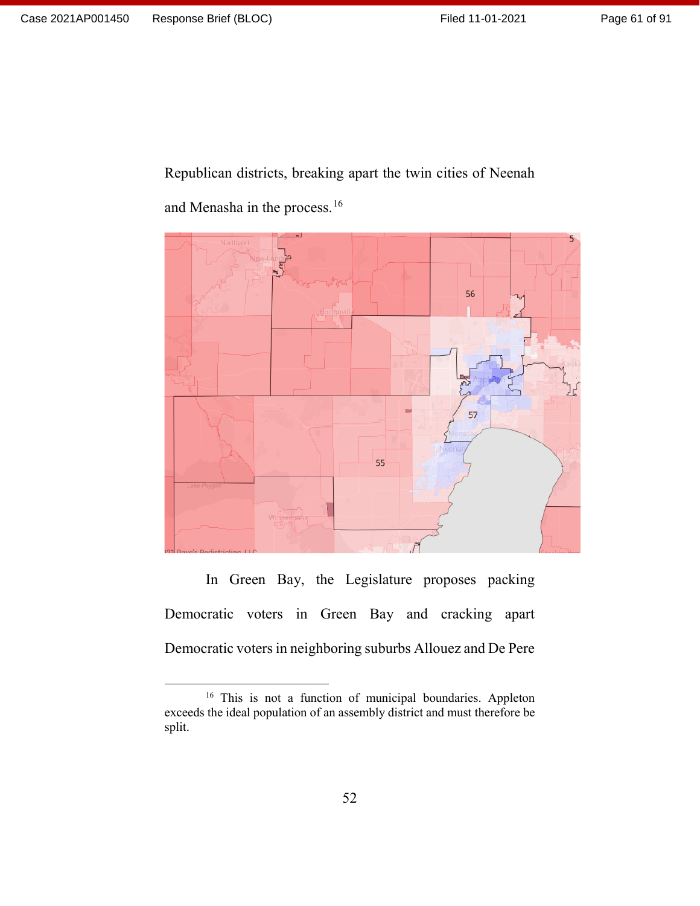Republican districts, breaking apart the twin cities of Neenah and Menasha in the process.[16]

In Green Bay, the Legislature proposes packing Democratic voters in Green Bay and cracking apart Democratic voters in neighboring suburbs Allouez and De Pere

---

[16] This is not a function of municipal boundaries. Appleton exceeds the ideal population of an assembly district and must therefore be split.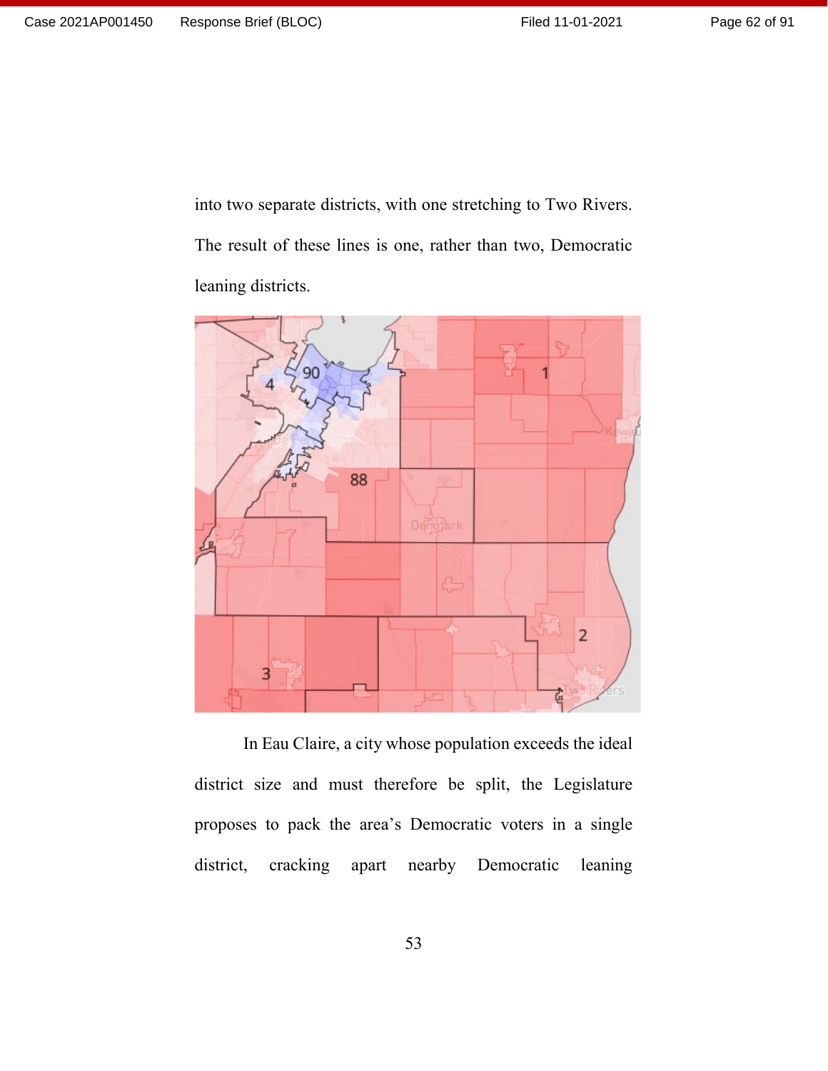into two separate districts, with one stretching to Two Rivers. The result of these lines is one, rather than two, Democratic leaning districts.

In Eau Claire, a city whose population exceeds the ideal district size and must therefore be split, the Legislature proposes to pack the area's Democratic voters in a single district, cracking apart nearby Democratic leaning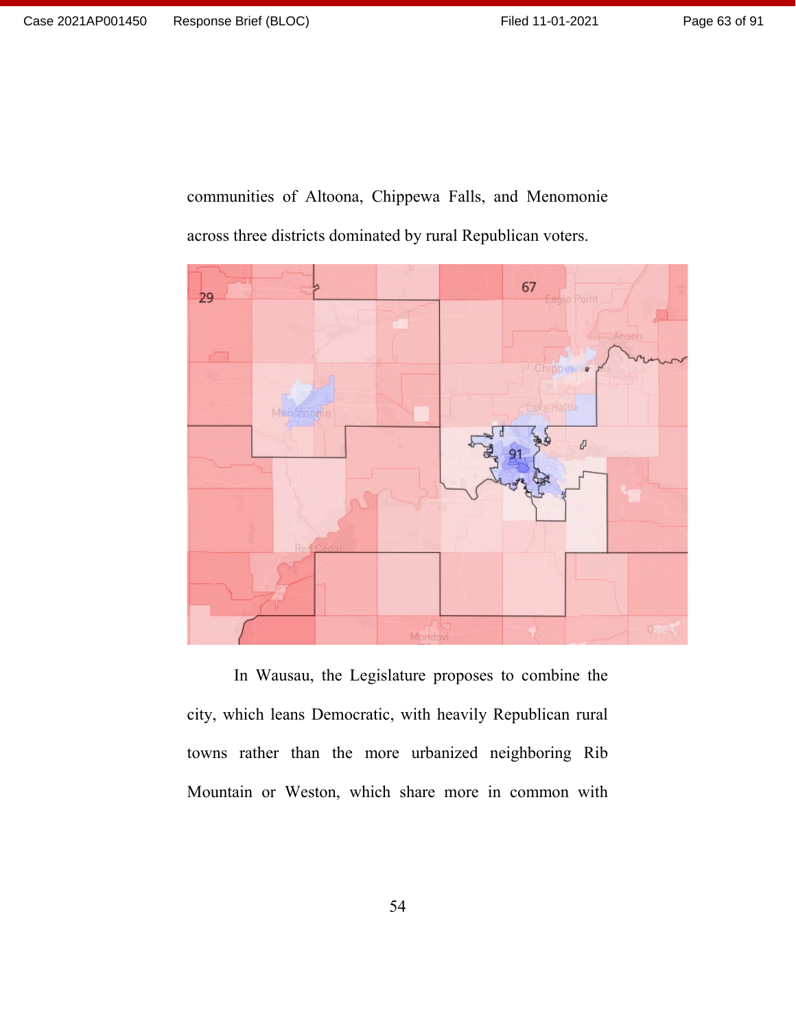communities of Altoona, Chippewa Falls, and Menomonie across three districts dominated by rural Republican voters.

In Wausau, the Legislature proposes to combine the city, which leans Democratic, with heavily Republican rural towns rather than the more urbanized neighboring Rib Mountain or Weston, which share more in common with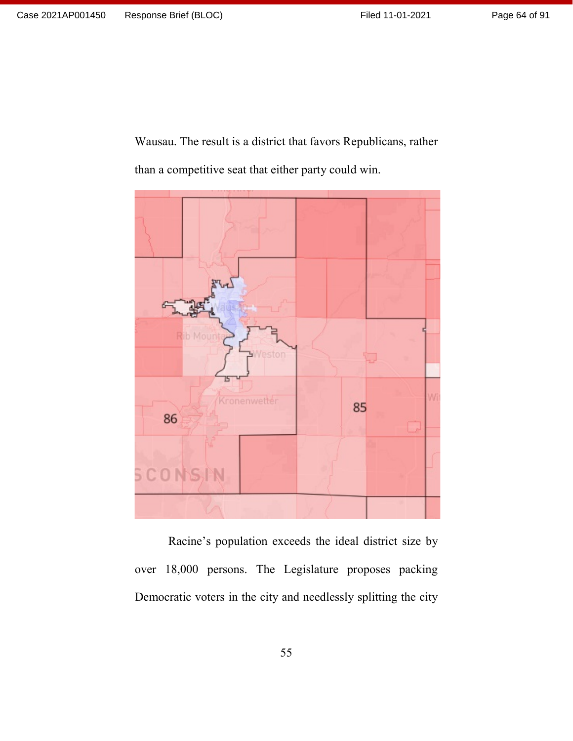Wausau. The result is a district that favors Republicans, rather than a competitive seat that either party could win.

Racine's population exceeds the ideal district size by over 18,000 persons. The Legislature proposes packing Democratic voters in the city and needlessly splitting the city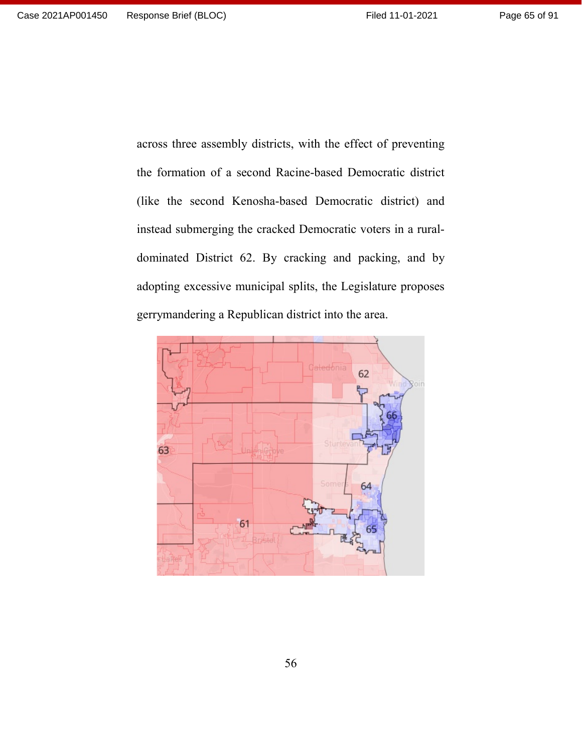across three assembly districts, with the effect of preventing the formation of a second Racine-based Democratic district (like the second Kenosha-based Democratic district) and instead submerging the cracked Democratic voters in a rural-dominated District 62. By cracking and packing, and by adopting excessive municipal splits, the Legislature proposes gerrymandering a Republican district into the area.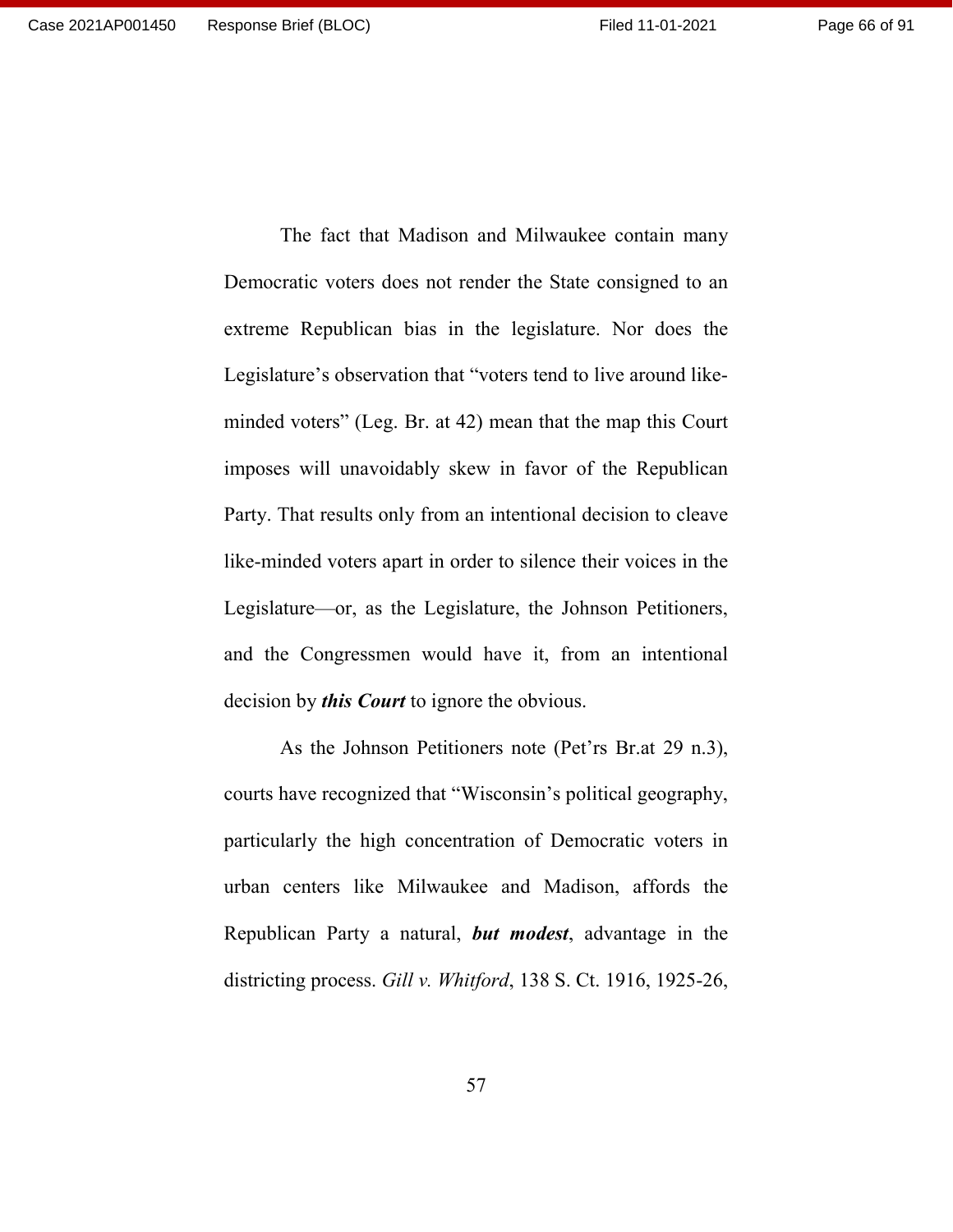The fact that Madison and Milwaukee contain many Democratic voters does not render the State consigned to an extreme Republican bias in the legislature. Nor does the Legislature's observation that "voters tend to live around like-minded voters" (Leg. Br. at 42) mean that the map this Court imposes will unavoidably skew in favor of the Republican Party. That results only from an intentional decision to cleave like-minded voters apart in order to silence their voices in the Legislature—or, as the Legislature, the Johnson Petitioners, and the Congressmen would have it, from an intentional decision by ***this Court*** to ignore the obvious.

As the Johnson Petitioners note (Pet'rs Br.at 29 n.3), courts have recognized that "Wisconsin's political geography, particularly the high concentration of Democratic voters in urban centers like Milwaukee and Madison, affords the Republican Party a natural, ***but modest***, advantage in the districting process. *Gill v. Whitford*, 138 S. Ct. 1916, 1925-26,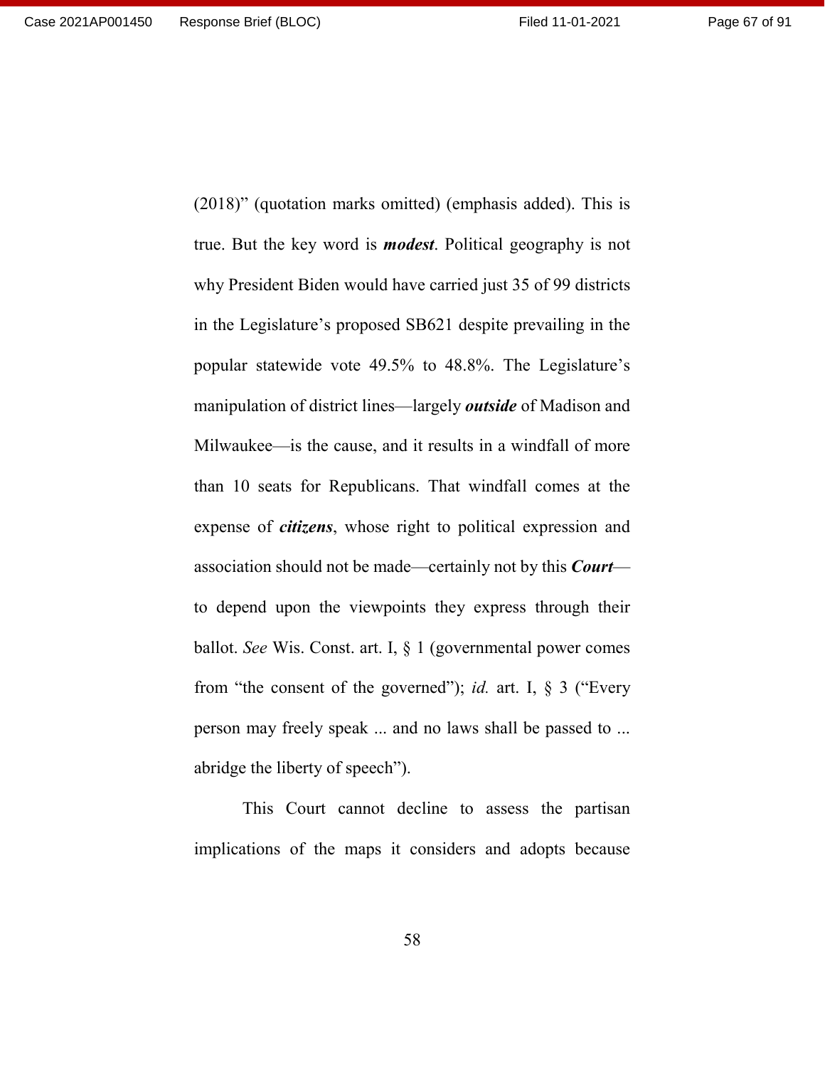(2018)" (quotation marks omitted) (emphasis added). This is true. But the key word is ***modest***. Political geography is not why President Biden would have carried just 35 of 99 districts in the Legislature's proposed SB621 despite prevailing in the popular statewide vote 49.5% to 48.8%. The Legislature's manipulation of district lines—largely ***outside*** of Madison and Milwaukee—is the cause, and it results in a windfall of more than 10 seats for Republicans. That windfall comes at the expense of ***citizens***, whose right to political expression and association should not be made—certainly not by this ***Court***—to depend upon the viewpoints they express through their ballot. *See* Wis. Const. art. I, § 1 (governmental power comes from "the consent of the governed"); *id.* art. I, § 3 ("Every person may freely speak ... and no laws shall be passed to ... abridge the liberty of speech").

This Court cannot decline to assess the partisan implications of the maps it considers and adopts because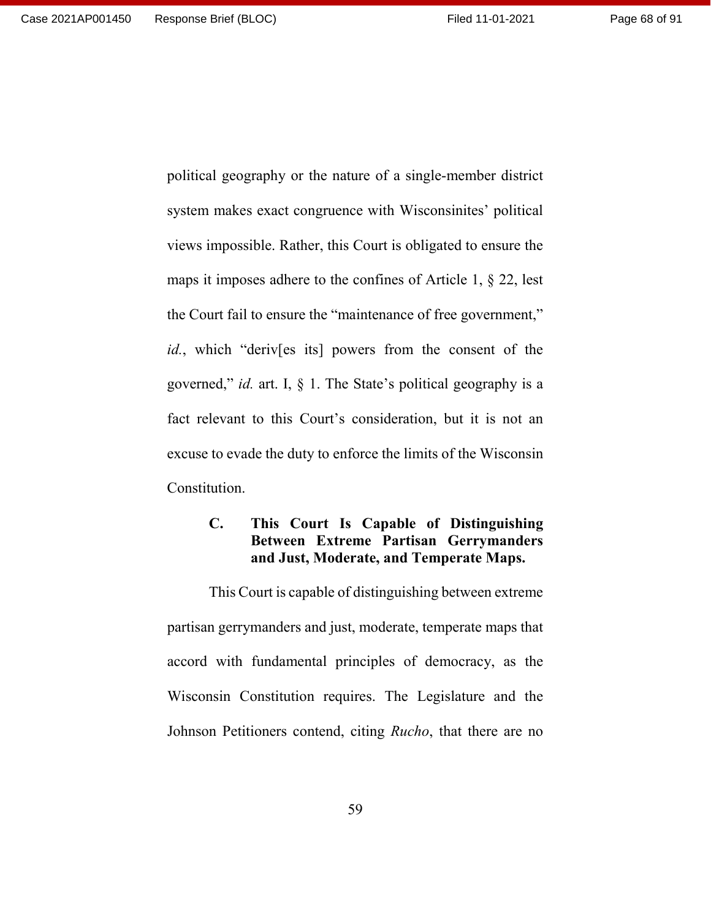political geography or the nature of a single-member district system makes exact congruence with Wisconsinites' political views impossible. Rather, this Court is obligated to ensure the maps it imposes adhere to the confines of Article 1, § 22, lest the Court fail to ensure the "maintenance of free government," *id.*, which "deriv[es its] powers from the consent of the governed," *id.* art. I, § 1. The State's political geography is a fact relevant to this Court's consideration, but it is not an excuse to evade the duty to enforce the limits of the Wisconsin Constitution.

### C. This Court Is Capable of Distinguishing Between Extreme Partisan Gerrymanders and Just, Moderate, and Temperate Maps.

This Court is capable of distinguishing between extreme partisan gerrymanders and just, moderate, temperate maps that accord with fundamental principles of democracy, as the Wisconsin Constitution requires. The Legislature and the Johnson Petitioners contend, citing *Rucho*, that there are no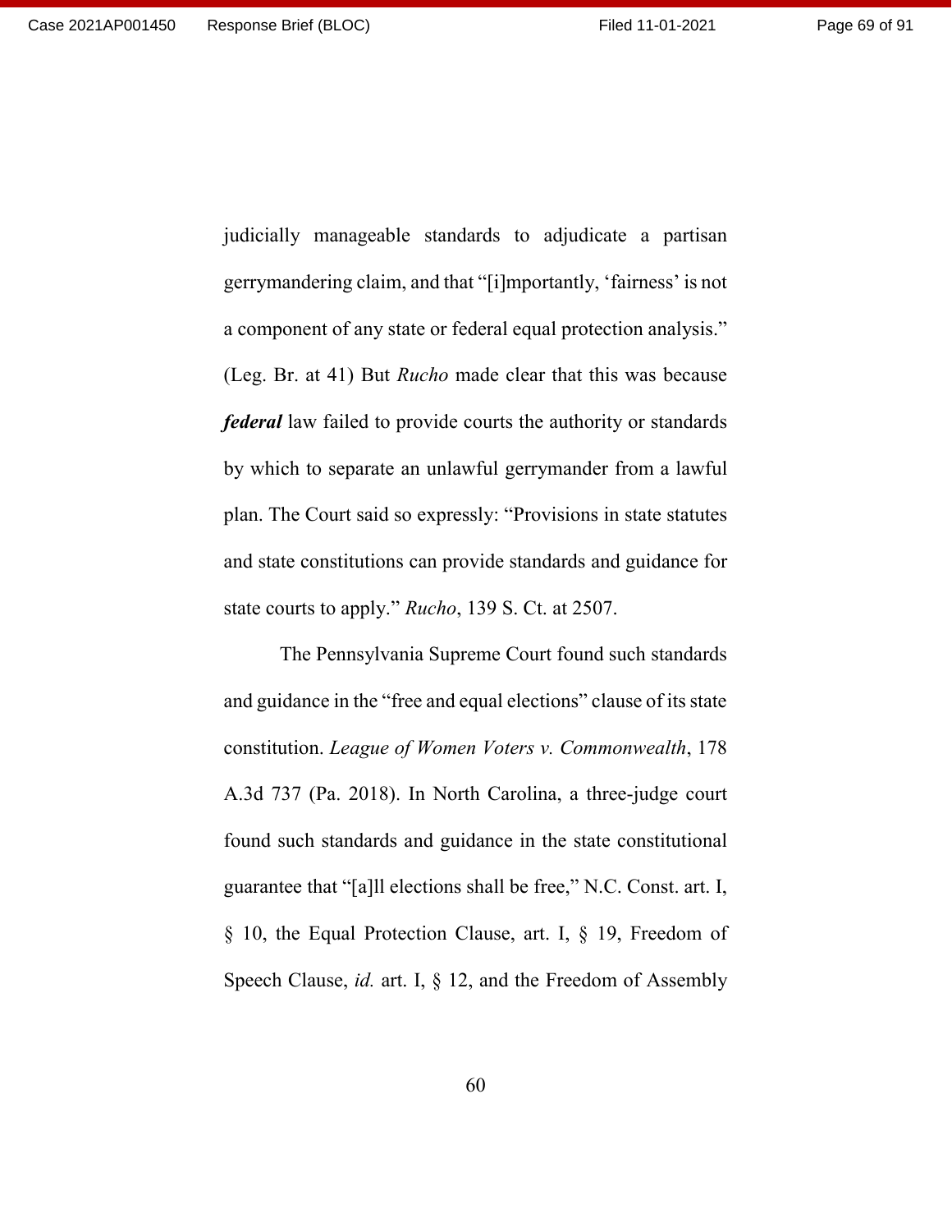judicially manageable standards to adjudicate a partisan gerrymandering claim, and that "[i]mportantly, 'fairness' is not a component of any state or federal equal protection analysis." (Leg. Br. at 41) But *Rucho* made clear that this was because ***federal*** law failed to provide courts the authority or standards by which to separate an unlawful gerrymander from a lawful plan. The Court said so expressly: "Provisions in state statutes and state constitutions can provide standards and guidance for state courts to apply." *Rucho*, 139 S. Ct. at 2507.

The Pennsylvania Supreme Court found such standards and guidance in the "free and equal elections" clause of its state constitution. *League of Women Voters v. Commonwealth*, 178 A.3d 737 (Pa. 2018). In North Carolina, a three-judge court found such standards and guidance in the state constitutional guarantee that "[a]ll elections shall be free," N.C. Const. art. I, § 10, the Equal Protection Clause, art. I, § 19, Freedom of Speech Clause, *id.* art. I, § 12, and the Freedom of Assembly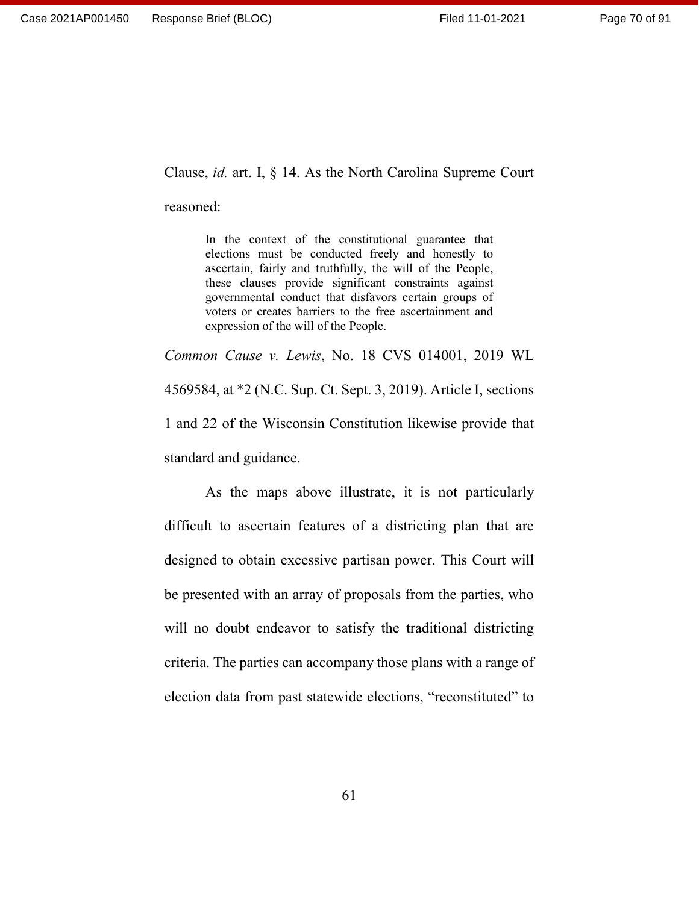Clause, *id.* art. I, § 14. As the North Carolina Supreme Court reasoned:

> In the context of the constitutional guarantee that elections must be conducted freely and honestly to ascertain, fairly and truthfully, the will of the People, these clauses provide significant constraints against governmental conduct that disfavors certain groups of voters or creates barriers to the free ascertainment and expression of the will of the People.

*Common Cause v. Lewis*, No. 18 CVS 014001, 2019 WL 4569584, at *2 (N.C. Sup. Ct. Sept. 3, 2019). Article I, sections 1 and 22 of the Wisconsin Constitution likewise provide that standard and guidance.

As the maps above illustrate, it is not particularly difficult to ascertain features of a districting plan that are designed to obtain excessive partisan power. This Court will be presented with an array of proposals from the parties, who will no doubt endeavor to satisfy the traditional districting criteria. The parties can accompany those plans with a range of election data from past statewide elections, "reconstituted" to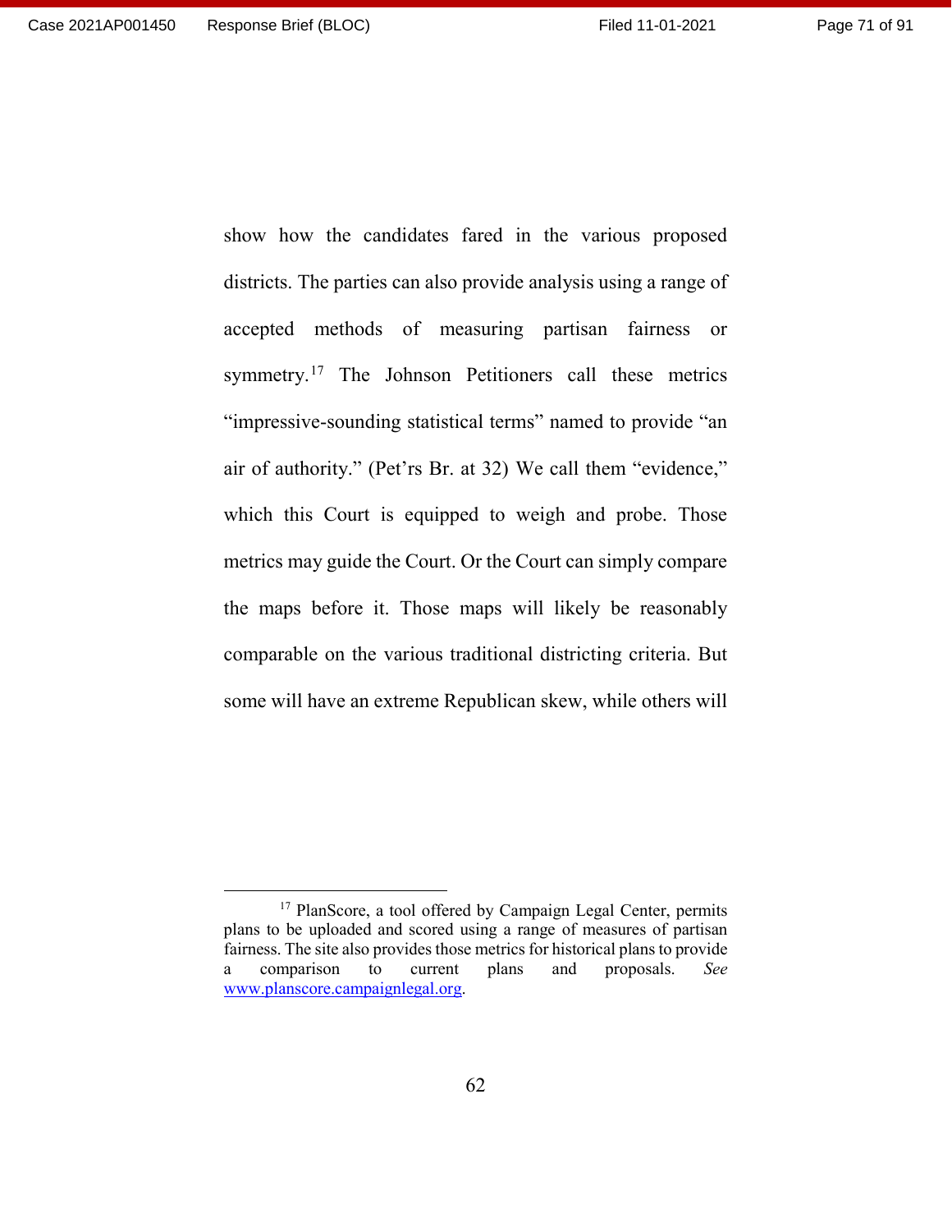show how the candidates fared in the various proposed districts. The parties can also provide analysis using a range of accepted methods of measuring partisan fairness or symmetry.[17] The Johnson Petitioners call these metrics "impressive-sounding statistical terms" named to provide "an air of authority." (Pet'rs Br. at 32) We call them "evidence," which this Court is equipped to weigh and probe. Those metrics may guide the Court. Or the Court can simply compare the maps before it. Those maps will likely be reasonably comparable on the various traditional districting criteria. But some will have an extreme Republican skew, while others will

---

[17] PlanScore, a tool offered by Campaign Legal Center, permits plans to be uploaded and scored using a range of measures of partisan fairness. The site also provides those metrics for historical plans to provide a comparison to current plans and proposals. *See* www.planscore.campaignlegal.org.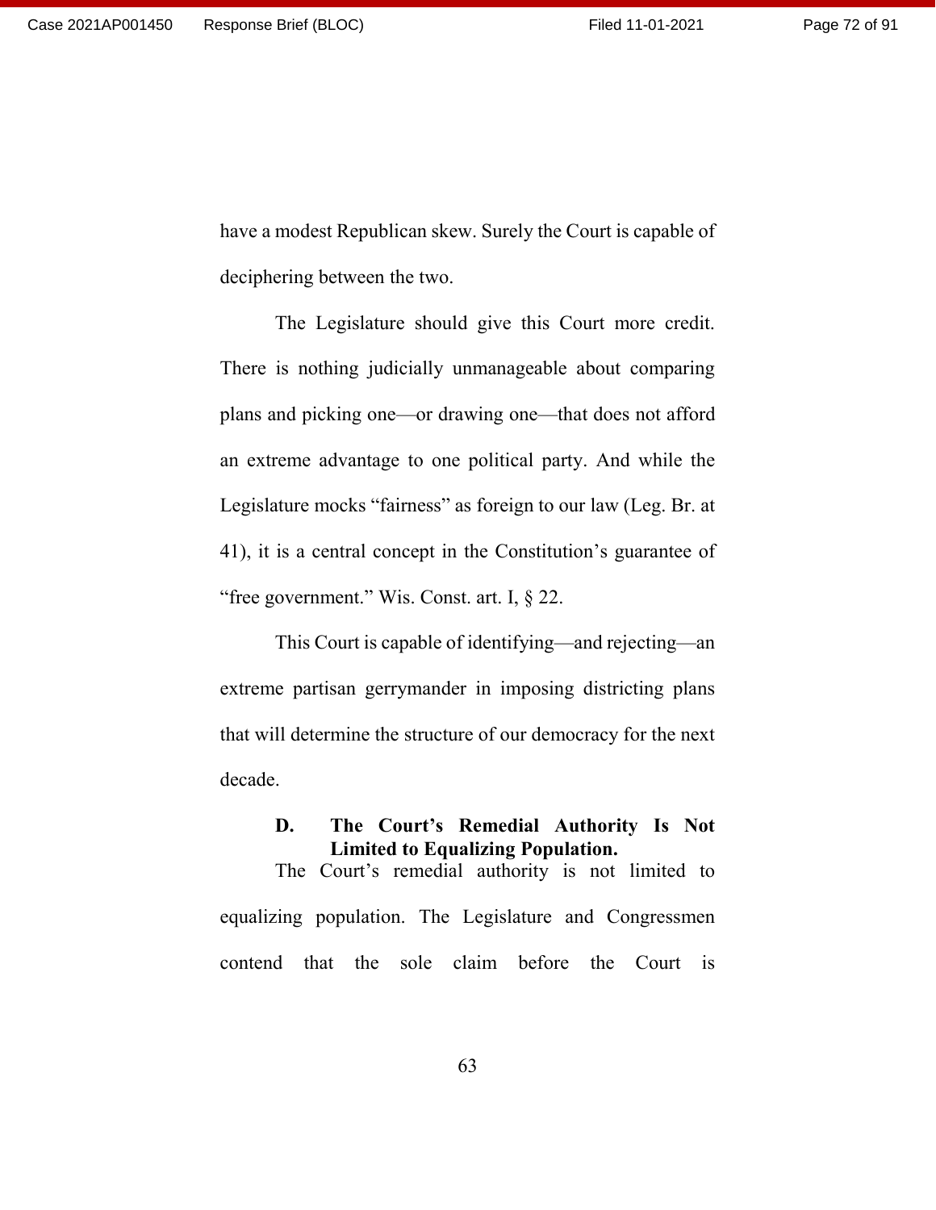have a modest Republican skew. Surely the Court is capable of deciphering between the two.

The Legislature should give this Court more credit. There is nothing judicially unmanageable about comparing plans and picking one—or drawing one—that does not afford an extreme advantage to one political party. And while the Legislature mocks "fairness" as foreign to our law (Leg. Br. at 41), it is a central concept in the Constitution's guarantee of "free government." Wis. Const. art. I, § 22.

This Court is capable of identifying—and rejecting—an extreme partisan gerrymander in imposing districting plans that will determine the structure of our democracy for the next decade.

### D. The Court's Remedial Authority Is Not Limited to Equalizing Population.

The Court's remedial authority is not limited to equalizing population. The Legislature and Congressmen contend that the sole claim before the Court is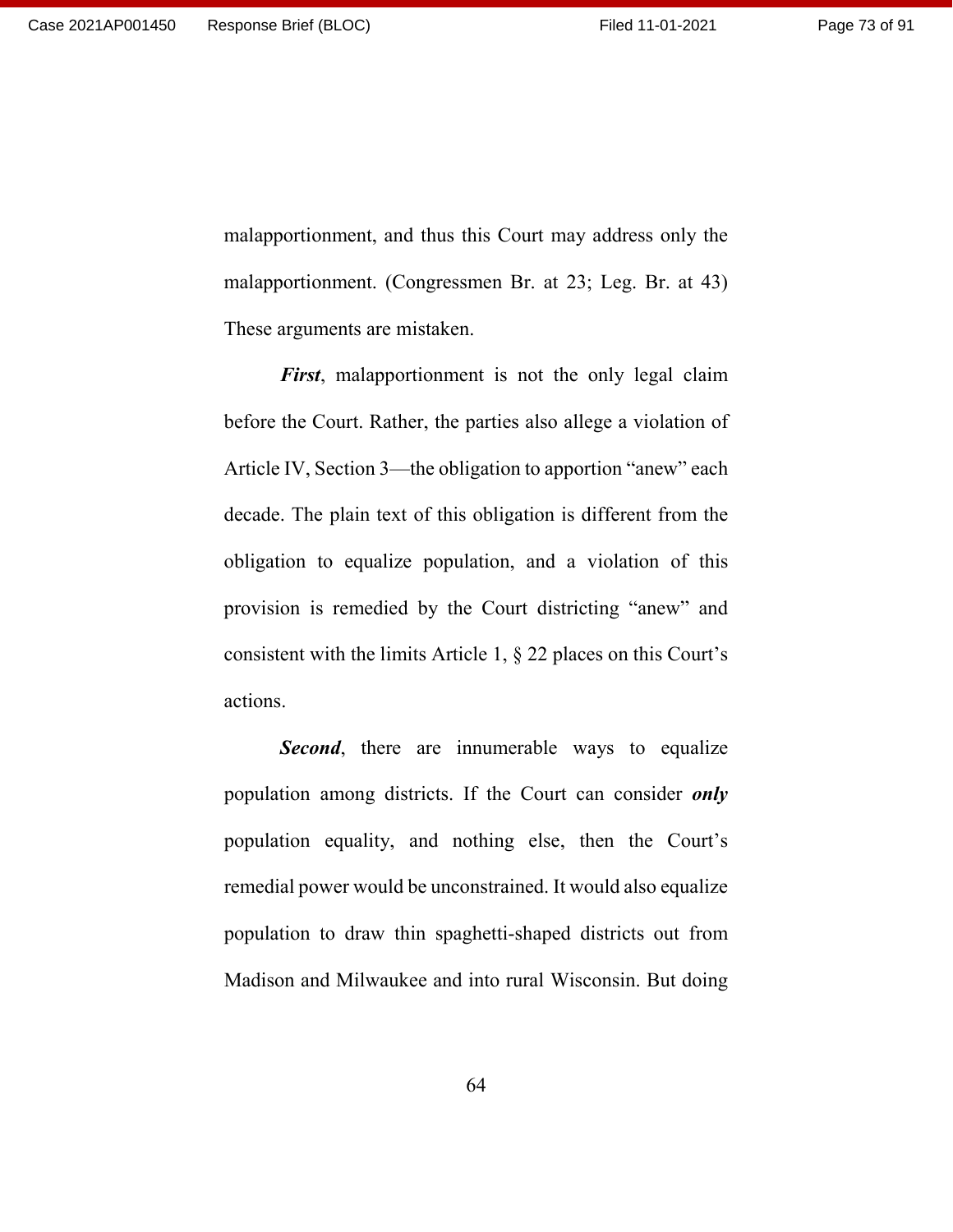malapportionment, and thus this Court may address only the malapportionment. (Congressmen Br. at 23; Leg. Br. at 43) These arguments are mistaken.

***First***, malapportionment is not the only legal claim before the Court. Rather, the parties also allege a violation of Article IV, Section 3—the obligation to apportion "anew" each decade. The plain text of this obligation is different from the obligation to equalize population, and a violation of this provision is remedied by the Court districting "anew" and consistent with the limits Article 1, § 22 places on this Court's actions.

***Second***, there are innumerable ways to equalize population among districts. If the Court can consider ***only*** population equality, and nothing else, then the Court's remedial power would be unconstrained. It would also equalize population to draw thin spaghetti-shaped districts out from Madison and Milwaukee and into rural Wisconsin. But doing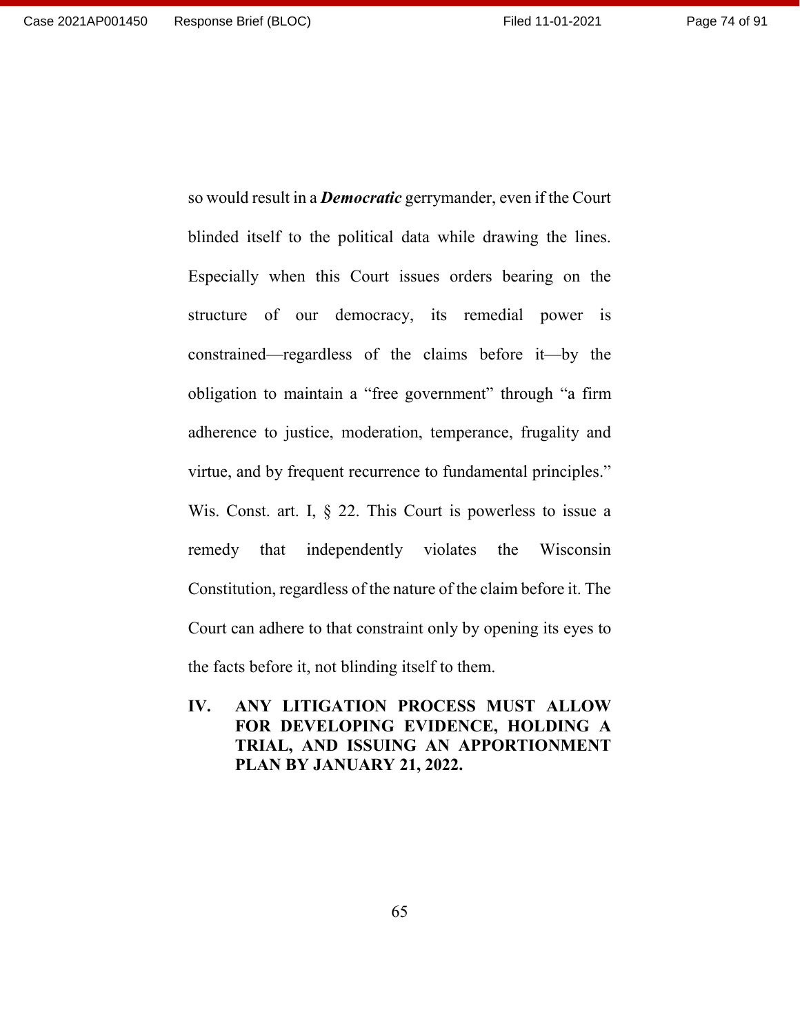so would result in a ***Democratic*** gerrymander, even if the Court blinded itself to the political data while drawing the lines. Especially when this Court issues orders bearing on the structure of our democracy, its remedial power is constrained—regardless of the claims before it—by the obligation to maintain a "free government" through "a firm adherence to justice, moderation, temperance, frugality and virtue, and by frequent recurrence to fundamental principles." Wis. Const. art. I, § 22. This Court is powerless to issue a remedy that independently violates the Wisconsin Constitution, regardless of the nature of the claim before it. The Court can adhere to that constraint only by opening its eyes to the facts before it, not blinding itself to them.

## IV. ANY LITIGATION PROCESS MUST ALLOW FOR DEVELOPING EVIDENCE, HOLDING A TRIAL, AND ISSUING AN APPORTIONMENT PLAN BY JANUARY 21, 2022.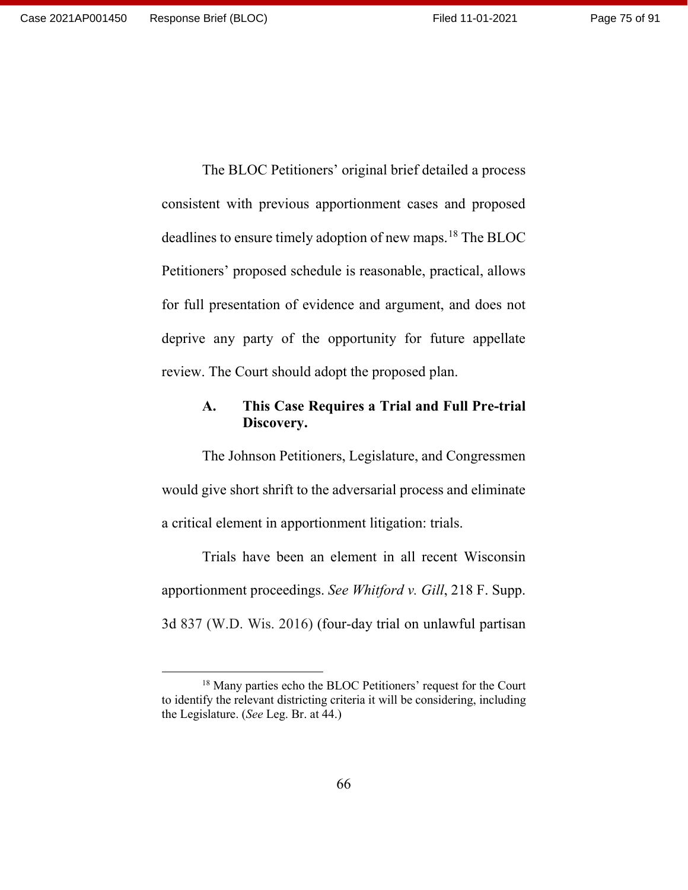The BLOC Petitioners' original brief detailed a process consistent with previous apportionment cases and proposed deadlines to ensure timely adoption of new maps.[18] The BLOC Petitioners' proposed schedule is reasonable, practical, allows for full presentation of evidence and argument, and does not deprive any party of the opportunity for future appellate review. The Court should adopt the proposed plan.

### A. This Case Requires a Trial and Full Pre-trial Discovery.

The Johnson Petitioners, Legislature, and Congressmen would give short shrift to the adversarial process and eliminate a critical element in apportionment litigation: trials.

Trials have been an element in all recent Wisconsin apportionment proceedings. *See Whitford v. Gill*, 218 F. Supp. 3d 837 (W.D. Wis. 2016) (four-day trial on unlawful partisan

---

[18] Many parties echo the BLOC Petitioners' request for the Court to identify the relevant districting criteria it will be considering, including the Legislature. (*See* Leg. Br. at 44.)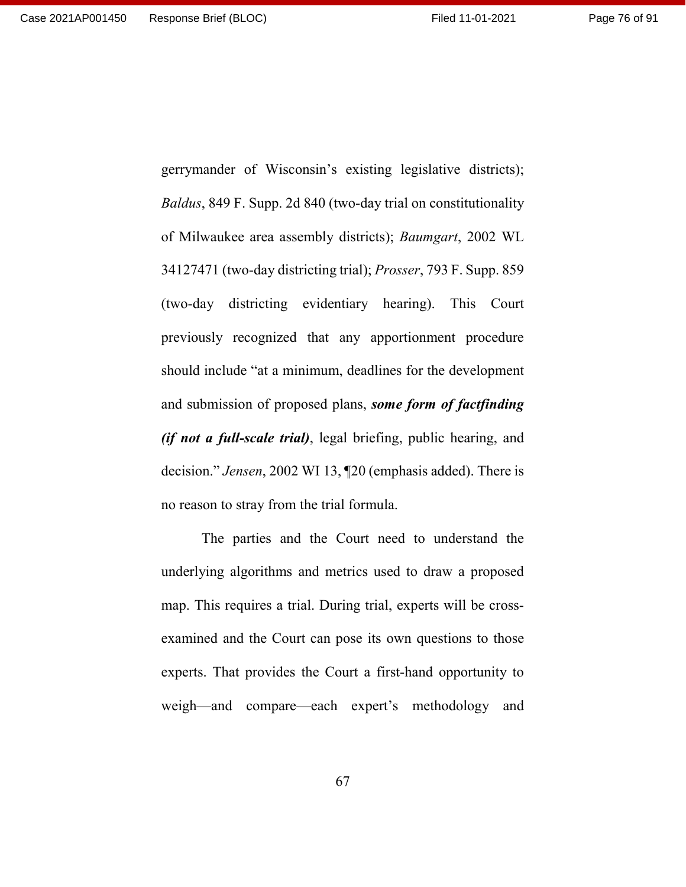gerrymander of Wisconsin's existing legislative districts); *Baldus*, 849 F. Supp. 2d 840 (two-day trial on constitutionality of Milwaukee area assembly districts); *Baumgart*, 2002 WL 34127471 (two-day districting trial); *Prosser*, 793 F. Supp. 859 (two-day districting evidentiary hearing). This Court previously recognized that any apportionment procedure should include "at a minimum, deadlines for the development and submission of proposed plans, ***some form of factfinding (if not a full-scale trial)***, legal briefing, public hearing, and decision." *Jensen*, 2002 WI 13, ¶20 (emphasis added). There is no reason to stray from the trial formula.

The parties and the Court need to understand the underlying algorithms and metrics used to draw a proposed map. This requires a trial. During trial, experts will be cross-examined and the Court can pose its own questions to those experts. That provides the Court a first-hand opportunity to weigh—and compare—each expert's methodology and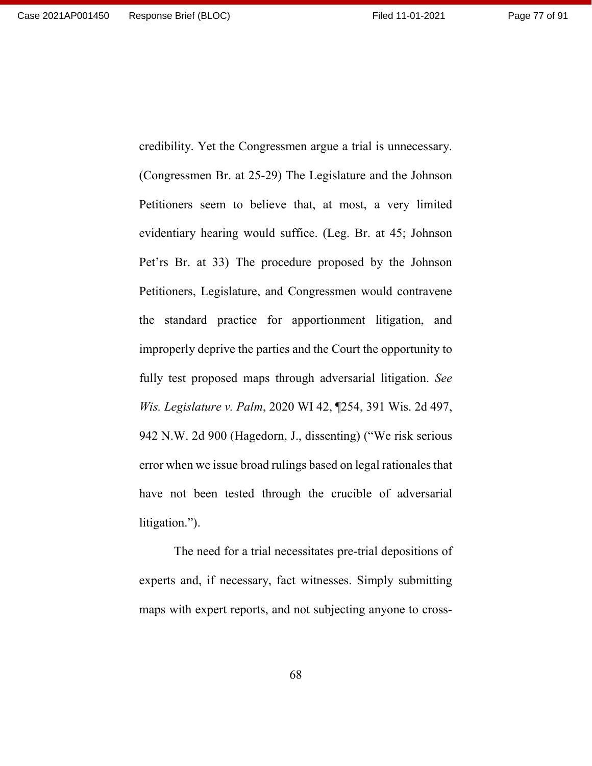credibility. Yet the Congressmen argue a trial is unnecessary. (Congressmen Br. at 25-29) The Legislature and the Johnson Petitioners seem to believe that, at most, a very limited evidentiary hearing would suffice. (Leg. Br. at 45; Johnson Pet'rs Br. at 33) The procedure proposed by the Johnson Petitioners, Legislature, and Congressmen would contravene the standard practice for apportionment litigation, and improperly deprive the parties and the Court the opportunity to fully test proposed maps through adversarial litigation. *See Wis. Legislature v. Palm*, 2020 WI 42, ¶254, 391 Wis. 2d 497, 942 N.W. 2d 900 (Hagedorn, J., dissenting) ("We risk serious error when we issue broad rulings based on legal rationales that have not been tested through the crucible of adversarial litigation.").

The need for a trial necessitates pre-trial depositions of experts and, if necessary, fact witnesses. Simply submitting maps with expert reports, and not subjecting anyone to cross-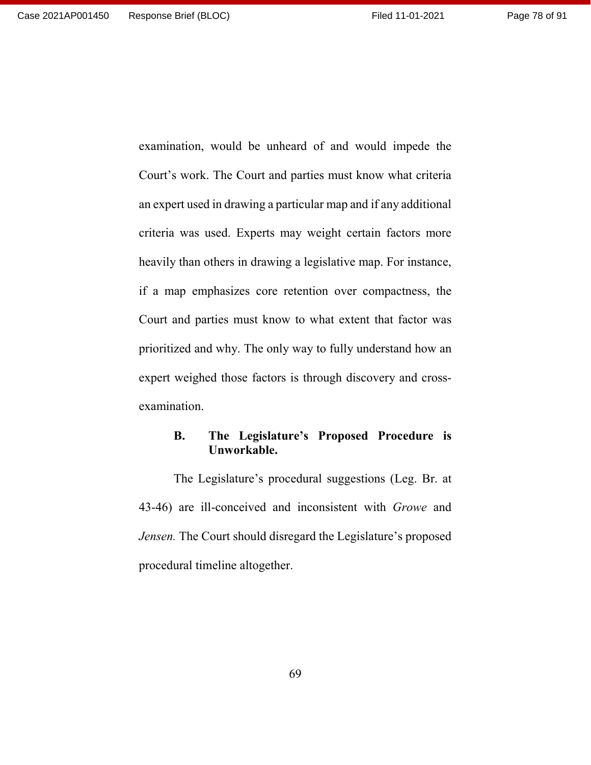examination, would be unheard of and would impede the Court's work. The Court and parties must know what criteria an expert used in drawing a particular map and if any additional criteria was used. Experts may weight certain factors more heavily than others in drawing a legislative map. For instance, if a map emphasizes core retention over compactness, the Court and parties must know to what extent that factor was prioritized and why. The only way to fully understand how an expert weighed those factors is through discovery and cross-examination.

### B. The Legislature's Proposed Procedure is Unworkable.

The Legislature's procedural suggestions (Leg. Br. at 43-46) are ill-conceived and inconsistent with *Growe* and *Jensen.* The Court should disregard the Legislature's proposed procedural timeline altogether.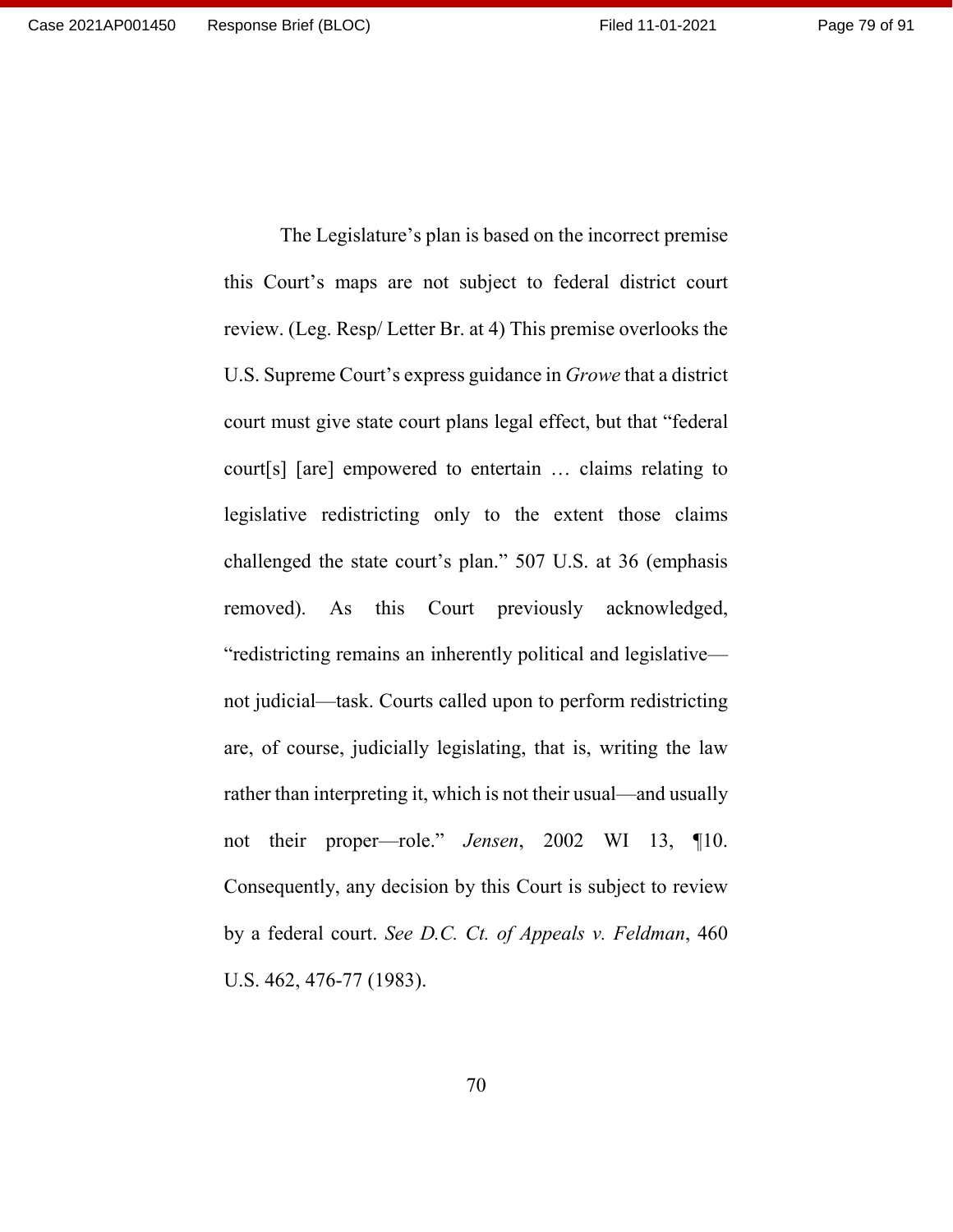The Legislature's plan is based on the incorrect premise this Court's maps are not subject to federal district court review. (Leg. Resp/ Letter Br. at 4) This premise overlooks the U.S. Supreme Court's express guidance in *Growe* that a district court must give state court plans legal effect, but that "federal court[s] [are] empowered to entertain … claims relating to legislative redistricting only to the extent those claims challenged the state court's plan." 507 U.S. at 36 (emphasis removed). As this Court previously acknowledged, "redistricting remains an inherently political and legislative—not judicial—task. Courts called upon to perform redistricting are, of course, judicially legislating, that is, writing the law rather than interpreting it, which is not their usual—and usually not their proper—role." *Jensen*, 2002 WI 13, ¶10. Consequently, any decision by this Court is subject to review by a federal court. *See D.C. Ct. of Appeals v. Feldman*, 460 U.S. 462, 476-77 (1983).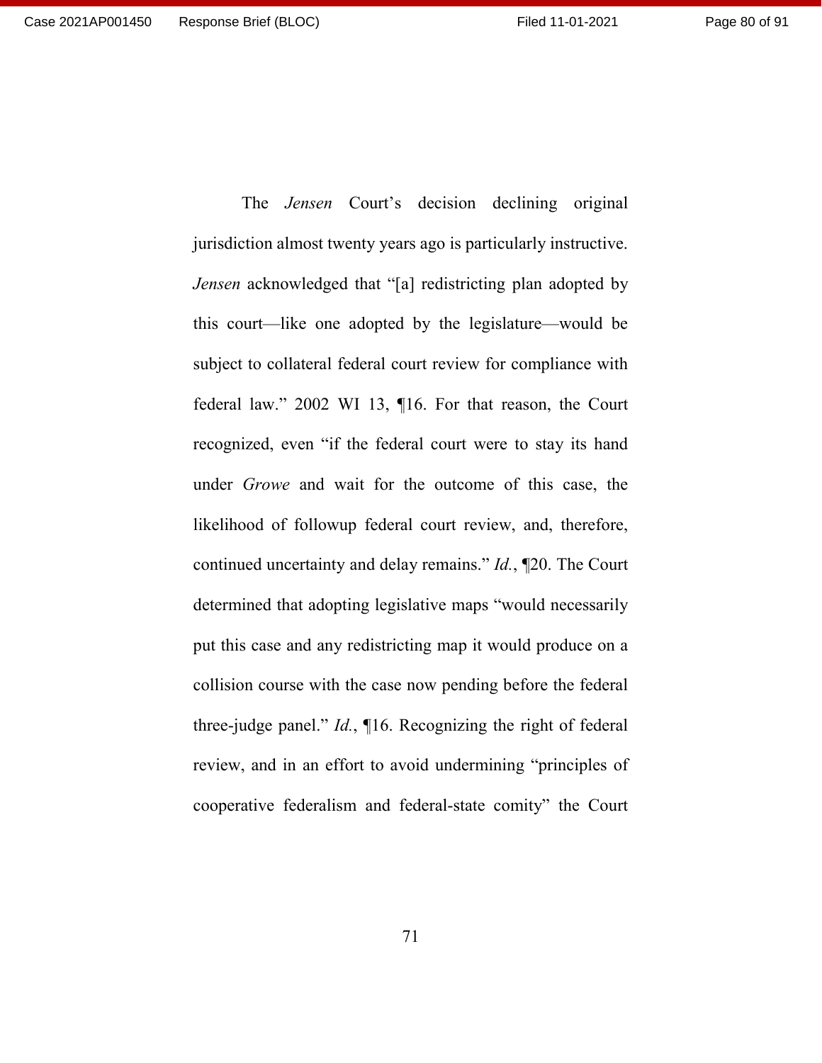The *Jensen* Court's decision declining original jurisdiction almost twenty years ago is particularly instructive. *Jensen* acknowledged that "[a] redistricting plan adopted by this court—like one adopted by the legislature—would be subject to collateral federal court review for compliance with federal law." 2002 WI 13, ¶16. For that reason, the Court recognized, even "if the federal court were to stay its hand under *Growe* and wait for the outcome of this case, the likelihood of followup federal court review, and, therefore, continued uncertainty and delay remains." *Id.*, ¶20. The Court determined that adopting legislative maps "would necessarily put this case and any redistricting map it would produce on a collision course with the case now pending before the federal three-judge panel." *Id.*, ¶16. Recognizing the right of federal review, and in an effort to avoid undermining "principles of cooperative federalism and federal-state comity" the Court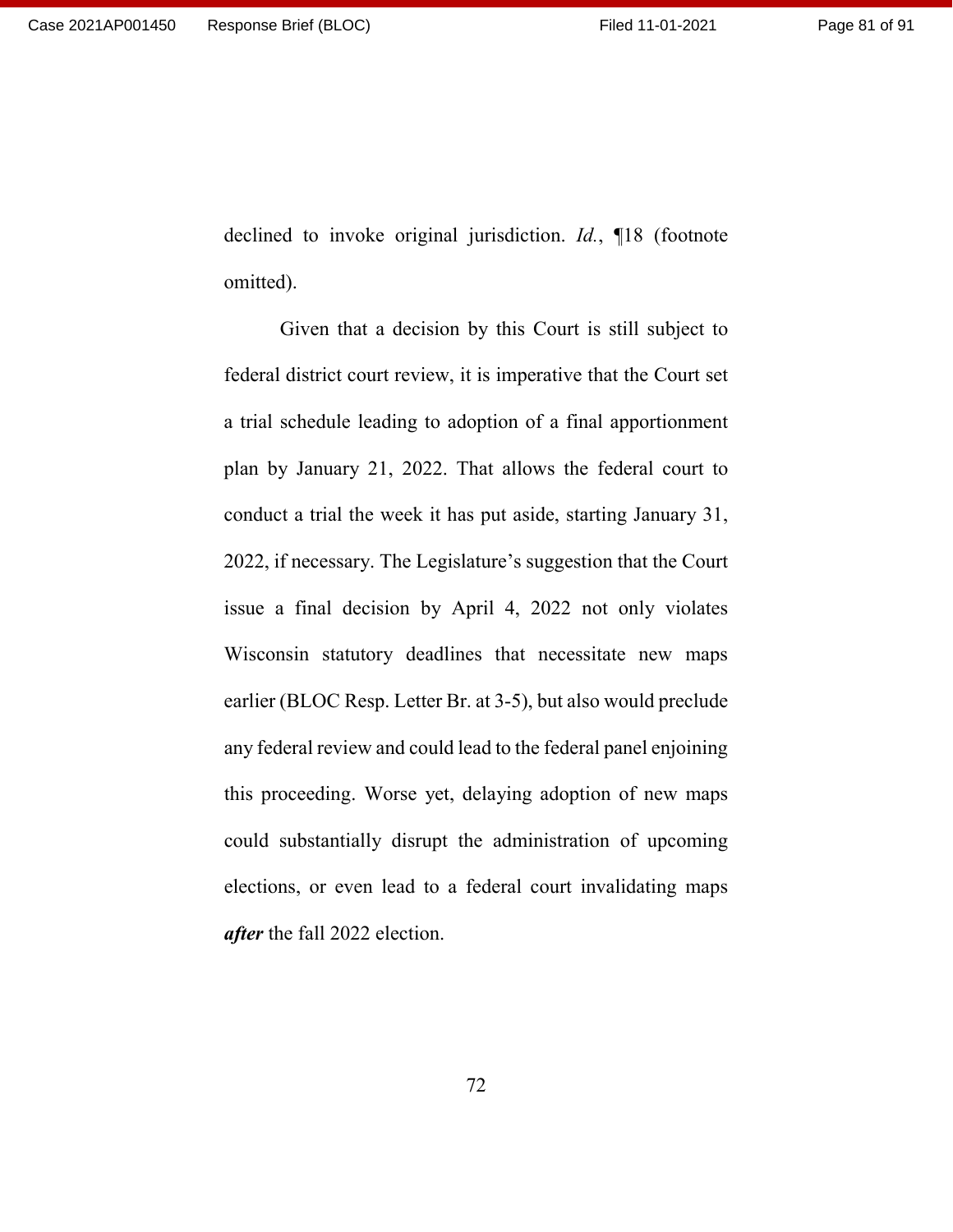declined to invoke original jurisdiction. *Id.*, ¶18 (footnote omitted).

Given that a decision by this Court is still subject to federal district court review, it is imperative that the Court set a trial schedule leading to adoption of a final apportionment plan by January 21, 2022. That allows the federal court to conduct a trial the week it has put aside, starting January 31, 2022, if necessary. The Legislature's suggestion that the Court issue a final decision by April 4, 2022 not only violates Wisconsin statutory deadlines that necessitate new maps earlier (BLOC Resp. Letter Br. at 3-5), but also would preclude any federal review and could lead to the federal panel enjoining this proceeding. Worse yet, delaying adoption of new maps could substantially disrupt the administration of upcoming elections, or even lead to a federal court invalidating maps ***after*** the fall 2022 election.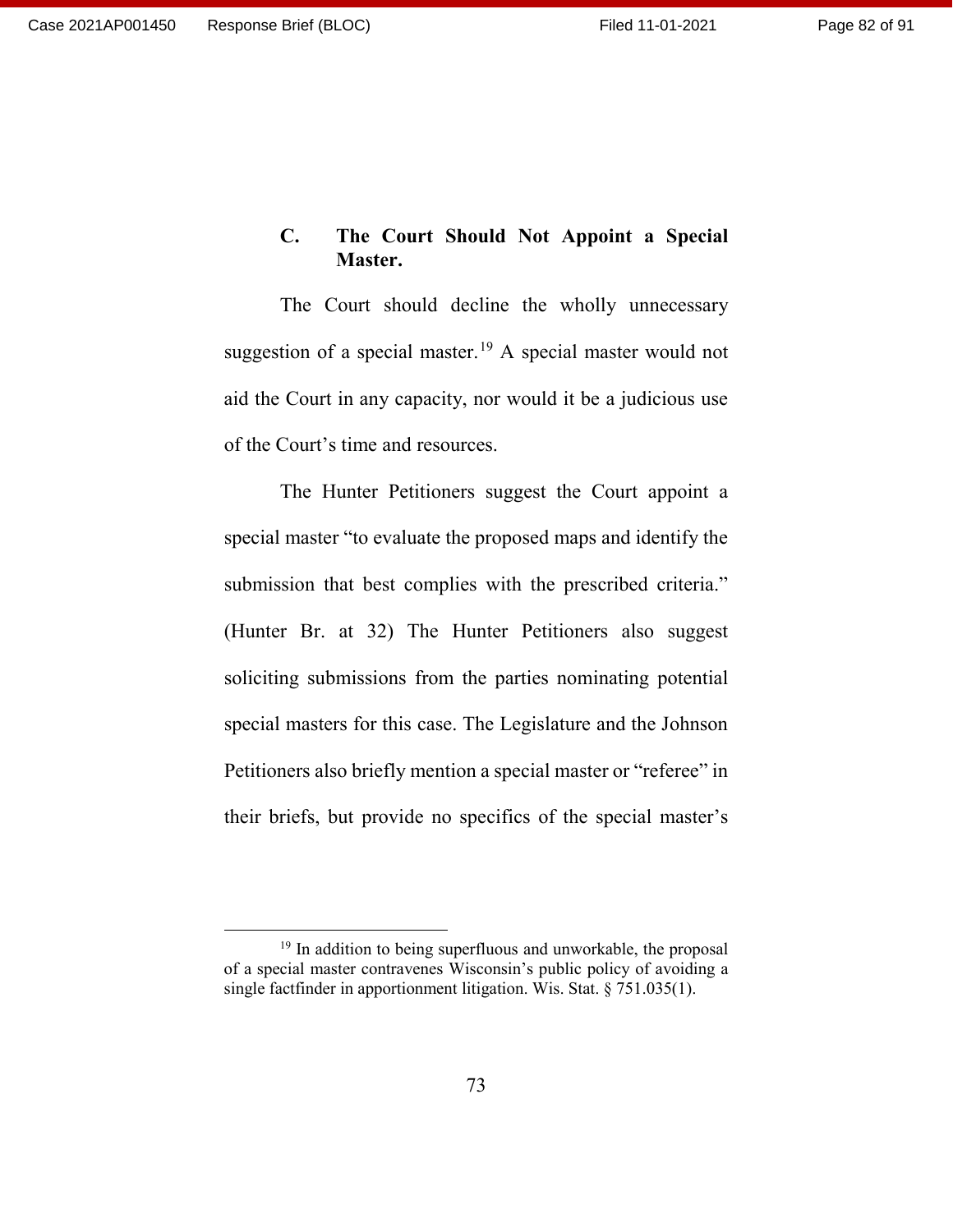### C. The Court Should Not Appoint a Special Master.

The Court should decline the wholly unnecessary suggestion of a special master.[19] A special master would not aid the Court in any capacity, nor would it be a judicious use of the Court's time and resources.

The Hunter Petitioners suggest the Court appoint a special master "to evaluate the proposed maps and identify the submission that best complies with the prescribed criteria." (Hunter Br. at 32) The Hunter Petitioners also suggest soliciting submissions from the parties nominating potential special masters for this case. The Legislature and the Johnson Petitioners also briefly mention a special master or "referee" in their briefs, but provide no specifics of the special master's

---

[19] In addition to being superfluous and unworkable, the proposal of a special master contravenes Wisconsin's public policy of avoiding a single factfinder in apportionment litigation. Wis. Stat. § 751.035(1).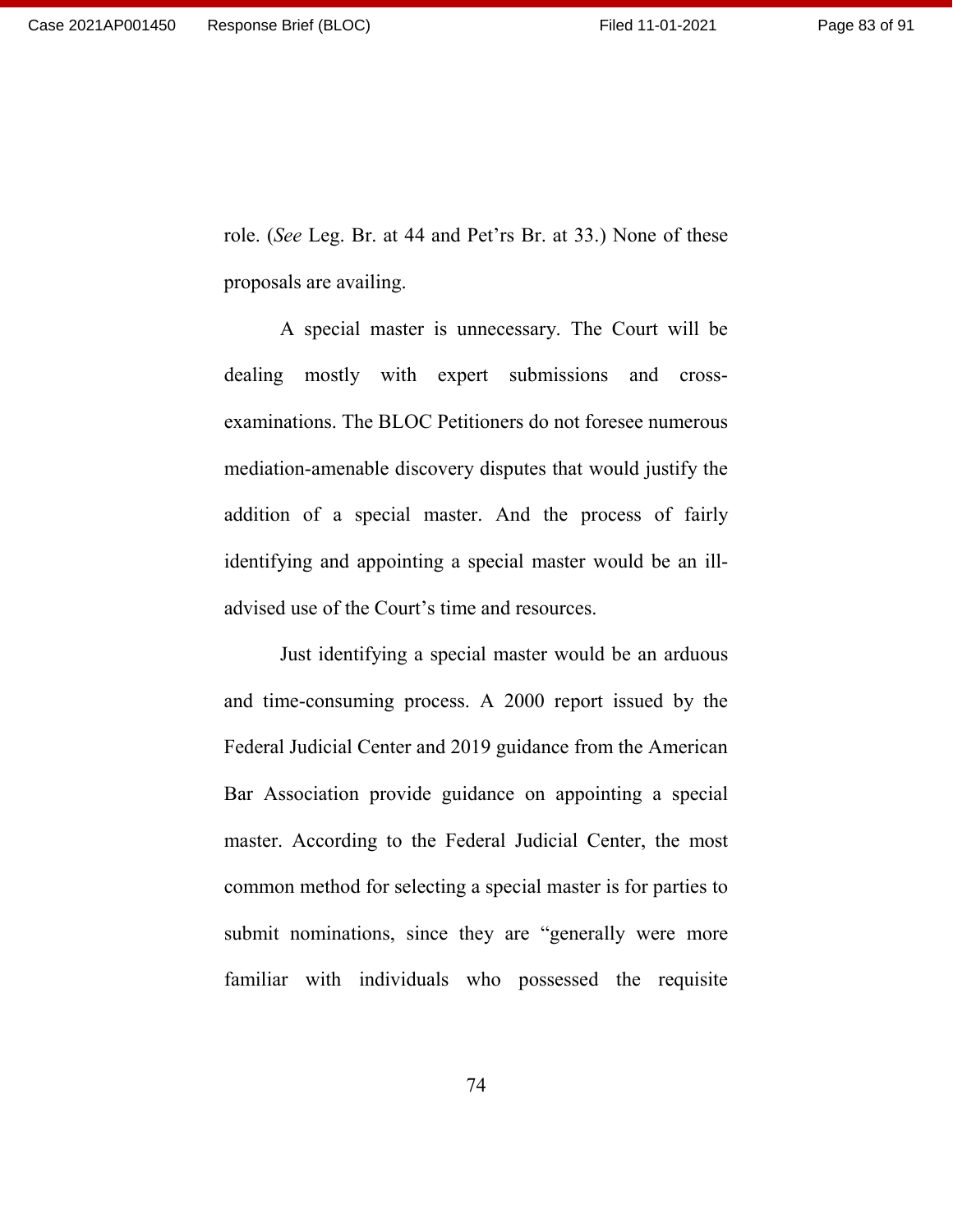role. (*See* Leg. Br. at 44 and Pet'rs Br. at 33.) None of these proposals are availing.

A special master is unnecessary. The Court will be dealing mostly with expert submissions and cross-examinations. The BLOC Petitioners do not foresee numerous mediation-amenable discovery disputes that would justify the addition of a special master. And the process of fairly identifying and appointing a special master would be an ill-advised use of the Court's time and resources.

Just identifying a special master would be an arduous and time-consuming process. A 2000 report issued by the Federal Judicial Center and 2019 guidance from the American Bar Association provide guidance on appointing a special master. According to the Federal Judicial Center, the most common method for selecting a special master is for parties to submit nominations, since they are "generally were more familiar with individuals who possessed the requisite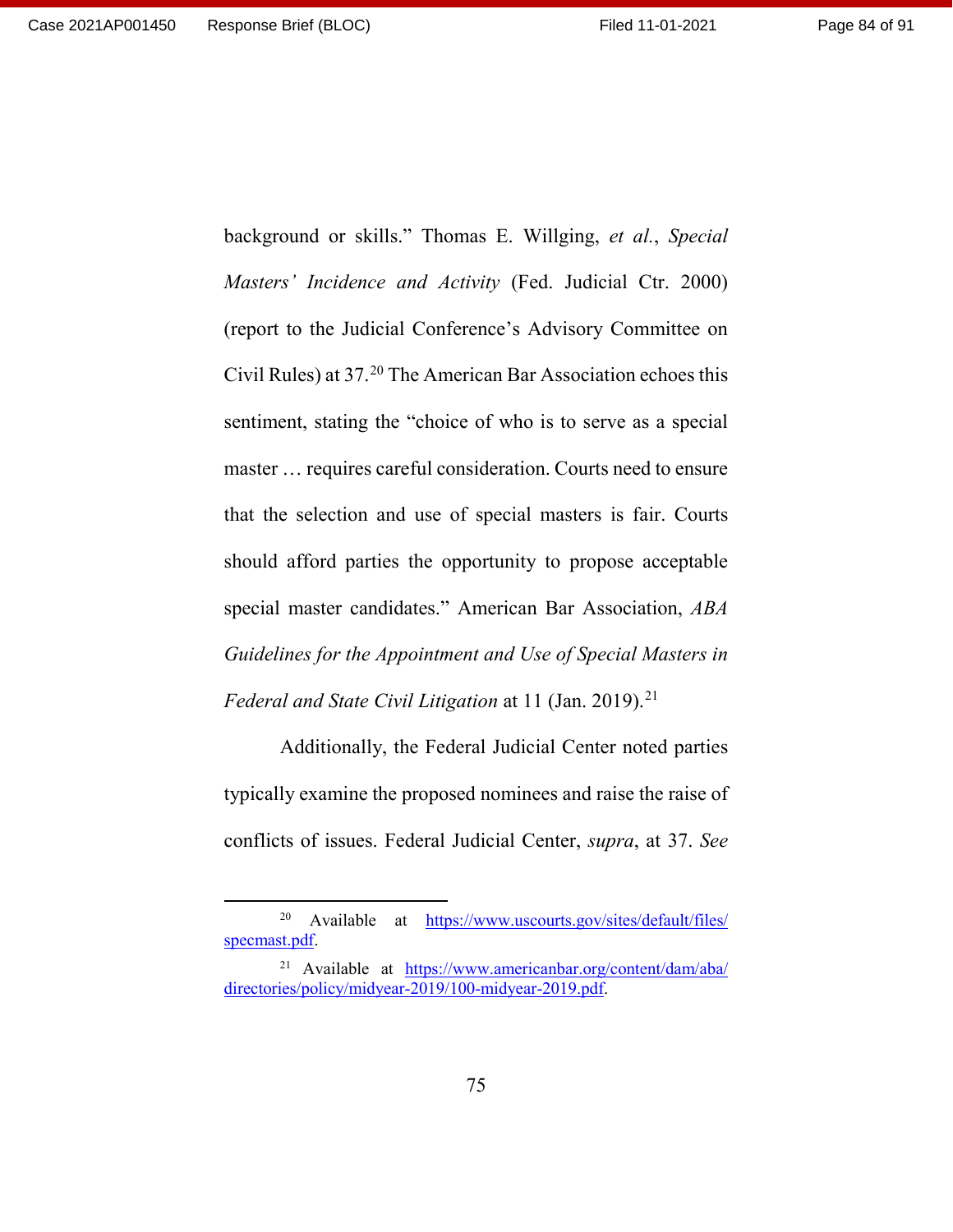background or skills." Thomas E. Willging, *et al.*, *Special Masters' Incidence and Activity* (Fed. Judicial Ctr. 2000) (report to the Judicial Conference's Advisory Committee on Civil Rules) at 37.[20] The American Bar Association echoes this sentiment, stating the "choice of who is to serve as a special master … requires careful consideration. Courts need to ensure that the selection and use of special masters is fair. Courts should afford parties the opportunity to propose acceptable special master candidates." American Bar Association, *ABA Guidelines for the Appointment and Use of Special Masters in Federal and State Civil Litigation* at 11 (Jan. 2019).[21]

Additionally, the Federal Judicial Center noted parties typically examine the proposed nominees and raise the raise of conflicts of issues. Federal Judicial Center, *supra*, at 37. *See*

---

[20] Available at https://www.uscourts.gov/sites/default/files/specmast.pdf.

[21] Available at https://www.americanbar.org/content/dam/aba/directories/policy/midyear-2019/100-midyear-2019.pdf.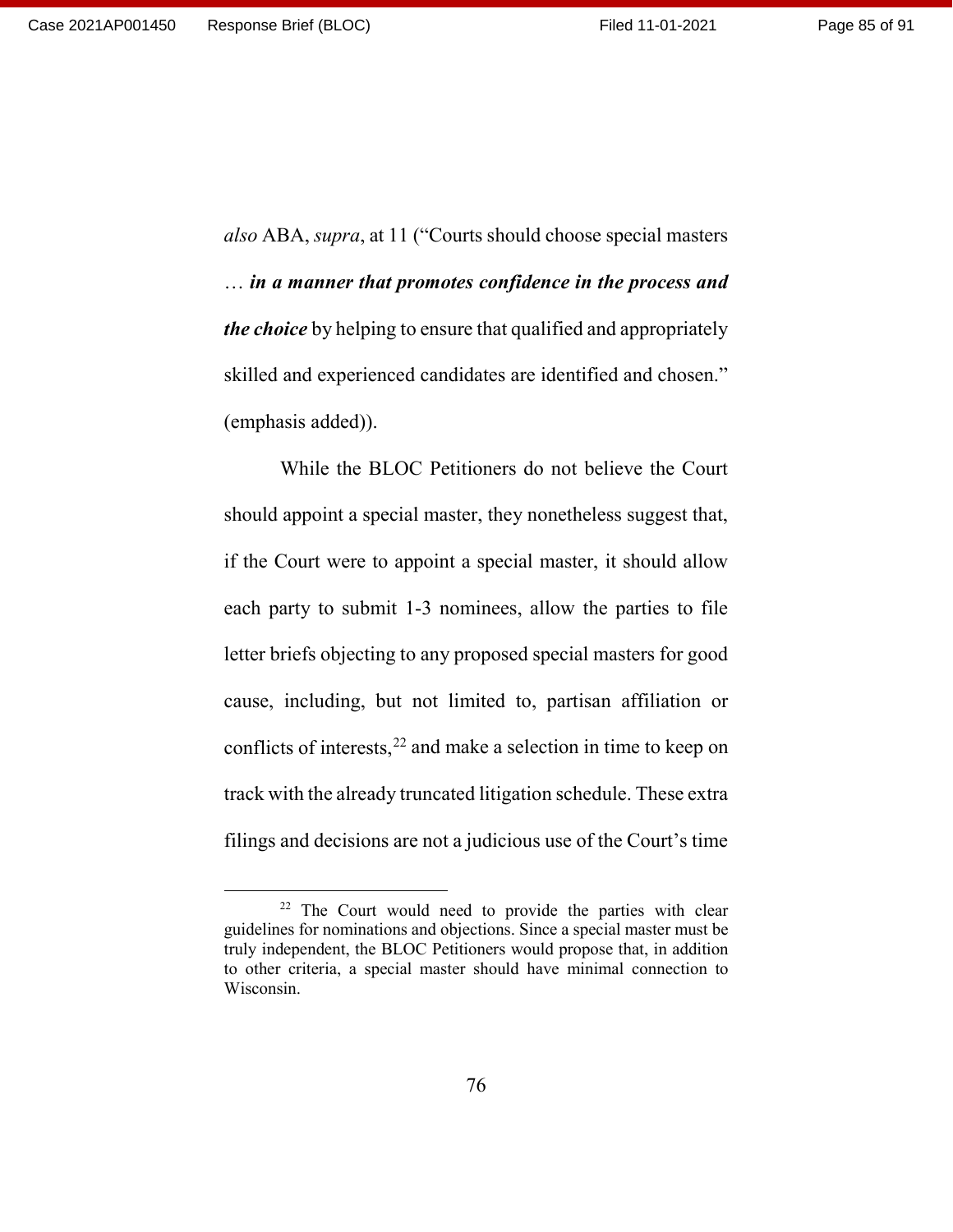*also* ABA, *supra*, at 11 ("Courts should choose special masters … ***in a manner that promotes confidence in the process and the choice*** by helping to ensure that qualified and appropriately skilled and experienced candidates are identified and chosen." (emphasis added)).

While the BLOC Petitioners do not believe the Court should appoint a special master, they nonetheless suggest that, if the Court were to appoint a special master, it should allow each party to submit 1-3 nominees, allow the parties to file letter briefs objecting to any proposed special masters for good cause, including, but not limited to, partisan affiliation or conflicts of interests,[22] and make a selection in time to keep on track with the already truncated litigation schedule. These extra filings and decisions are not a judicious use of the Court's time

---

[22] The Court would need to provide the parties with clear guidelines for nominations and objections. Since a special master must be truly independent, the BLOC Petitioners would propose that, in addition to other criteria, a special master should have minimal connection to Wisconsin.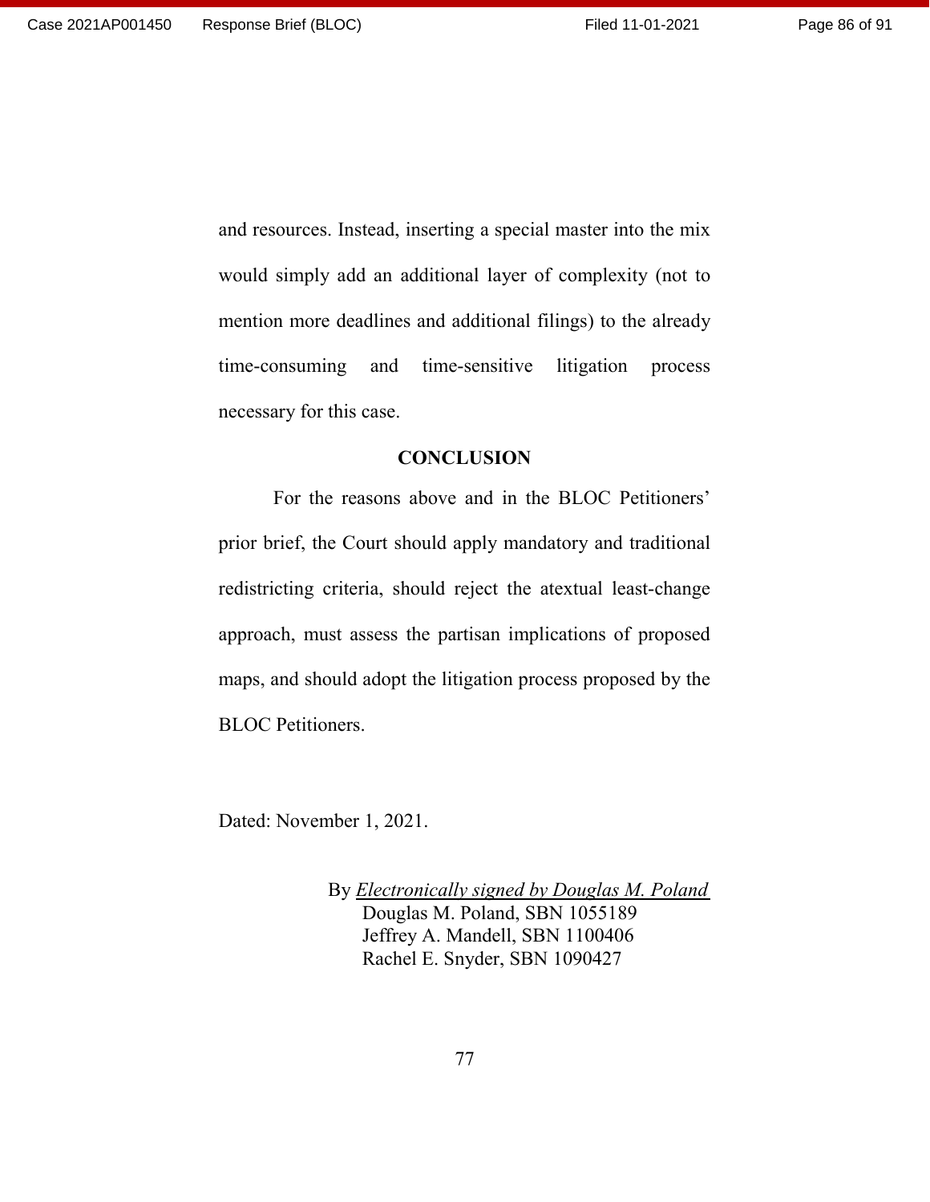and resources. Instead, inserting a special master into the mix would simply add an additional layer of complexity (not to mention more deadlines and additional filings) to the already time-consuming and time-sensitive litigation process necessary for this case.

## CONCLUSION

For the reasons above and in the BLOC Petitioners' prior brief, the Court should apply mandatory and traditional redistricting criteria, should reject the atextual least-change approach, must assess the partisan implications of proposed maps, and should adopt the litigation process proposed by the BLOC Petitioners.

Dated: November 1, 2021.

By *Electronically signed by Douglas M. Poland*
Douglas M. Poland, SBN 1055189
Jeffrey A. Mandell, SBN 1100406
Rachel E. Snyder, SBN 1090427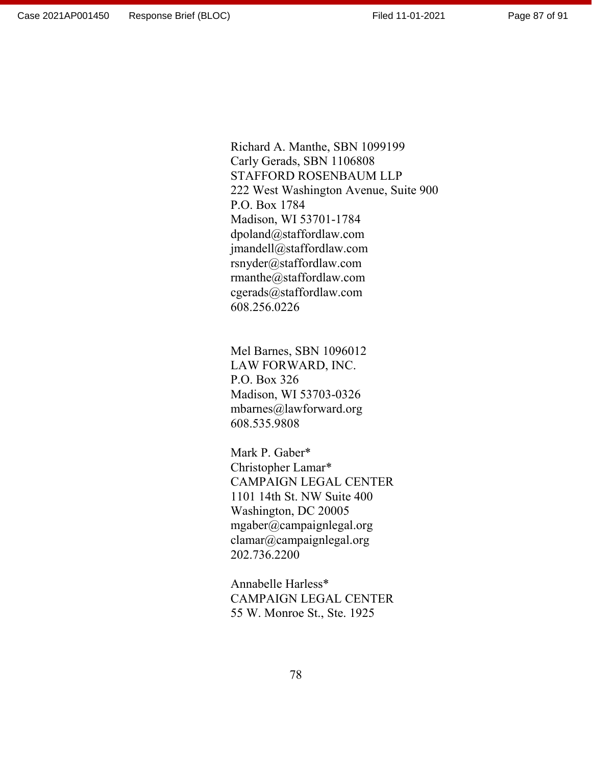Richard A. Manthe, SBN 1099199
Carly Gerads, SBN 1106808
STAFFORD ROSENBAUM LLP
222 West Washington Avenue, Suite 900
P.O. Box 1784
Madison, WI 53701-1784
dpoland@staffordlaw.com
jmandell@staffordlaw.com
rsnyder@staffordlaw.com
rmanthe@staffordlaw.com
cgerads@staffordlaw.com
608.256.0226

Mel Barnes, SBN 1096012
LAW FORWARD, INC.
P.O. Box 326
Madison, WI 53703-0326
mbarnes@lawforward.org
608.535.9808

Mark P. Gaber*
Christopher Lamar*
CAMPAIGN LEGAL CENTER
1101 14th St. NW Suite 400
Washington, DC 20005
mgaber@campaignlegal.org
clamar@campaignlegal.org
202.736.2200

Annabelle Harless*
CAMPAIGN LEGAL CENTER
55 W. Monroe St., Ste. 1925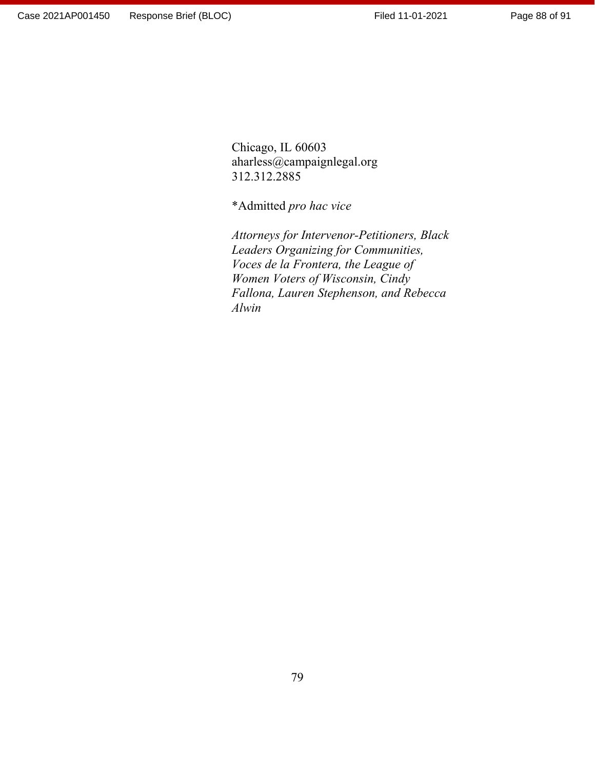Chicago, IL 60603
aharless@campaignlegal.org
312.312.2885

*Admitted *pro hac vice*

*Attorneys for Intervenor-Petitioners, Black Leaders Organizing for Communities, Voces de la Frontera, the League of Women Voters of Wisconsin, Cindy Fallona, Lauren Stephenson, and Rebecca Alwin*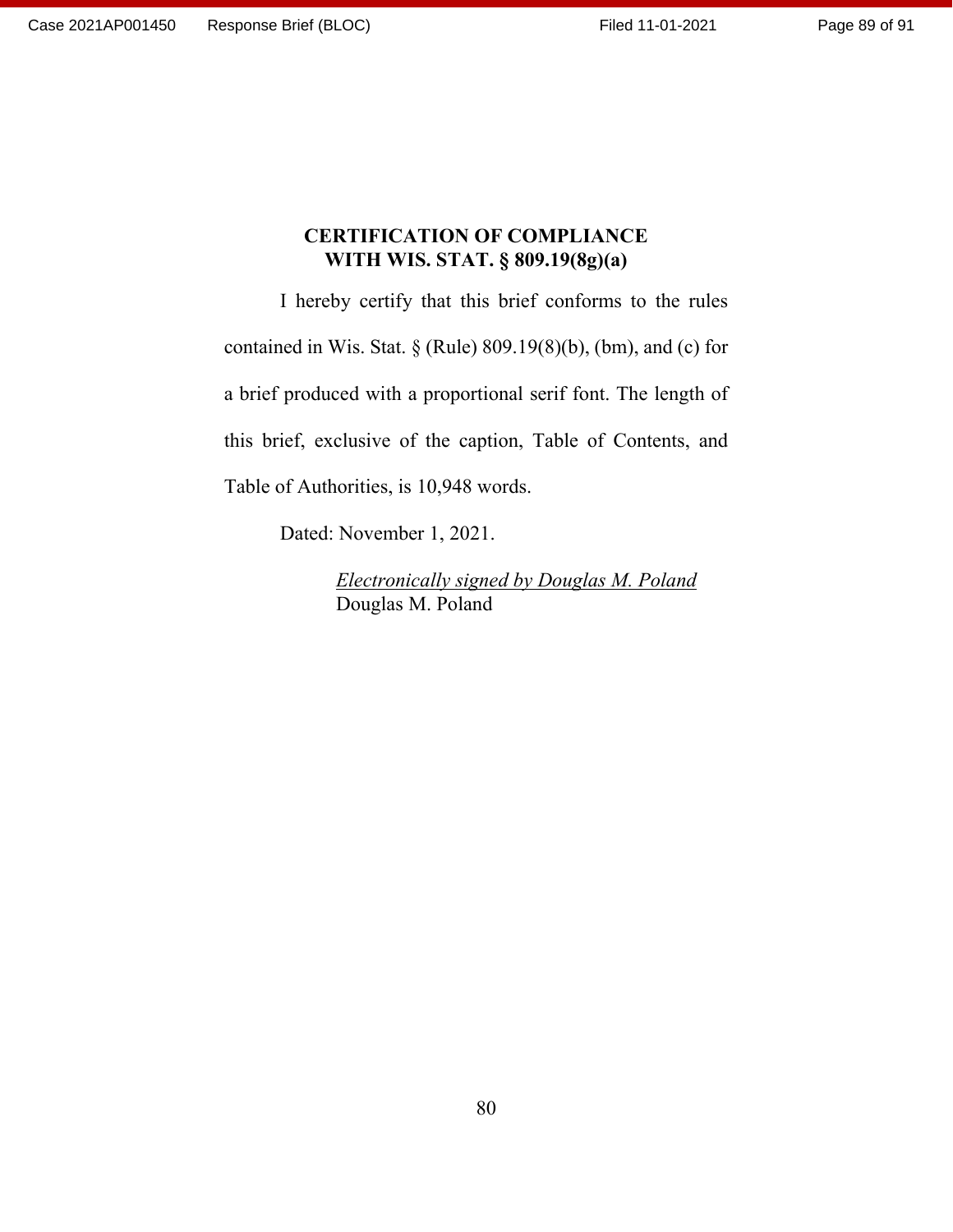**CERTIFICATION OF COMPLIANCE WITH WIS. STAT. § 809.19(8g)(a)**

I hereby certify that this brief conforms to the rules contained in Wis. Stat. § (Rule) 809.19(8)(b), (bm), and (c) for a brief produced with a proportional serif font. The length of this brief, exclusive of the caption, Table of Contents, and Table of Authorities, is 10,948 words.

Dated: November 1, 2021.

*Electronically signed by Douglas M. Poland*
Douglas M. Poland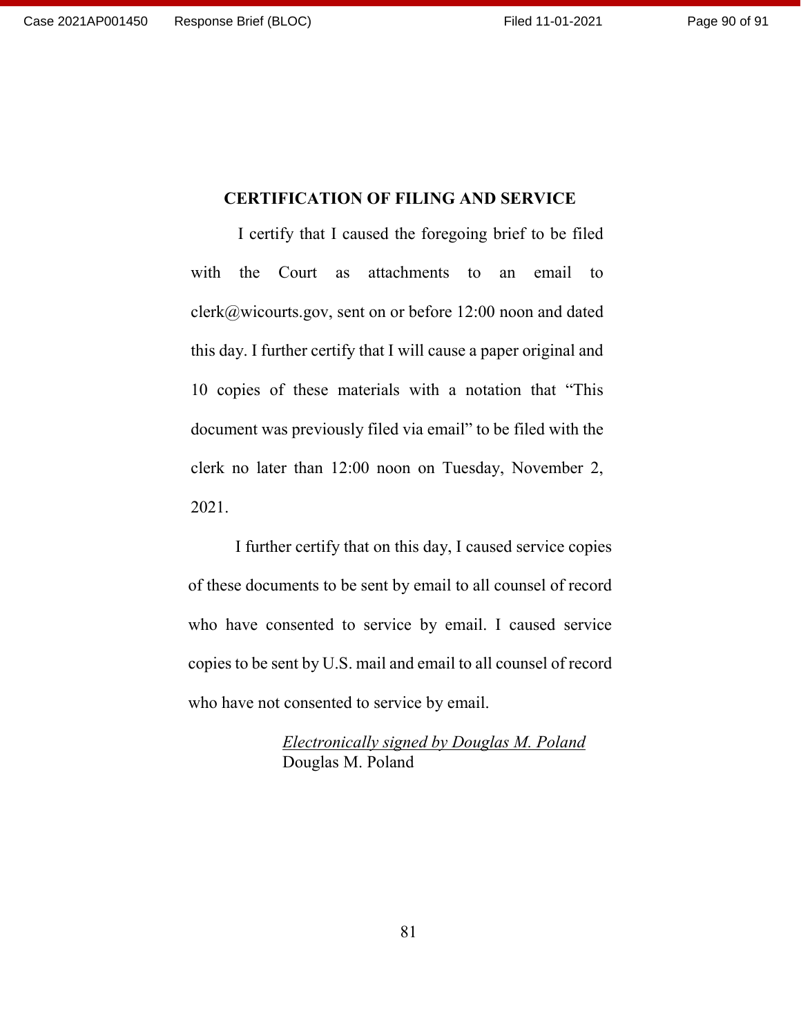## CERTIFICATION OF FILING AND SERVICE

I certify that I caused the foregoing brief to be filed with the Court as attachments to an email to clerk@wicourts.gov, sent on or before 12:00 noon and dated this day. I further certify that I will cause a paper original and 10 copies of these materials with a notation that "This document was previously filed via email" to be filed with the clerk no later than 12:00 noon on Tuesday, November 2, 2021.

I further certify that on this day, I caused service copies of these documents to be sent by email to all counsel of record who have consented to service by email. I caused service copies to be sent by U.S. mail and email to all counsel of record who have not consented to service by email.

*Electronically signed by Douglas M. Poland*
Douglas M. Poland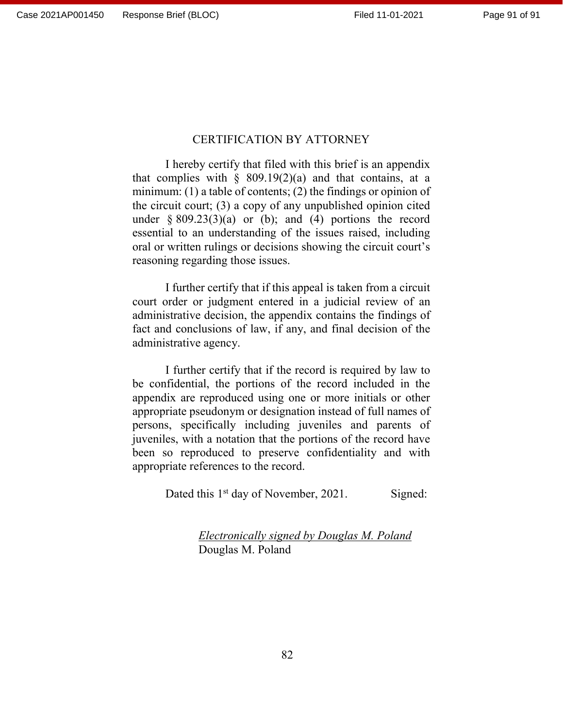## CERTIFICATION BY ATTORNEY

I hereby certify that filed with this brief is an appendix that complies with § 809.19(2)(a) and that contains, at a minimum: (1) a table of contents; (2) the findings or opinion of the circuit court; (3) a copy of any unpublished opinion cited under § 809.23(3)(a) or (b); and (4) portions the record essential to an understanding of the issues raised, including oral or written rulings or decisions showing the circuit court's reasoning regarding those issues.

I further certify that if this appeal is taken from a circuit court order or judgment entered in a judicial review of an administrative decision, the appendix contains the findings of fact and conclusions of law, if any, and final decision of the administrative agency.

I further certify that if the record is required by law to be confidential, the portions of the record included in the appendix are reproduced using one or more initials or other appropriate pseudonym or designation instead of full names of persons, specifically including juveniles and parents of juveniles, with a notation that the portions of the record have been so reproduced to preserve confidentiality and with appropriate references to the record.

Dated this 1st day of November, 2021. Signed:

*Electronically signed by Douglas M. Poland*
Douglas M. Poland